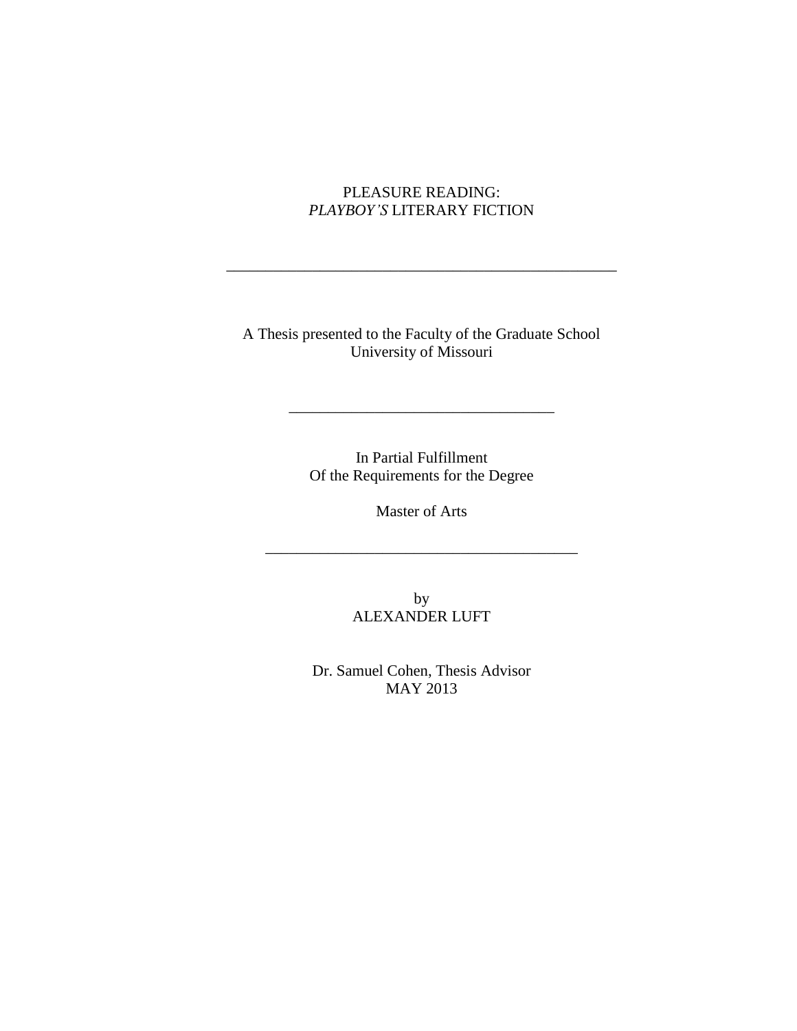# PLEASURE READING:
# *PLAYBOY'S* LITERARY FICTION

---

A Thesis presented to the Faculty of the Graduate School
University of Missouri

---

In Partial Fulfillment
Of the Requirements for the Degree

Master of Arts

---

by
ALEXANDER LUFT

Dr. Samuel Cohen, Thesis Advisor
MAY 2013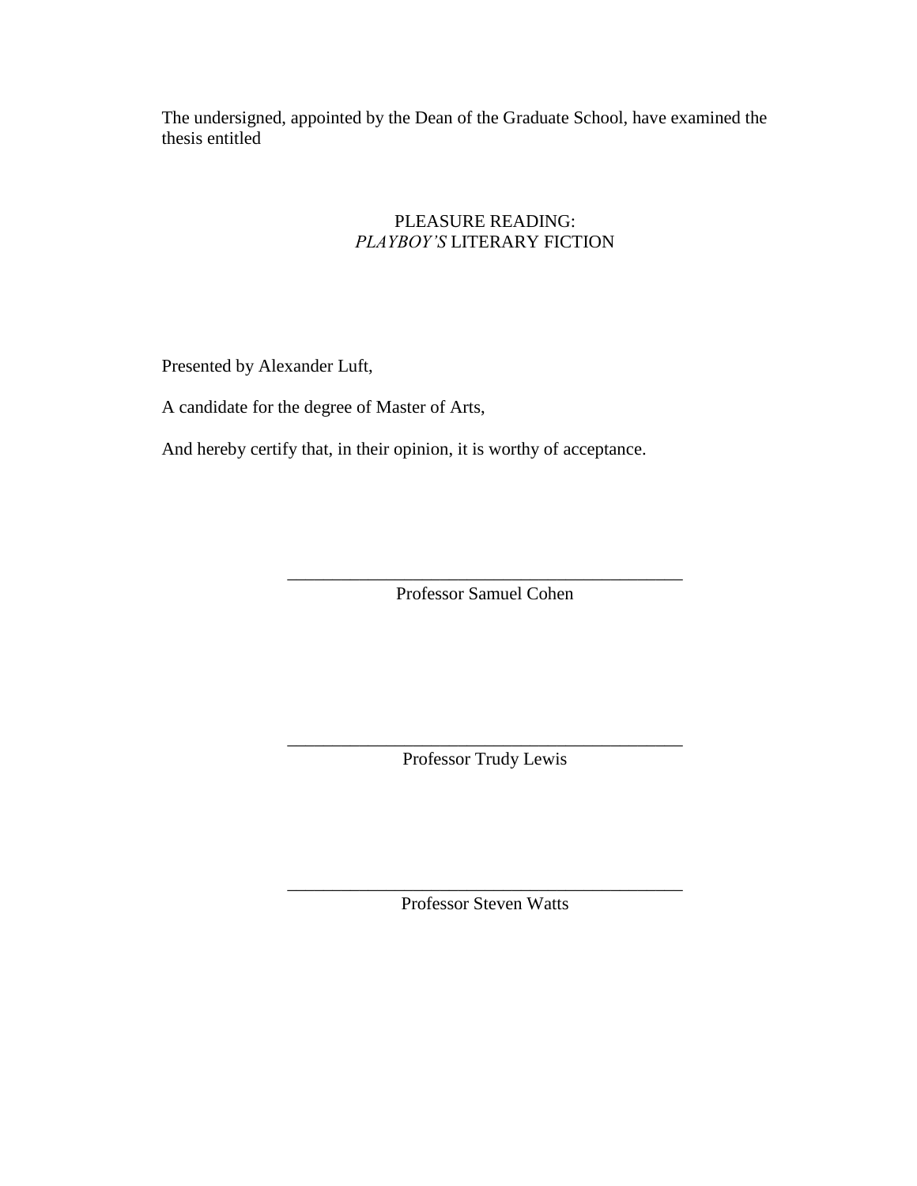The undersigned, appointed by the Dean of the Graduate School, have examined the thesis entitled

PLEASURE READING:
*PLAYBOY'S* LITERARY FICTION

Presented by Alexander Luft,

A candidate for the degree of Master of Arts,

And hereby certify that, in their opinion, it is worthy of acceptance.

\_\_\_\_\_\_\_\_\_\_\_\_\_\_\_\_\_\_\_\_\_\_\_\_\_\_\_\_\_\_\_\_\_\_\_\_\_\_\_\_\_\_\_\_\_
Professor Samuel Cohen

\_\_\_\_\_\_\_\_\_\_\_\_\_\_\_\_\_\_\_\_\_\_\_\_\_\_\_\_\_\_\_\_\_\_\_\_\_\_\_\_\_\_\_\_\_
Professor Trudy Lewis

\_\_\_\_\_\_\_\_\_\_\_\_\_\_\_\_\_\_\_\_\_\_\_\_\_\_\_\_\_\_\_\_\_\_\_\_\_\_\_\_\_\_\_\_\_
Professor Steven Watts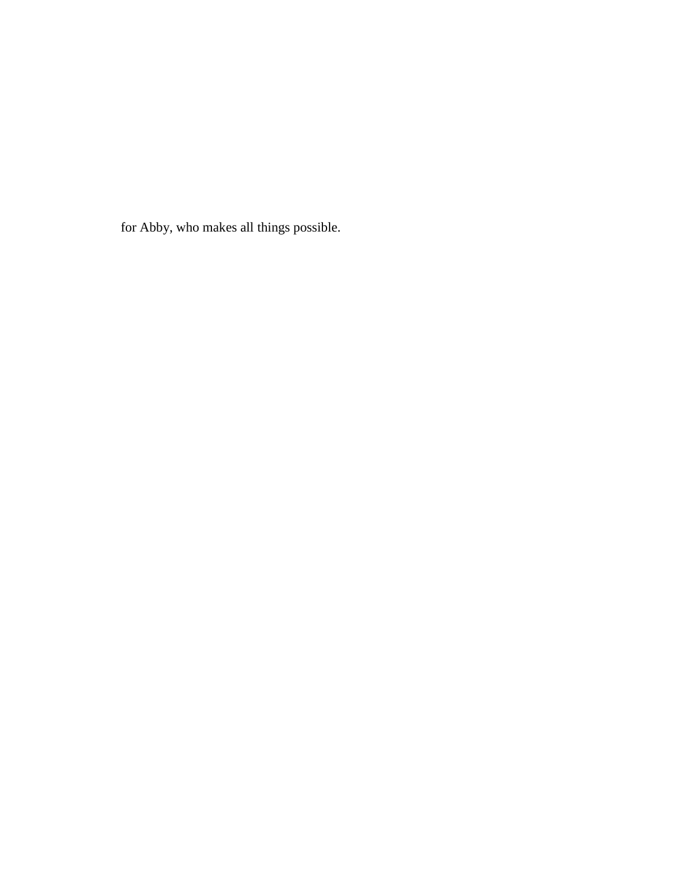for Abby, who makes all things possible.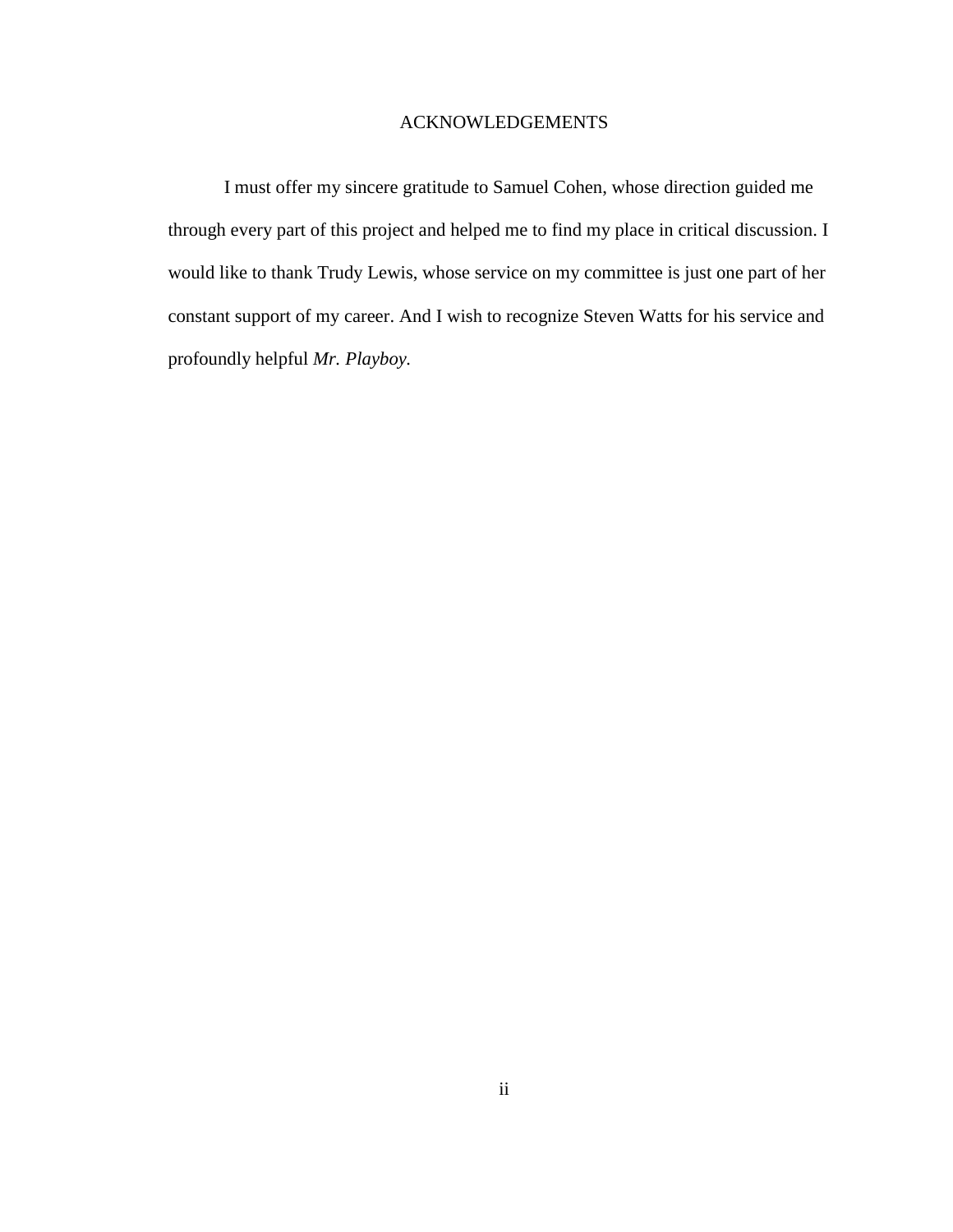# ACKNOWLEDGEMENTS

I must offer my sincere gratitude to Samuel Cohen, whose direction guided me through every part of this project and helped me to find my place in critical discussion. I would like to thank Trudy Lewis, whose service on my committee is just one part of her constant support of my career. And I wish to recognize Steven Watts for his service and profoundly helpful *Mr. Playboy.*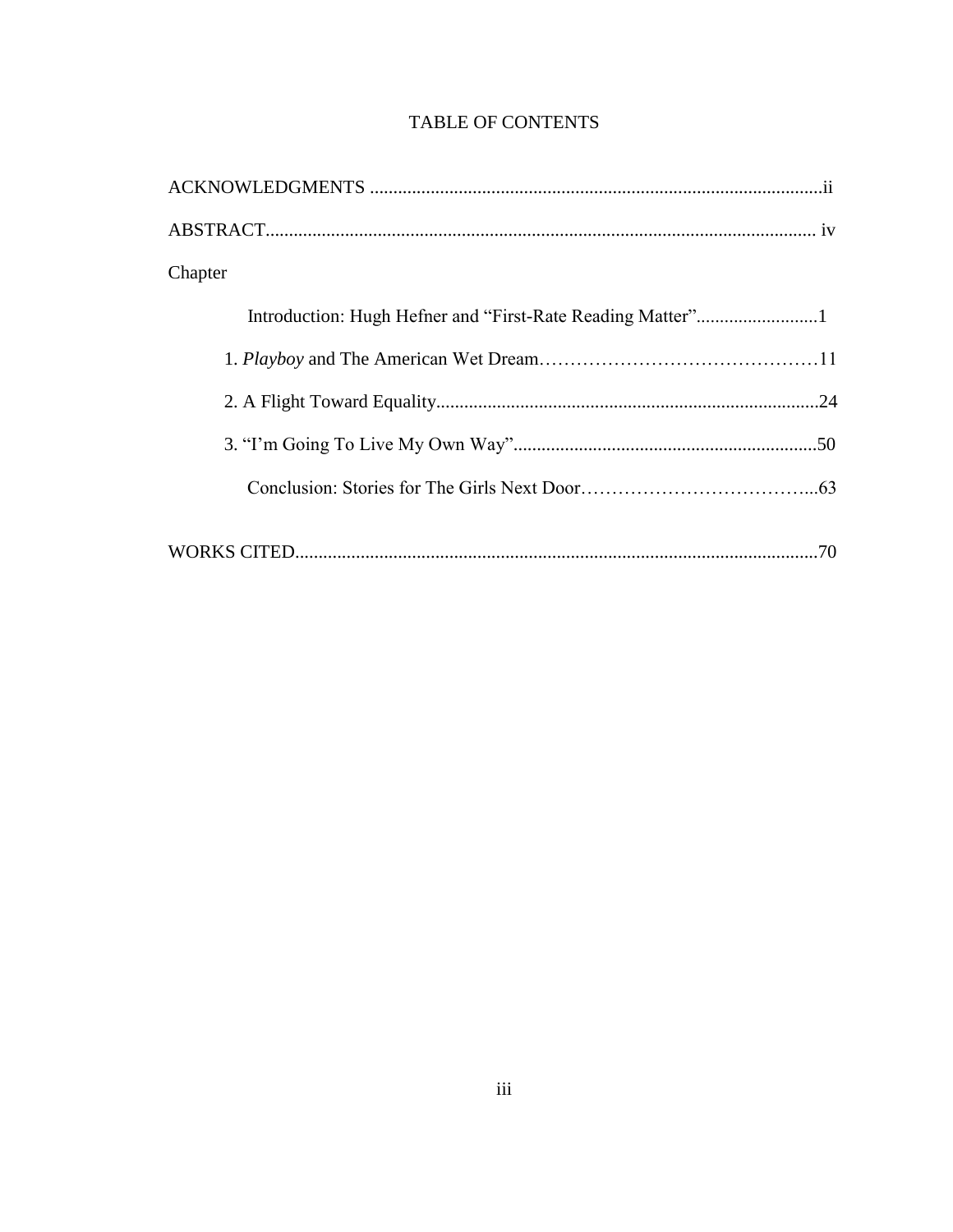# TABLE OF CONTENTS

ACKNOWLEDGMENTS ................................................................................................ii

ABSTRACT.................................................................................................................... iv

Chapter

Introduction: Hugh Hefner and “First-Rate Reading Matter”..........................1

1. *Playboy* and The American Wet Dream………………………………………11

2. A Flight Toward Equality..................................................................................24

3. “I’m Going To Live My Own Way”.................................................................50

Conclusion: Stories for The Girls Next Door………………………………...63

WORKS CITED..............................................................................................................70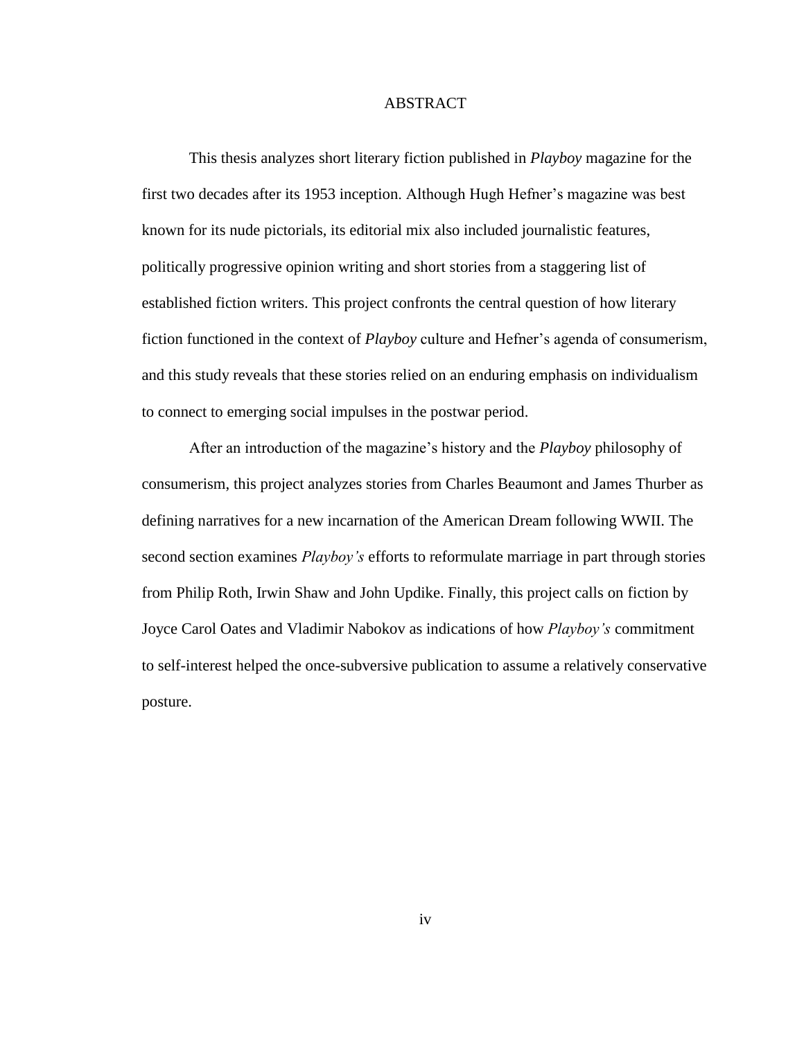# ABSTRACT

This thesis analyzes short literary fiction published in *Playboy* magazine for the first two decades after its 1953 inception. Although Hugh Hefner's magazine was best known for its nude pictorials, its editorial mix also included journalistic features, politically progressive opinion writing and short stories from a staggering list of established fiction writers. This project confronts the central question of how literary fiction functioned in the context of *Playboy* culture and Hefner's agenda of consumerism, and this study reveals that these stories relied on an enduring emphasis on individualism to connect to emerging social impulses in the postwar period.

After an introduction of the magazine's history and the *Playboy* philosophy of consumerism, this project analyzes stories from Charles Beaumont and James Thurber as defining narratives for a new incarnation of the American Dream following WWII. The second section examines *Playboy's* efforts to reformulate marriage in part through stories from Philip Roth, Irwin Shaw and John Updike. Finally, this project calls on fiction by Joyce Carol Oates and Vladimir Nabokov as indications of how *Playboy's* commitment to self-interest helped the once-subversive publication to assume a relatively conservative posture.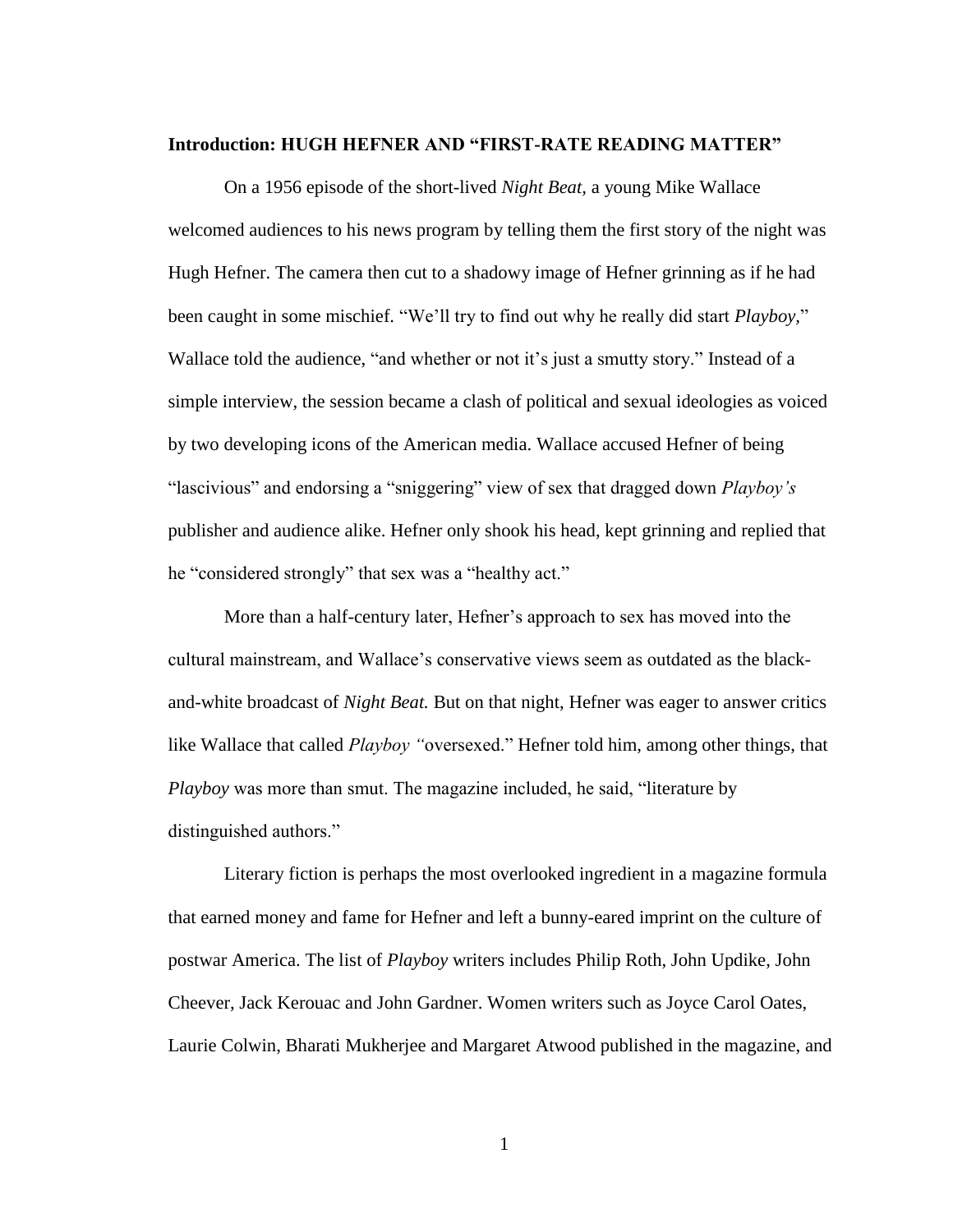## Introduction: HUGH HEFNER AND "FIRST-RATE READING MATTER"

On a 1956 episode of the short-lived *Night Beat,* a young Mike Wallace welcomed audiences to his news program by telling them the first story of the night was Hugh Hefner. The camera then cut to a shadowy image of Hefner grinning as if he had been caught in some mischief. "We'll try to find out why he really did start *Playboy,*" Wallace told the audience, "and whether or not it's just a smutty story." Instead of a simple interview, the session became a clash of political and sexual ideologies as voiced by two developing icons of the American media. Wallace accused Hefner of being "lascivious" and endorsing a "sniggering" view of sex that dragged down *Playboy's* publisher and audience alike. Hefner only shook his head, kept grinning and replied that he "considered strongly" that sex was a "healthy act."

More than a half-century later, Hefner's approach to sex has moved into the cultural mainstream, and Wallace's conservative views seem as outdated as the black-and-white broadcast of *Night Beat.* But on that night, Hefner was eager to answer critics like Wallace that called *Playboy "*oversexed." Hefner told him, among other things, that *Playboy* was more than smut. The magazine included, he said, "literature by distinguished authors."

Literary fiction is perhaps the most overlooked ingredient in a magazine formula that earned money and fame for Hefner and left a bunny-eared imprint on the culture of postwar America. The list of *Playboy* writers includes Philip Roth, John Updike, John Cheever, Jack Kerouac and John Gardner. Women writers such as Joyce Carol Oates, Laurie Colwin, Bharati Mukherjee and Margaret Atwood published in the magazine, and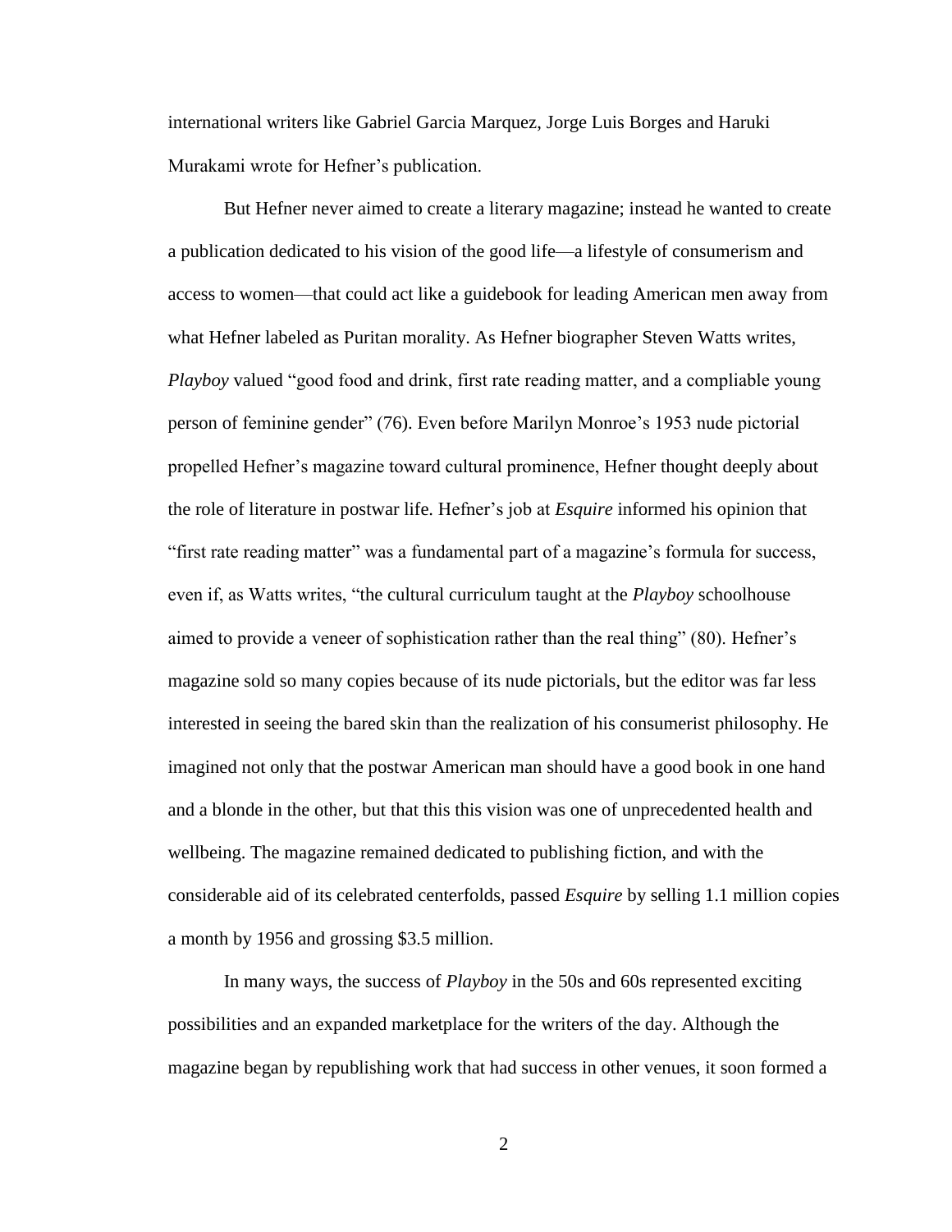international writers like Gabriel Garcia Marquez, Jorge Luis Borges and Haruki Murakami wrote for Hefner's publication.

But Hefner never aimed to create a literary magazine; instead he wanted to create a publication dedicated to his vision of the good life—a lifestyle of consumerism and access to women—that could act like a guidebook for leading American men away from what Hefner labeled as Puritan morality. As Hefner biographer Steven Watts writes, *Playboy* valued "good food and drink, first rate reading matter, and a compliable young person of feminine gender" (76). Even before Marilyn Monroe's 1953 nude pictorial propelled Hefner's magazine toward cultural prominence, Hefner thought deeply about the role of literature in postwar life. Hefner's job at *Esquire* informed his opinion that "first rate reading matter" was a fundamental part of a magazine's formula for success, even if, as Watts writes, "the cultural curriculum taught at the *Playboy* schoolhouse aimed to provide a veneer of sophistication rather than the real thing" (80). Hefner's magazine sold so many copies because of its nude pictorials, but the editor was far less interested in seeing the bared skin than the realization of his consumerist philosophy. He imagined not only that the postwar American man should have a good book in one hand and a blonde in the other, but that this this vision was one of unprecedented health and wellbeing. The magazine remained dedicated to publishing fiction, and with the considerable aid of its celebrated centerfolds, passed *Esquire* by selling 1.1 million copies a month by 1956 and grossing $3.5 million.

In many ways, the success of *Playboy* in the 50s and 60s represented exciting possibilities and an expanded marketplace for the writers of the day. Although the magazine began by republishing work that had success in other venues, it soon formed a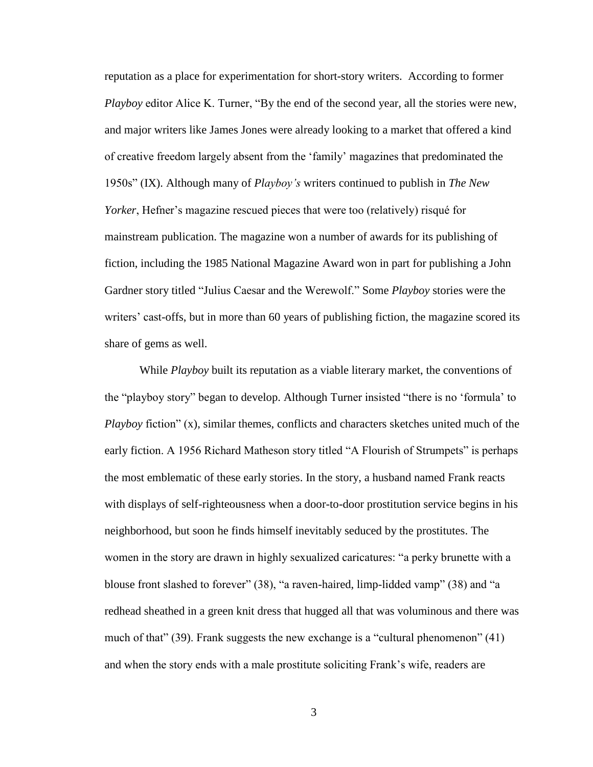reputation as a place for experimentation for short-story writers. According to former *Playboy* editor Alice K. Turner, "By the end of the second year, all the stories were new, and major writers like James Jones were already looking to a market that offered a kind of creative freedom largely absent from the 'family' magazines that predominated the 1950s" (IX). Although many of *Playboy's* writers continued to publish in *The New Yorker*, Hefner's magazine rescued pieces that were too (relatively) risqué for mainstream publication. The magazine won a number of awards for its publishing of fiction, including the 1985 National Magazine Award won in part for publishing a John Gardner story titled "Julius Caesar and the Werewolf." Some *Playboy* stories were the writers' cast-offs, but in more than 60 years of publishing fiction, the magazine scored its share of gems as well.

While *Playboy* built its reputation as a viable literary market, the conventions of the "playboy story" began to develop. Although Turner insisted "there is no 'formula' to *Playboy* fiction" (x), similar themes, conflicts and characters sketches united much of the early fiction. A 1956 Richard Matheson story titled "A Flourish of Strumpets" is perhaps the most emblematic of these early stories. In the story, a husband named Frank reacts with displays of self-righteousness when a door-to-door prostitution service begins in his neighborhood, but soon he finds himself inevitably seduced by the prostitutes. The women in the story are drawn in highly sexualized caricatures: "a perky brunette with a blouse front slashed to forever" (38), "a raven-haired, limp-lidded vamp" (38) and "a redhead sheathed in a green knit dress that hugged all that was voluminous and there was much of that" (39). Frank suggests the new exchange is a "cultural phenomenon" (41) and when the story ends with a male prostitute soliciting Frank's wife, readers are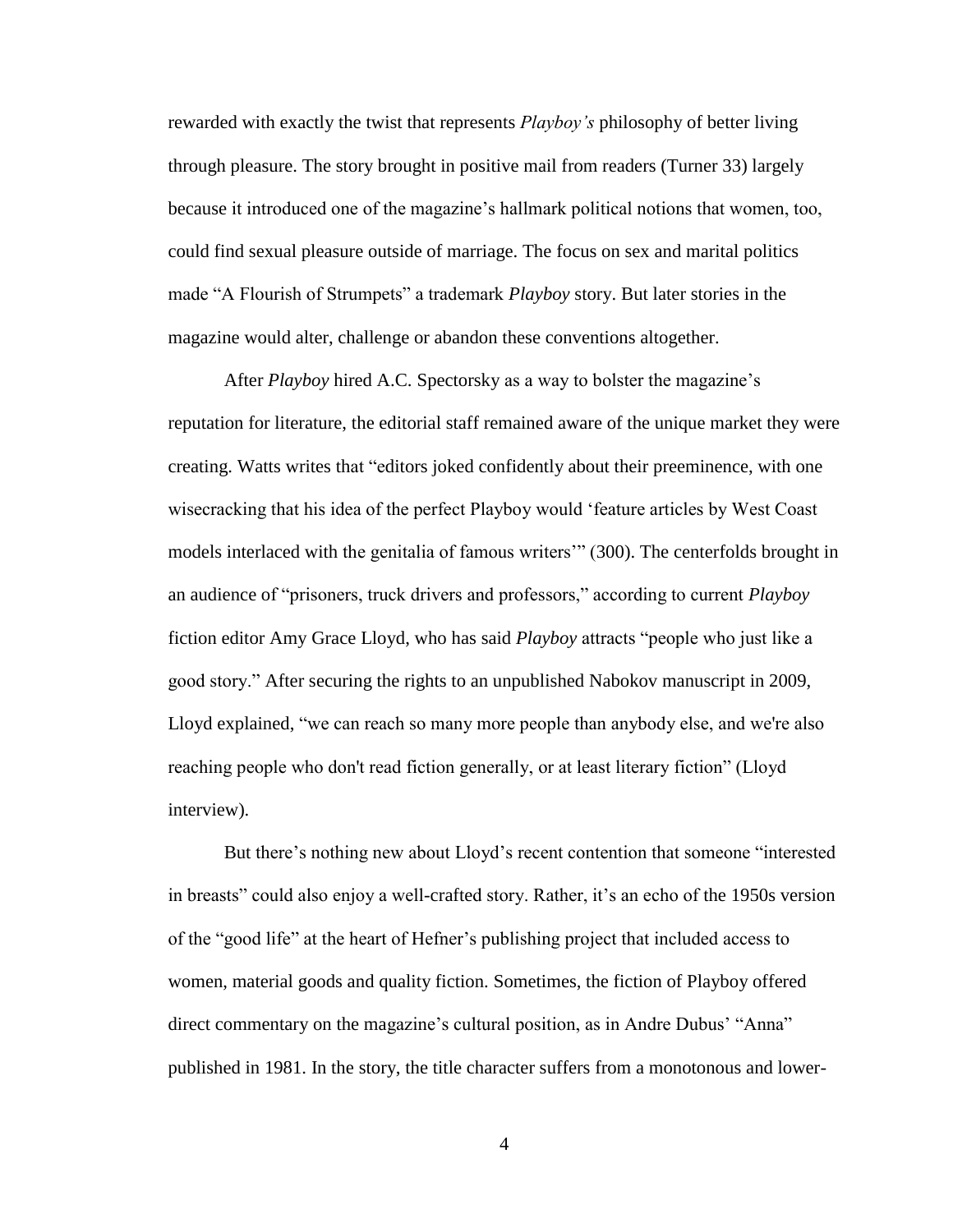rewarded with exactly the twist that represents *Playboy's* philosophy of better living through pleasure. The story brought in positive mail from readers (Turner 33) largely because it introduced one of the magazine's hallmark political notions that women, too, could find sexual pleasure outside of marriage. The focus on sex and marital politics made "A Flourish of Strumpets" a trademark *Playboy* story. But later stories in the magazine would alter, challenge or abandon these conventions altogether.

After *Playboy* hired A.C. Spectorsky as a way to bolster the magazine's reputation for literature, the editorial staff remained aware of the unique market they were creating. Watts writes that "editors joked confidently about their preeminence, with one wisecracking that his idea of the perfect Playboy would 'feature articles by West Coast models interlaced with the genitalia of famous writers'" (300). The centerfolds brought in an audience of "prisoners, truck drivers and professors," according to current *Playboy* fiction editor Amy Grace Lloyd, who has said *Playboy* attracts "people who just like a good story." After securing the rights to an unpublished Nabokov manuscript in 2009, Lloyd explained, "we can reach so many more people than anybody else, and we're also reaching people who don't read fiction generally, or at least literary fiction" (Lloyd interview).

But there's nothing new about Lloyd's recent contention that someone "interested in breasts" could also enjoy a well-crafted story. Rather, it's an echo of the 1950s version of the "good life" at the heart of Hefner's publishing project that included access to women, material goods and quality fiction. Sometimes, the fiction of Playboy offered direct commentary on the magazine's cultural position, as in Andre Dubus' "Anna" published in 1981. In the story, the title character suffers from a monotonous and lower-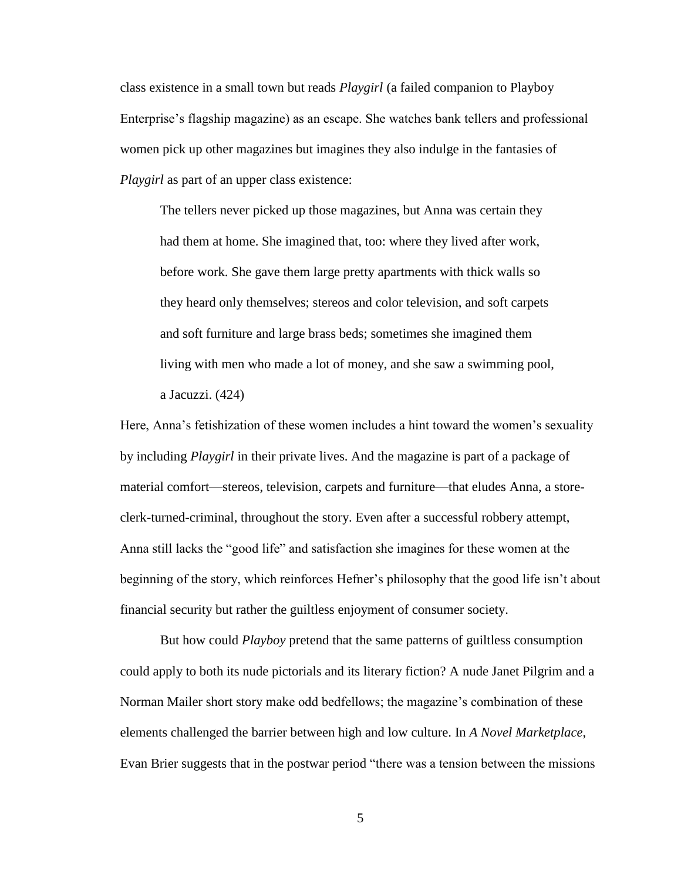class existence in a small town but reads *Playgirl* (a failed companion to Playboy Enterprise's flagship magazine) as an escape. She watches bank tellers and professional women pick up other magazines but imagines they also indulge in the fantasies of *Playgirl* as part of an upper class existence:

> The tellers never picked up those magazines, but Anna was certain they had them at home. She imagined that, too: where they lived after work, before work. She gave them large pretty apartments with thick walls so they heard only themselves; stereos and color television, and soft carpets and soft furniture and large brass beds; sometimes she imagined them living with men who made a lot of money, and she saw a swimming pool, a Jacuzzi. (424)

Here, Anna's fetishization of these women includes a hint toward the women's sexuality by including *Playgirl* in their private lives. And the magazine is part of a package of material comfort—stereos, television, carpets and furniture—that eludes Anna, a store-clerk-turned-criminal, throughout the story. Even after a successful robbery attempt, Anna still lacks the "good life" and satisfaction she imagines for these women at the beginning of the story, which reinforces Hefner's philosophy that the good life isn't about financial security but rather the guiltless enjoyment of consumer society.

But how could *Playboy* pretend that the same patterns of guiltless consumption could apply to both its nude pictorials and its literary fiction? A nude Janet Pilgrim and a Norman Mailer short story make odd bedfellows; the magazine's combination of these elements challenged the barrier between high and low culture. In *A Novel Marketplace*, Evan Brier suggests that in the postwar period "there was a tension between the missions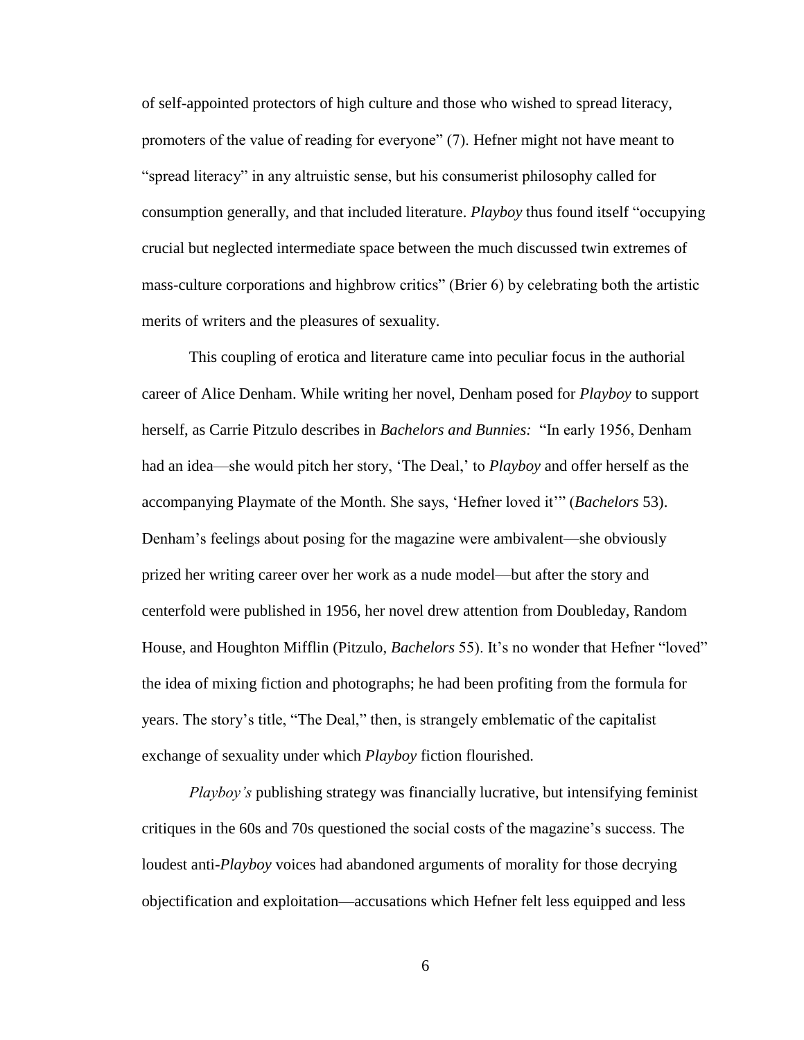of self-appointed protectors of high culture and those who wished to spread literacy, promoters of the value of reading for everyone" (7). Hefner might not have meant to "spread literacy" in any altruistic sense, but his consumerist philosophy called for consumption generally, and that included literature. *Playboy* thus found itself "occupying crucial but neglected intermediate space between the much discussed twin extremes of mass-culture corporations and highbrow critics" (Brier 6) by celebrating both the artistic merits of writers and the pleasures of sexuality.

This coupling of erotica and literature came into peculiar focus in the authorial career of Alice Denham. While writing her novel, Denham posed for *Playboy* to support herself, as Carrie Pitzulo describes in *Bachelors and Bunnies:* "In early 1956, Denham had an idea—she would pitch her story, 'The Deal,' to *Playboy* and offer herself as the accompanying Playmate of the Month. She says, 'Hefner loved it'" (*Bachelors* 53). Denham's feelings about posing for the magazine were ambivalent—she obviously prized her writing career over her work as a nude model—but after the story and centerfold were published in 1956, her novel drew attention from Doubleday, Random House, and Houghton Mifflin (Pitzulo, *Bachelors* 55). It's no wonder that Hefner "loved" the idea of mixing fiction and photographs; he had been profiting from the formula for years. The story's title, "The Deal," then, is strangely emblematic of the capitalist exchange of sexuality under which *Playboy* fiction flourished.

*Playboy's* publishing strategy was financially lucrative, but intensifying feminist critiques in the 60s and 70s questioned the social costs of the magazine's success. The loudest anti-*Playboy* voices had abandoned arguments of morality for those decrying objectification and exploitation—accusations which Hefner felt less equipped and less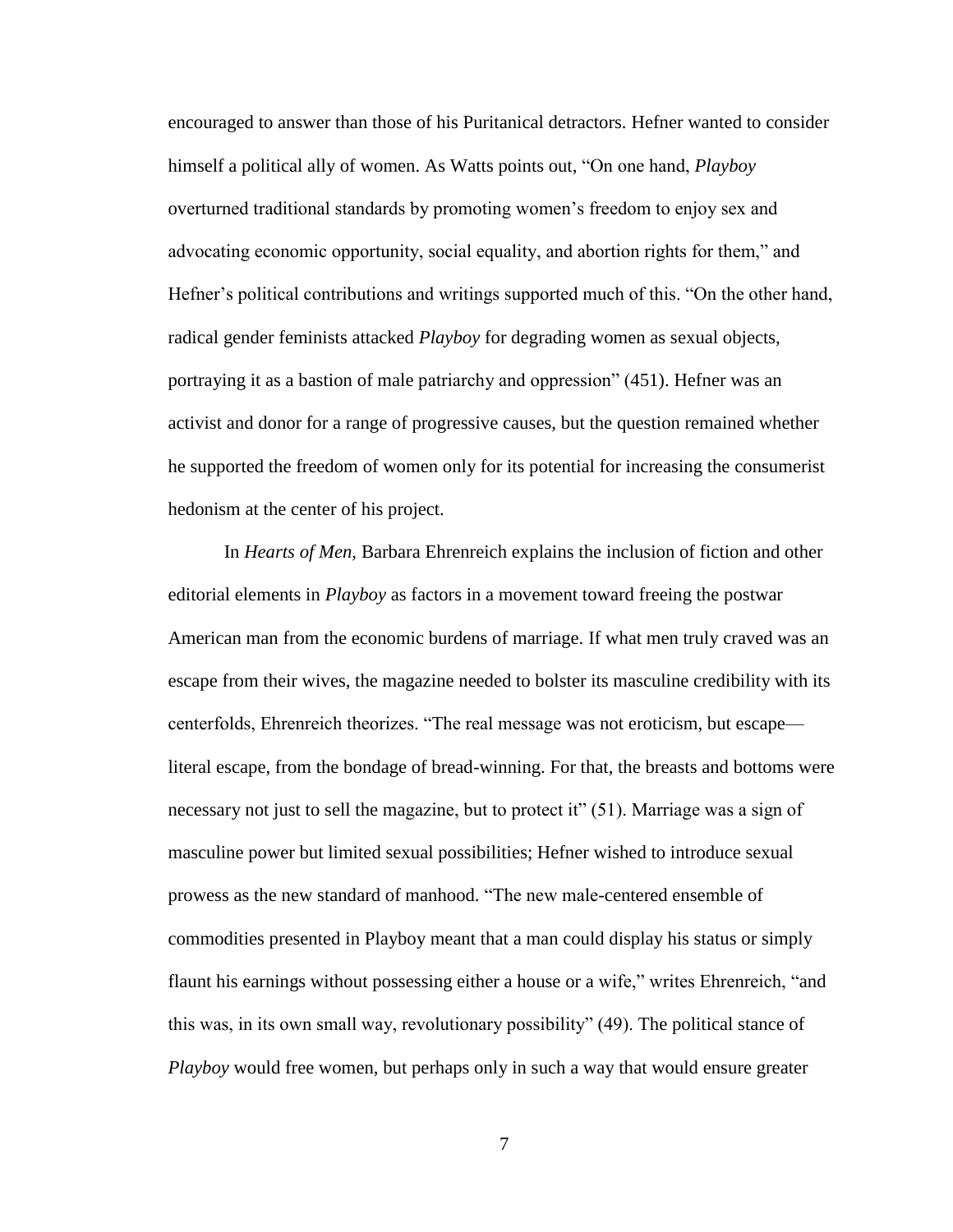encouraged to answer than those of his Puritanical detractors. Hefner wanted to consider himself a political ally of women. As Watts points out, “On one hand, *Playboy* overturned traditional standards by promoting women’s freedom to enjoy sex and advocating economic opportunity, social equality, and abortion rights for them,” and Hefner’s political contributions and writings supported much of this. “On the other hand, radical gender feminists attacked *Playboy* for degrading women as sexual objects, portraying it as a bastion of male patriarchy and oppression” (451). Hefner was an activist and donor for a range of progressive causes, but the question remained whether he supported the freedom of women only for its potential for increasing the consumerist hedonism at the center of his project.

In *Hearts of Men,* Barbara Ehrenreich explains the inclusion of fiction and other editorial elements in *Playboy* as factors in a movement toward freeing the postwar American man from the economic burdens of marriage. If what men truly craved was an escape from their wives, the magazine needed to bolster its masculine credibility with its centerfolds, Ehrenreich theorizes. “The real message was not eroticism, but escape—literal escape, from the bondage of bread-winning. For that, the breasts and bottoms were necessary not just to sell the magazine, but to protect it” (51). Marriage was a sign of masculine power but limited sexual possibilities; Hefner wished to introduce sexual prowess as the new standard of manhood. “The new male-centered ensemble of commodities presented in Playboy meant that a man could display his status or simply flaunt his earnings without possessing either a house or a wife,” writes Ehrenreich, “and this was, in its own small way, revolutionary possibility” (49). The political stance of *Playboy* would free women, but perhaps only in such a way that would ensure greater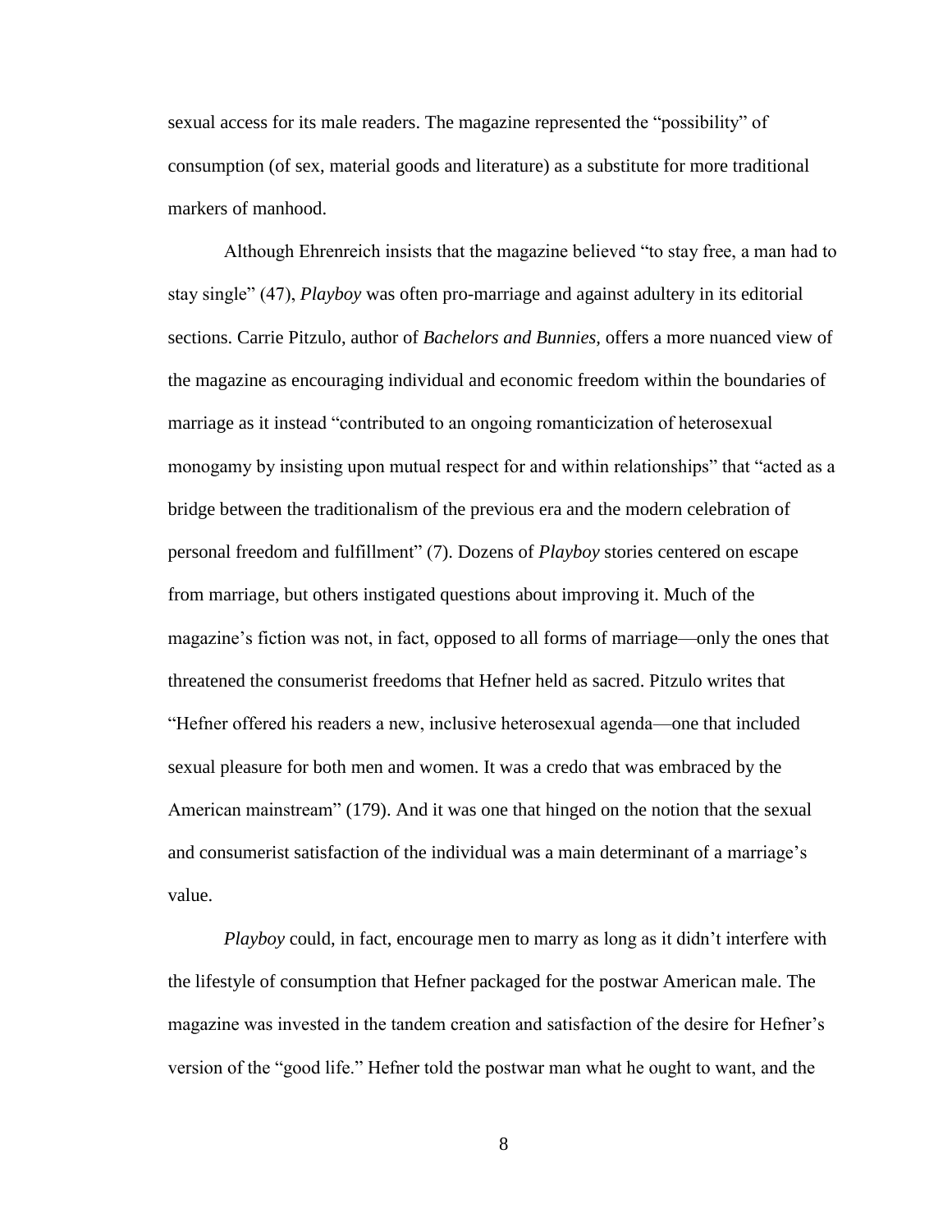sexual access for its male readers. The magazine represented the "possibility" of consumption (of sex, material goods and literature) as a substitute for more traditional markers of manhood.

Although Ehrenreich insists that the magazine believed "to stay free, a man had to stay single" (47), *Playboy* was often pro-marriage and against adultery in its editorial sections. Carrie Pitzulo, author of *Bachelors and Bunnies*, offers a more nuanced view of the magazine as encouraging individual and economic freedom within the boundaries of marriage as it instead "contributed to an ongoing romanticization of heterosexual monogamy by insisting upon mutual respect for and within relationships" that "acted as a bridge between the traditionalism of the previous era and the modern celebration of personal freedom and fulfillment" (7). Dozens of *Playboy* stories centered on escape from marriage, but others instigated questions about improving it. Much of the magazine's fiction was not, in fact, opposed to all forms of marriage—only the ones that threatened the consumerist freedoms that Hefner held as sacred. Pitzulo writes that "Hefner offered his readers a new, inclusive heterosexual agenda—one that included sexual pleasure for both men and women. It was a credo that was embraced by the American mainstream" (179). And it was one that hinged on the notion that the sexual and consumerist satisfaction of the individual was a main determinant of a marriage's value.

*Playboy* could, in fact, encourage men to marry as long as it didn't interfere with the lifestyle of consumption that Hefner packaged for the postwar American male. The magazine was invested in the tandem creation and satisfaction of the desire for Hefner's version of the "good life." Hefner told the postwar man what he ought to want, and the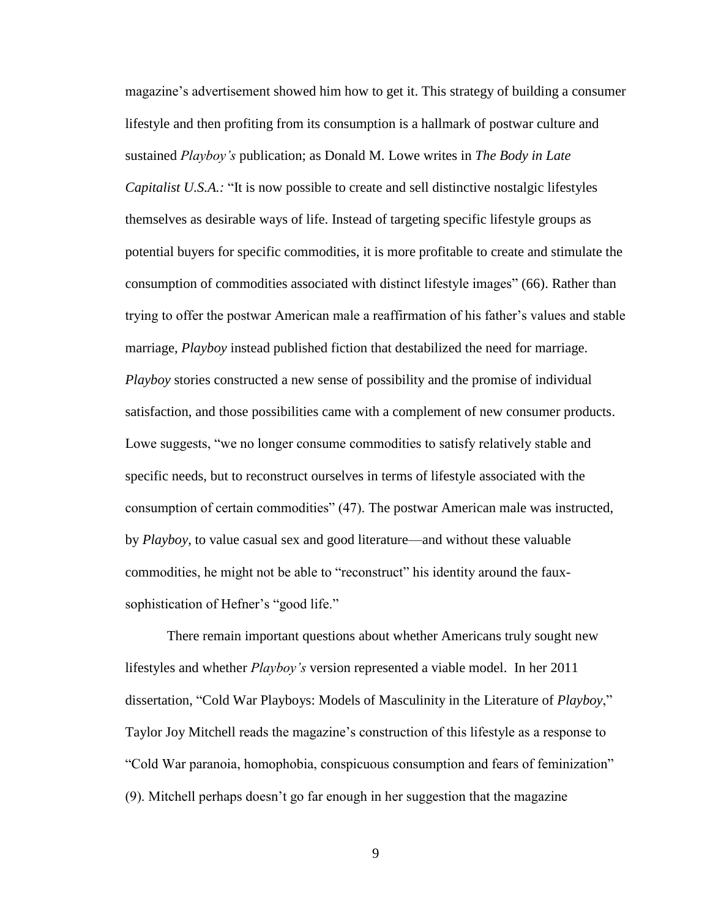magazine's advertisement showed him how to get it. This strategy of building a consumer lifestyle and then profiting from its consumption is a hallmark of postwar culture and sustained *Playboy's* publication; as Donald M. Lowe writes in *The Body in Late Capitalist U.S.A.:* "It is now possible to create and sell distinctive nostalgic lifestyles themselves as desirable ways of life. Instead of targeting specific lifestyle groups as potential buyers for specific commodities, it is more profitable to create and stimulate the consumption of commodities associated with distinct lifestyle images" (66). Rather than trying to offer the postwar American male a reaffirmation of his father's values and stable marriage, *Playboy* instead published fiction that destabilized the need for marriage. *Playboy* stories constructed a new sense of possibility and the promise of individual satisfaction, and those possibilities came with a complement of new consumer products. Lowe suggests, "we no longer consume commodities to satisfy relatively stable and specific needs, but to reconstruct ourselves in terms of lifestyle associated with the consumption of certain commodities" (47). The postwar American male was instructed, by *Playboy*, to value casual sex and good literature—and without these valuable commodities, he might not be able to "reconstruct" his identity around the faux-sophistication of Hefner's "good life."

There remain important questions about whether Americans truly sought new lifestyles and whether *Playboy's* version represented a viable model. In her 2011 dissertation, "Cold War Playboys: Models of Masculinity in the Literature of *Playboy*," Taylor Joy Mitchell reads the magazine's construction of this lifestyle as a response to "Cold War paranoia, homophobia, conspicuous consumption and fears of feminization" (9). Mitchell perhaps doesn't go far enough in her suggestion that the magazine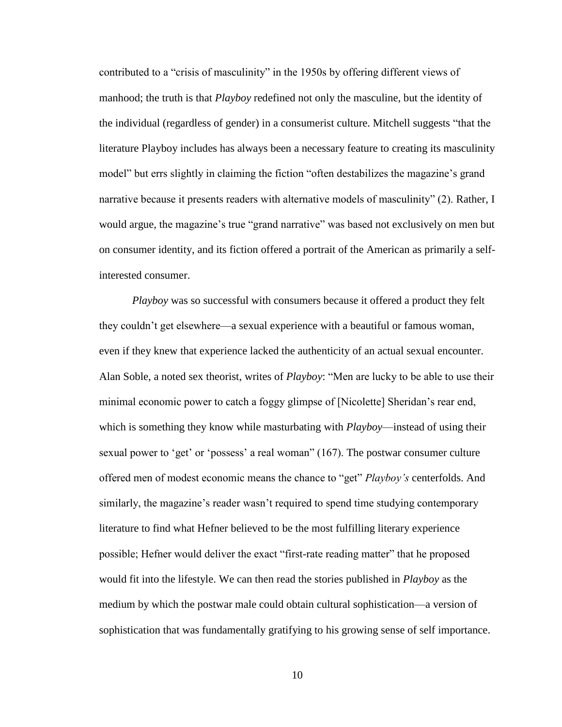contributed to a "crisis of masculinity" in the 1950s by offering different views of manhood; the truth is that *Playboy* redefined not only the masculine, but the identity of the individual (regardless of gender) in a consumerist culture. Mitchell suggests "that the literature Playboy includes has always been a necessary feature to creating its masculinity model" but errs slightly in claiming the fiction "often destabilizes the magazine's grand narrative because it presents readers with alternative models of masculinity" (2). Rather, I would argue, the magazine's true "grand narrative" was based not exclusively on men but on consumer identity, and its fiction offered a portrait of the American as primarily a self-interested consumer.

*Playboy* was so successful with consumers because it offered a product they felt they couldn't get elsewhere—a sexual experience with a beautiful or famous woman, even if they knew that experience lacked the authenticity of an actual sexual encounter. Alan Soble, a noted sex theorist, writes of *Playboy*: "Men are lucky to be able to use their minimal economic power to catch a foggy glimpse of [Nicolette] Sheridan's rear end, which is something they know while masturbating with *Playboy*—instead of using their sexual power to 'get' or 'possess' a real woman" (167). The postwar consumer culture offered men of modest economic means the chance to "get" *Playboy's* centerfolds. And similarly, the magazine's reader wasn't required to spend time studying contemporary literature to find what Hefner believed to be the most fulfilling literary experience possible; Hefner would deliver the exact "first-rate reading matter" that he proposed would fit into the lifestyle. We can then read the stories published in *Playboy* as the medium by which the postwar male could obtain cultural sophistication—a version of sophistication that was fundamentally gratifying to his growing sense of self importance.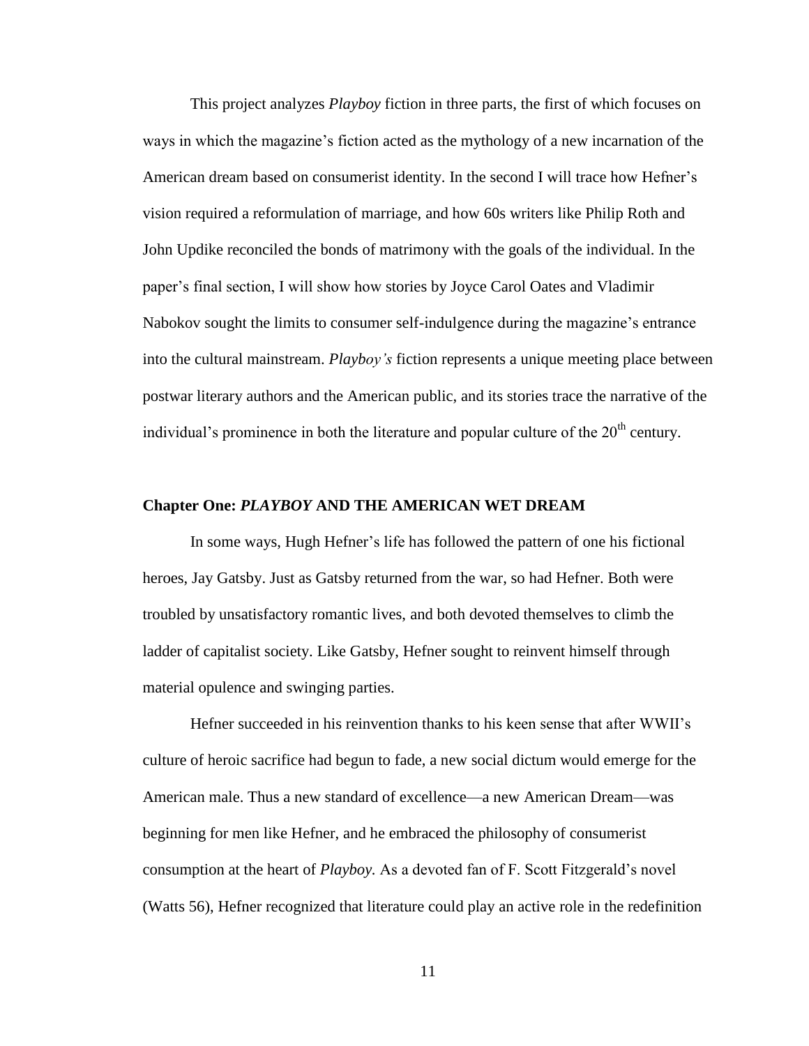This project analyzes *Playboy* fiction in three parts, the first of which focuses on ways in which the magazine's fiction acted as the mythology of a new incarnation of the American dream based on consumerist identity. In the second I will trace how Hefner's vision required a reformulation of marriage, and how 60s writers like Philip Roth and John Updike reconciled the bonds of matrimony with the goals of the individual. In the paper's final section, I will show how stories by Joyce Carol Oates and Vladimir Nabokov sought the limits to consumer self-indulgence during the magazine's entrance into the cultural mainstream. *Playboy's* fiction represents a unique meeting place between postwar literary authors and the American public, and its stories trace the narrative of the individual's prominence in both the literature and popular culture of the 20th century.

## Chapter One: *PLAYBOY* AND THE AMERICAN WET DREAM

In some ways, Hugh Hefner's life has followed the pattern of one his fictional heroes, Jay Gatsby. Just as Gatsby returned from the war, so had Hefner. Both were troubled by unsatisfactory romantic lives, and both devoted themselves to climb the ladder of capitalist society. Like Gatsby, Hefner sought to reinvent himself through material opulence and swinging parties.

Hefner succeeded in his reinvention thanks to his keen sense that after WWII's culture of heroic sacrifice had begun to fade, a new social dictum would emerge for the American male. Thus a new standard of excellence—a new American Dream—was beginning for men like Hefner, and he embraced the philosophy of consumerist consumption at the heart of *Playboy.* As a devoted fan of F. Scott Fitzgerald's novel (Watts 56), Hefner recognized that literature could play an active role in the redefinition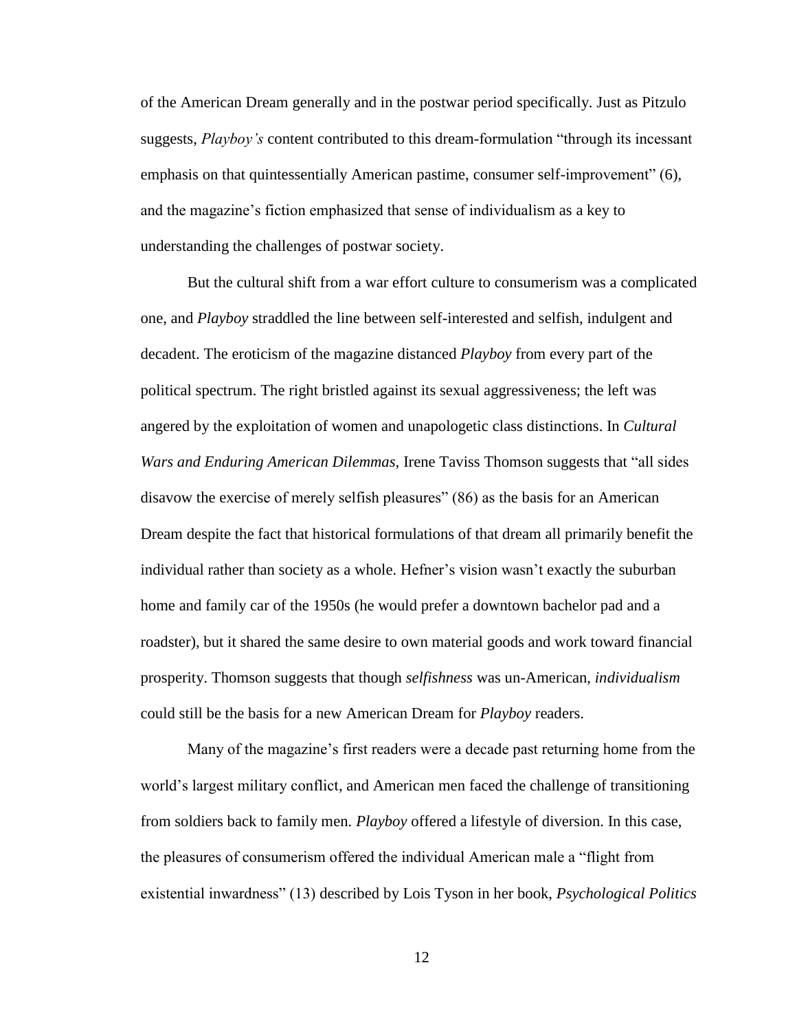of the American Dream generally and in the postwar period specifically. Just as Pitzulo suggests, *Playboy's* content contributed to this dream-formulation "through its incessant emphasis on that quintessentially American pastime, consumer self-improvement" (6), and the magazine's fiction emphasized that sense of individualism as a key to understanding the challenges of postwar society.

But the cultural shift from a war effort culture to consumerism was a complicated one, and *Playboy* straddled the line between self-interested and selfish, indulgent and decadent. The eroticism of the magazine distanced *Playboy* from every part of the political spectrum. The right bristled against its sexual aggressiveness; the left was angered by the exploitation of women and unapologetic class distinctions. In *Cultural Wars and Enduring American Dilemmas*, Irene Taviss Thomson suggests that "all sides disavow the exercise of merely selfish pleasures" (86) as the basis for an American Dream despite the fact that historical formulations of that dream all primarily benefit the individual rather than society as a whole. Hefner's vision wasn't exactly the suburban home and family car of the 1950s (he would prefer a downtown bachelor pad and a roadster), but it shared the same desire to own material goods and work toward financial prosperity. Thomson suggests that though *selfishness* was un-American, *individualism* could still be the basis for a new American Dream for *Playboy* readers.

Many of the magazine's first readers were a decade past returning home from the world's largest military conflict, and American men faced the challenge of transitioning from soldiers back to family men. *Playboy* offered a lifestyle of diversion. In this case, the pleasures of consumerism offered the individual American male a "flight from existential inwardness" (13) described by Lois Tyson in her book, *Psychological Politics*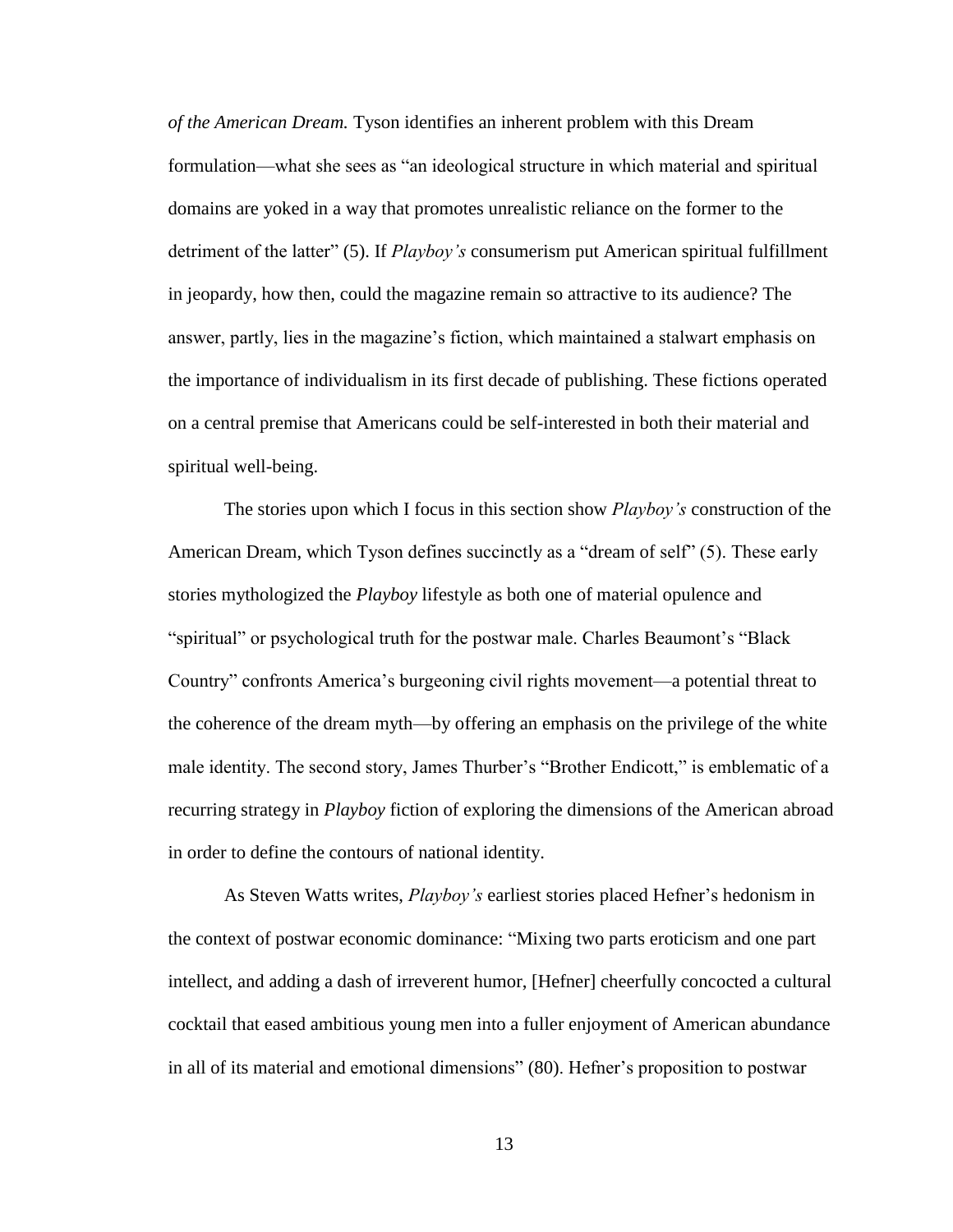*of the American Dream.* Tyson identifies an inherent problem with this Dream formulation—what she sees as "an ideological structure in which material and spiritual domains are yoked in a way that promotes unrealistic reliance on the former to the detriment of the latter" (5). If *Playboy's* consumerism put American spiritual fulfillment in jeopardy, how then, could the magazine remain so attractive to its audience? The answer, partly, lies in the magazine's fiction, which maintained a stalwart emphasis on the importance of individualism in its first decade of publishing. These fictions operated on a central premise that Americans could be self-interested in both their material and spiritual well-being.

The stories upon which I focus in this section show *Playboy's* construction of the American Dream, which Tyson defines succinctly as a "dream of self" (5). These early stories mythologized the *Playboy* lifestyle as both one of material opulence and "spiritual" or psychological truth for the postwar male. Charles Beaumont's "Black Country" confronts America's burgeoning civil rights movement—a potential threat to the coherence of the dream myth—by offering an emphasis on the privilege of the white male identity. The second story, James Thurber's "Brother Endicott," is emblematic of a recurring strategy in *Playboy* fiction of exploring the dimensions of the American abroad in order to define the contours of national identity.

As Steven Watts writes, *Playboy's* earliest stories placed Hefner's hedonism in the context of postwar economic dominance: "Mixing two parts eroticism and one part intellect, and adding a dash of irreverent humor, [Hefner] cheerfully concocted a cultural cocktail that eased ambitious young men into a fuller enjoyment of American abundance in all of its material and emotional dimensions" (80). Hefner's proposition to postwar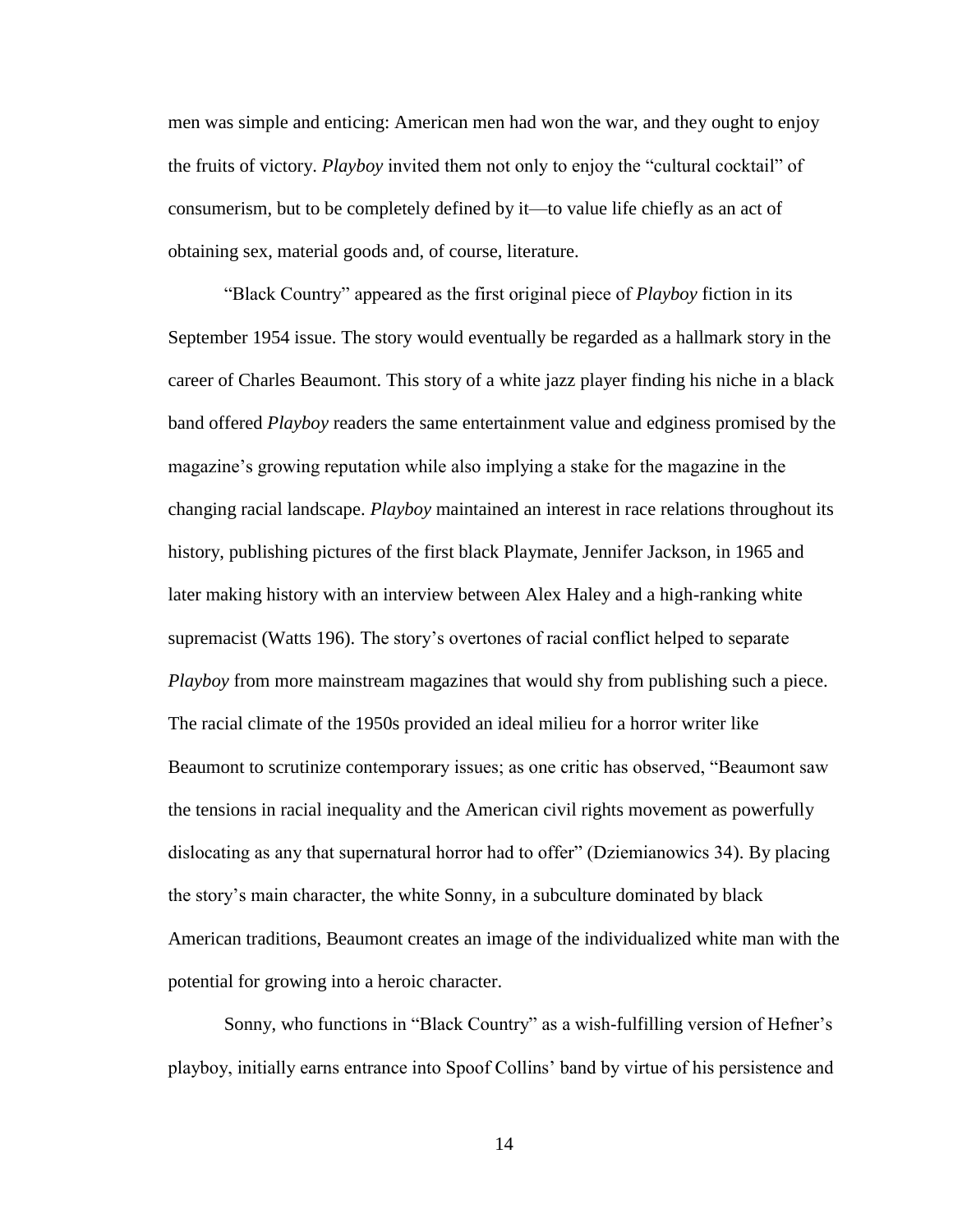men was simple and enticing: American men had won the war, and they ought to enjoy the fruits of victory. *Playboy* invited them not only to enjoy the "cultural cocktail" of consumerism, but to be completely defined by it—to value life chiefly as an act of obtaining sex, material goods and, of course, literature.

"Black Country" appeared as the first original piece of *Playboy* fiction in its September 1954 issue. The story would eventually be regarded as a hallmark story in the career of Charles Beaumont. This story of a white jazz player finding his niche in a black band offered *Playboy* readers the same entertainment value and edginess promised by the magazine's growing reputation while also implying a stake for the magazine in the changing racial landscape. *Playboy* maintained an interest in race relations throughout its history, publishing pictures of the first black Playmate, Jennifer Jackson, in 1965 and later making history with an interview between Alex Haley and a high-ranking white supremacist (Watts 196). The story's overtones of racial conflict helped to separate *Playboy* from more mainstream magazines that would shy from publishing such a piece. The racial climate of the 1950s provided an ideal milieu for a horror writer like Beaumont to scrutinize contemporary issues; as one critic has observed, "Beaumont saw the tensions in racial inequality and the American civil rights movement as powerfully dislocating as any that supernatural horror had to offer" (Dziemianowics 34). By placing the story's main character, the white Sonny, in a subculture dominated by black American traditions, Beaumont creates an image of the individualized white man with the potential for growing into a heroic character.

Sonny, who functions in "Black Country" as a wish-fulfilling version of Hefner's playboy, initially earns entrance into Spoof Collins' band by virtue of his persistence and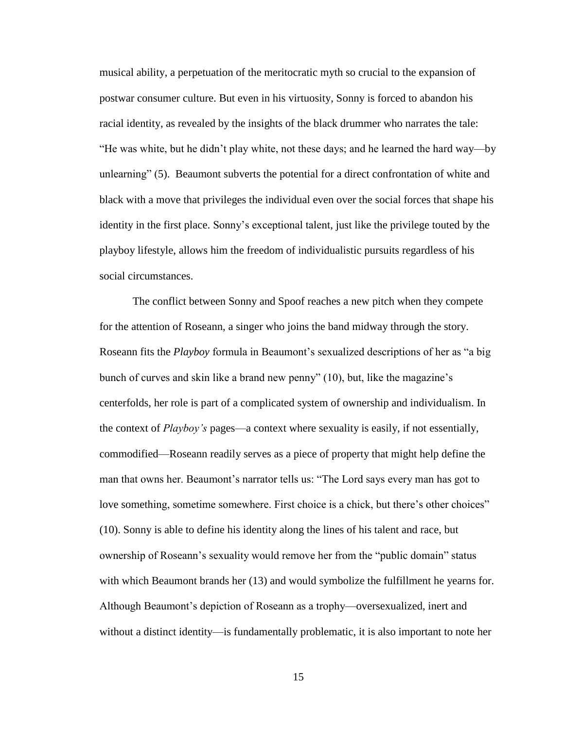musical ability, a perpetuation of the meritocratic myth so crucial to the expansion of postwar consumer culture. But even in his virtuosity, Sonny is forced to abandon his racial identity, as revealed by the insights of the black drummer who narrates the tale: "He was white, but he didn't play white, not these days; and he learned the hard way—by unlearning" (5). Beaumont subverts the potential for a direct confrontation of white and black with a move that privileges the individual even over the social forces that shape his identity in the first place. Sonny's exceptional talent, just like the privilege touted by the playboy lifestyle, allows him the freedom of individualistic pursuits regardless of his social circumstances.

The conflict between Sonny and Spoof reaches a new pitch when they compete for the attention of Roseann, a singer who joins the band midway through the story. Roseann fits the *Playboy* formula in Beaumont's sexualized descriptions of her as "a big bunch of curves and skin like a brand new penny" (10), but, like the magazine's centerfolds, her role is part of a complicated system of ownership and individualism. In the context of *Playboy's* pages—a context where sexuality is easily, if not essentially, commodified—Roseann readily serves as a piece of property that might help define the man that owns her. Beaumont's narrator tells us: "The Lord says every man has got to love something, sometime somewhere. First choice is a chick, but there's other choices" (10). Sonny is able to define his identity along the lines of his talent and race, but ownership of Roseann's sexuality would remove her from the "public domain" status with which Beaumont brands her (13) and would symbolize the fulfillment he yearns for. Although Beaumont's depiction of Roseann as a trophy—oversexualized, inert and without a distinct identity—is fundamentally problematic, it is also important to note her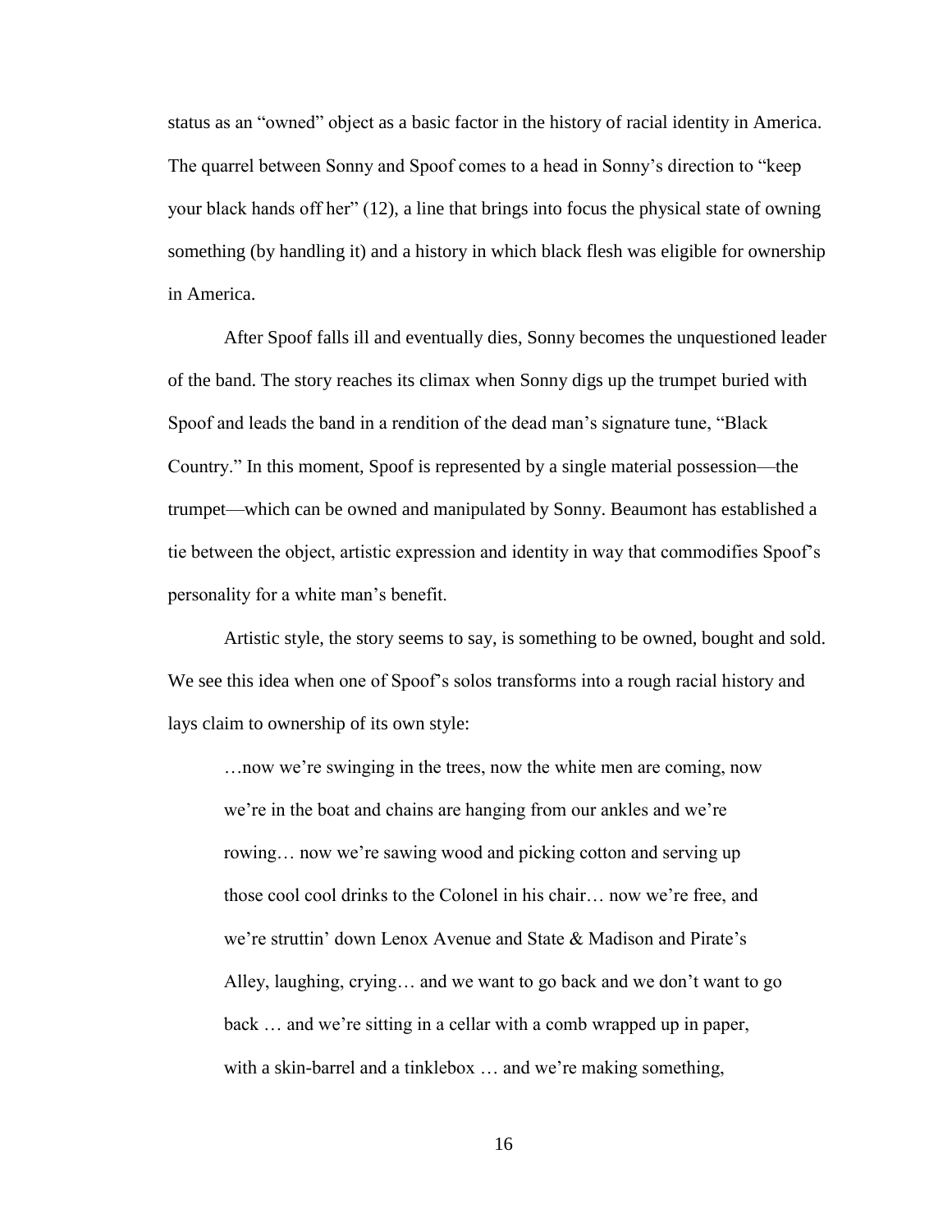status as an "owned" object as a basic factor in the history of racial identity in America. The quarrel between Sonny and Spoof comes to a head in Sonny's direction to "keep your black hands off her" (12), a line that brings into focus the physical state of owning something (by handling it) and a history in which black flesh was eligible for ownership in America.

After Spoof falls ill and eventually dies, Sonny becomes the unquestioned leader of the band. The story reaches its climax when Sonny digs up the trumpet buried with Spoof and leads the band in a rendition of the dead man's signature tune, "Black Country." In this moment, Spoof is represented by a single material possession—the trumpet—which can be owned and manipulated by Sonny. Beaumont has established a tie between the object, artistic expression and identity in way that commodifies Spoof's personality for a white man's benefit.

Artistic style, the story seems to say, is something to be owned, bought and sold. We see this idea when one of Spoof's solos transforms into a rough racial history and lays claim to ownership of its own style:

> …now we're swinging in the trees, now the white men are coming, now we're in the boat and chains are hanging from our ankles and we're rowing… now we're sawing wood and picking cotton and serving up those cool cool drinks to the Colonel in his chair… now we're free, and we're struttin' down Lenox Avenue and State & Madison and Pirate's Alley, laughing, crying… and we want to go back and we don't want to go back … and we're sitting in a cellar with a comb wrapped up in paper, with a skin-barrel and a tinklebox … and we're making something,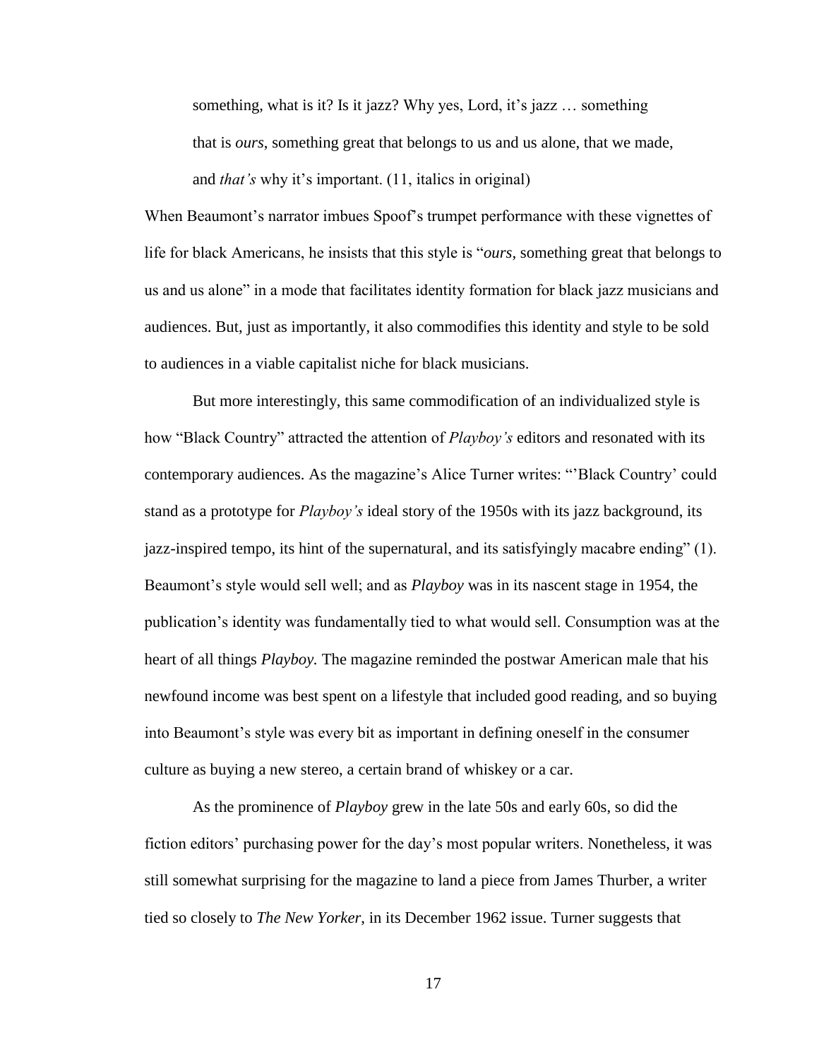> something, what is it? Is it jazz? Why yes, Lord, it's jazz … something that is *ours*, something great that belongs to us and us alone, that we made, and *that's* why it's important. (11, italics in original)

When Beaumont's narrator imbues Spoof's trumpet performance with these vignettes of life for black Americans, he insists that this style is "*ours*, something great that belongs to us and us alone" in a mode that facilitates identity formation for black jazz musicians and audiences. But, just as importantly, it also commodifies this identity and style to be sold to audiences in a viable capitalist niche for black musicians.

But more interestingly, this same commodification of an individualized style is how "Black Country" attracted the attention of *Playboy's* editors and resonated with its contemporary audiences. As the magazine's Alice Turner writes: "'Black Country' could stand as a prototype for *Playboy's* ideal story of the 1950s with its jazz background, its jazz-inspired tempo, its hint of the supernatural, and its satisfyingly macabre ending" (1). Beaumont's style would sell well; and as *Playboy* was in its nascent stage in 1954, the publication's identity was fundamentally tied to what would sell. Consumption was at the heart of all things *Playboy.* The magazine reminded the postwar American male that his newfound income was best spent on a lifestyle that included good reading, and so buying into Beaumont's style was every bit as important in defining oneself in the consumer culture as buying a new stereo, a certain brand of whiskey or a car.

As the prominence of *Playboy* grew in the late 50s and early 60s, so did the fiction editors' purchasing power for the day's most popular writers. Nonetheless, it was still somewhat surprising for the magazine to land a piece from James Thurber, a writer tied so closely to *The New Yorker*, in its December 1962 issue. Turner suggests that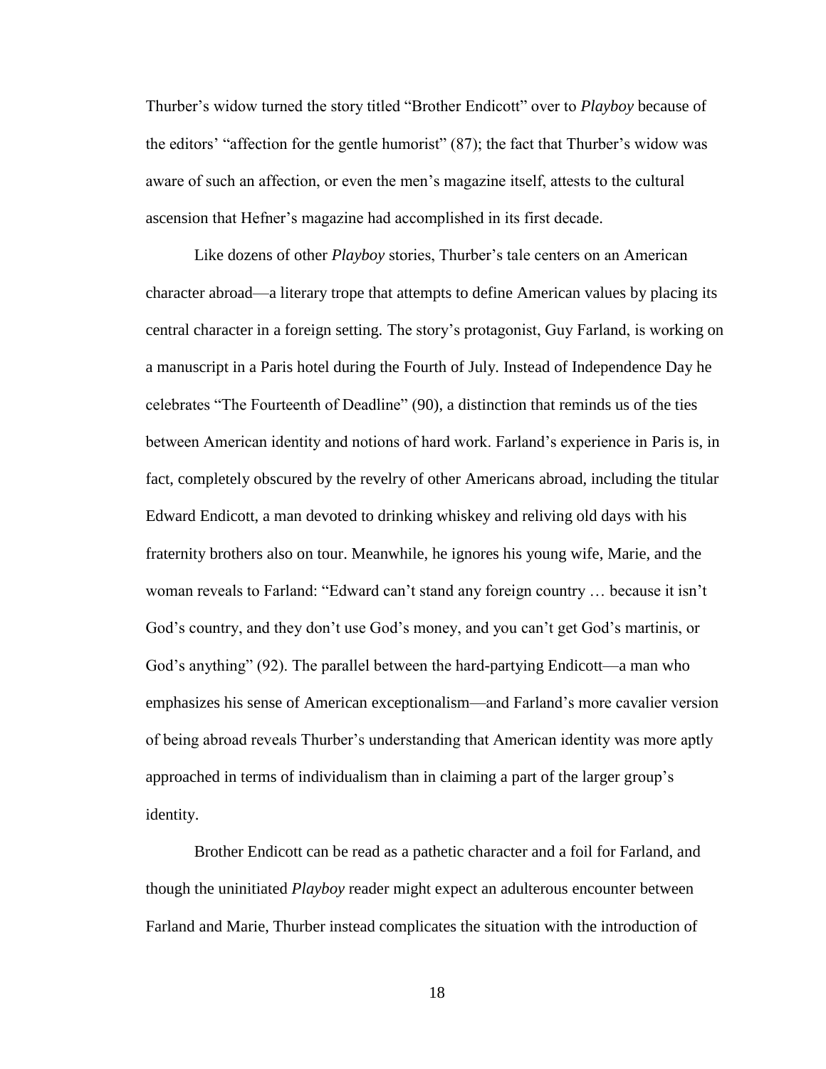Thurber's widow turned the story titled "Brother Endicott" over to *Playboy* because of the editors' "affection for the gentle humorist" (87); the fact that Thurber's widow was aware of such an affection, or even the men's magazine itself, attests to the cultural ascension that Hefner's magazine had accomplished in its first decade.

Like dozens of other *Playboy* stories, Thurber's tale centers on an American character abroad—a literary trope that attempts to define American values by placing its central character in a foreign setting. The story's protagonist, Guy Farland, is working on a manuscript in a Paris hotel during the Fourth of July. Instead of Independence Day he celebrates "The Fourteenth of Deadline" (90), a distinction that reminds us of the ties between American identity and notions of hard work. Farland's experience in Paris is, in fact, completely obscured by the revelry of other Americans abroad, including the titular Edward Endicott, a man devoted to drinking whiskey and reliving old days with his fraternity brothers also on tour. Meanwhile, he ignores his young wife, Marie, and the woman reveals to Farland: "Edward can't stand any foreign country … because it isn't God's country, and they don't use God's money, and you can't get God's martinis, or God's anything" (92). The parallel between the hard-partying Endicott—a man who emphasizes his sense of American exceptionalism—and Farland's more cavalier version of being abroad reveals Thurber's understanding that American identity was more aptly approached in terms of individualism than in claiming a part of the larger group's identity.

Brother Endicott can be read as a pathetic character and a foil for Farland, and though the uninitiated *Playboy* reader might expect an adulterous encounter between Farland and Marie, Thurber instead complicates the situation with the introduction of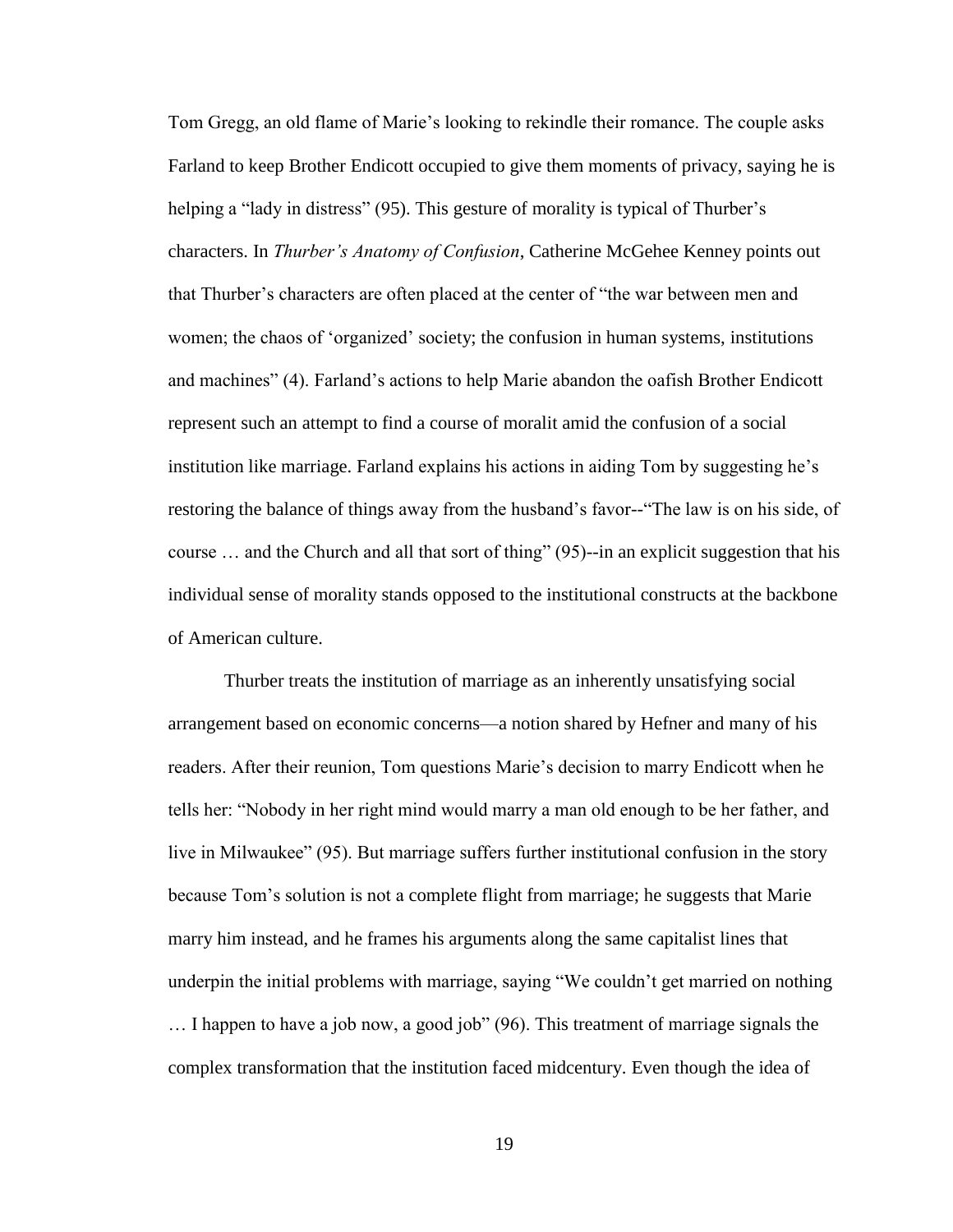Tom Gregg, an old flame of Marie's looking to rekindle their romance. The couple asks Farland to keep Brother Endicott occupied to give them moments of privacy, saying he is helping a "lady in distress" (95). This gesture of morality is typical of Thurber's characters. In *Thurber's Anatomy of Confusion*, Catherine McGehee Kenney points out that Thurber's characters are often placed at the center of "the war between men and women; the chaos of 'organized' society; the confusion in human systems, institutions and machines" (4). Farland's actions to help Marie abandon the oafish Brother Endicott represent such an attempt to find a course of moralit amid the confusion of a social institution like marriage. Farland explains his actions in aiding Tom by suggesting he's restoring the balance of things away from the husband's favor--"The law is on his side, of course … and the Church and all that sort of thing" (95)--in an explicit suggestion that his individual sense of morality stands opposed to the institutional constructs at the backbone of American culture.

Thurber treats the institution of marriage as an inherently unsatisfying social arrangement based on economic concerns—a notion shared by Hefner and many of his readers. After their reunion, Tom questions Marie's decision to marry Endicott when he tells her: "Nobody in her right mind would marry a man old enough to be her father, and live in Milwaukee" (95). But marriage suffers further institutional confusion in the story because Tom's solution is not a complete flight from marriage; he suggests that Marie marry him instead, and he frames his arguments along the same capitalist lines that underpin the initial problems with marriage, saying "We couldn't get married on nothing … I happen to have a job now, a good job" (96). This treatment of marriage signals the complex transformation that the institution faced midcentury. Even though the idea of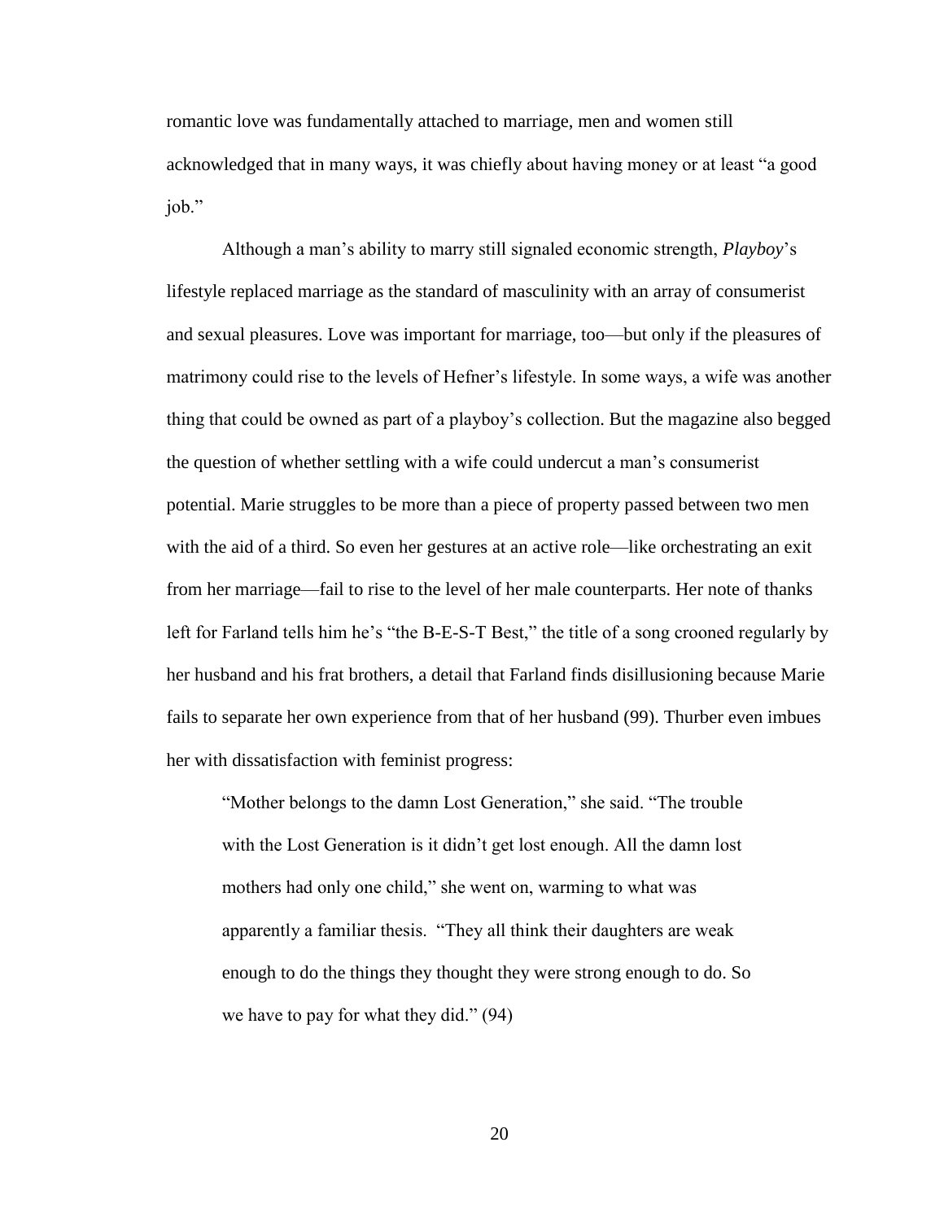romantic love was fundamentally attached to marriage, men and women still acknowledged that in many ways, it was chiefly about having money or at least "a good job."

Although a man's ability to marry still signaled economic strength, *Playboy*'s lifestyle replaced marriage as the standard of masculinity with an array of consumerist and sexual pleasures. Love was important for marriage, too—but only if the pleasures of matrimony could rise to the levels of Hefner's lifestyle. In some ways, a wife was another thing that could be owned as part of a playboy's collection. But the magazine also begged the question of whether settling with a wife could undercut a man's consumerist potential. Marie struggles to be more than a piece of property passed between two men with the aid of a third. So even her gestures at an active role—like orchestrating an exit from her marriage—fail to rise to the level of her male counterparts. Her note of thanks left for Farland tells him he's "the B-E-S-T Best," the title of a song crooned regularly by her husband and his frat brothers, a detail that Farland finds disillusioning because Marie fails to separate her own experience from that of her husband (99). Thurber even imbues her with dissatisfaction with feminist progress:

> "Mother belongs to the damn Lost Generation," she said. "The trouble with the Lost Generation is it didn't get lost enough. All the damn lost mothers had only one child," she went on, warming to what was apparently a familiar thesis. "They all think their daughters are weak enough to do the things they thought they were strong enough to do. So we have to pay for what they did." (94)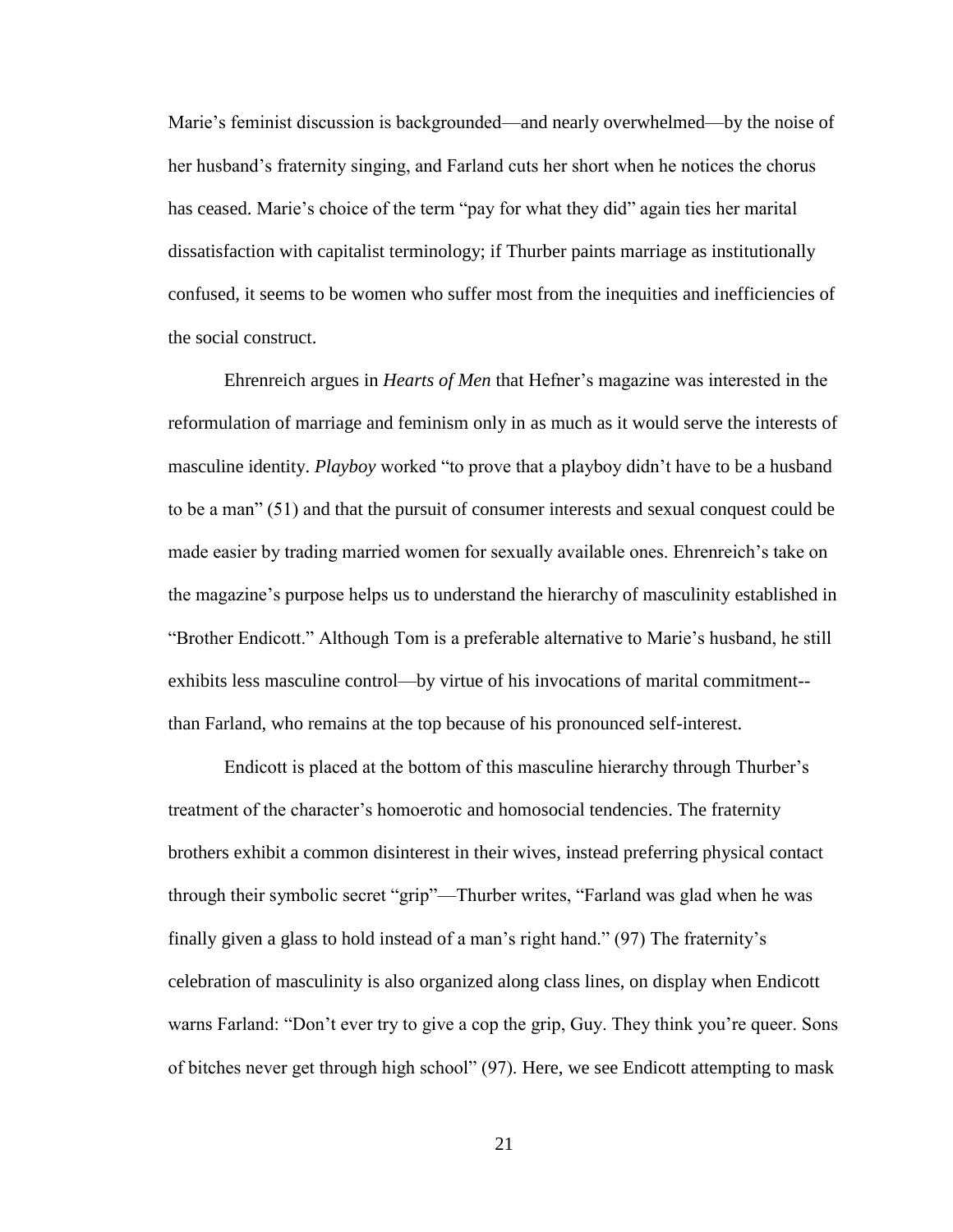Marie's feminist discussion is backgrounded—and nearly overwhelmed—by the noise of her husband's fraternity singing, and Farland cuts her short when he notices the chorus has ceased. Marie's choice of the term "pay for what they did" again ties her marital dissatisfaction with capitalist terminology; if Thurber paints marriage as institutionally confused, it seems to be women who suffer most from the inequities and inefficiencies of the social construct.

Ehrenreich argues in *Hearts of Men* that Hefner's magazine was interested in the reformulation of marriage and feminism only in as much as it would serve the interests of masculine identity. *Playboy* worked "to prove that a playboy didn't have to be a husband to be a man" (51) and that the pursuit of consumer interests and sexual conquest could be made easier by trading married women for sexually available ones. Ehrenreich's take on the magazine's purpose helps us to understand the hierarchy of masculinity established in "Brother Endicott." Although Tom is a preferable alternative to Marie's husband, he still exhibits less masculine control—by virtue of his invocations of marital commitment--than Farland, who remains at the top because of his pronounced self-interest.

Endicott is placed at the bottom of this masculine hierarchy through Thurber's treatment of the character's homoerotic and homosocial tendencies. The fraternity brothers exhibit a common disinterest in their wives, instead preferring physical contact through their symbolic secret "grip"—Thurber writes, "Farland was glad when he was finally given a glass to hold instead of a man's right hand." (97) The fraternity's celebration of masculinity is also organized along class lines, on display when Endicott warns Farland: "Don't ever try to give a cop the grip, Guy. They think you're queer. Sons of bitches never get through high school" (97). Here, we see Endicott attempting to mask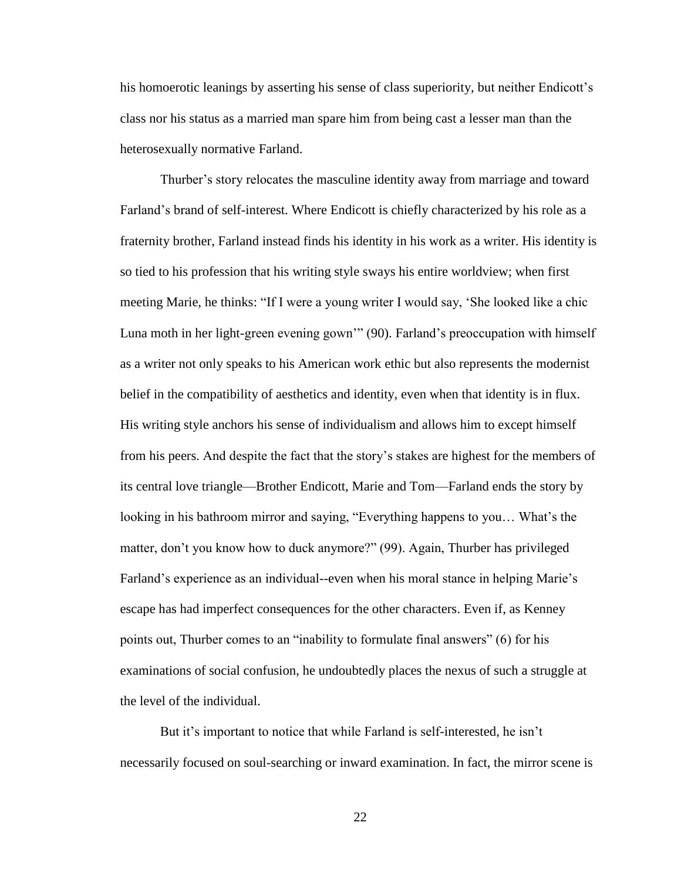his homoerotic leanings by asserting his sense of class superiority, but neither Endicott's class nor his status as a married man spare him from being cast a lesser man than the heterosexually normative Farland.

Thurber's story relocates the masculine identity away from marriage and toward Farland's brand of self-interest. Where Endicott is chiefly characterized by his role as a fraternity brother, Farland instead finds his identity in his work as a writer. His identity is so tied to his profession that his writing style sways his entire worldview; when first meeting Marie, he thinks: "If I were a young writer I would say, 'She looked like a chic Luna moth in her light-green evening gown'" (90). Farland's preoccupation with himself as a writer not only speaks to his American work ethic but also represents the modernist belief in the compatibility of aesthetics and identity, even when that identity is in flux. His writing style anchors his sense of individualism and allows him to except himself from his peers. And despite the fact that the story's stakes are highest for the members of its central love triangle—Brother Endicott, Marie and Tom—Farland ends the story by looking in his bathroom mirror and saying, "Everything happens to you… What's the matter, don't you know how to duck anymore?" (99). Again, Thurber has privileged Farland's experience as an individual--even when his moral stance in helping Marie's escape has had imperfect consequences for the other characters. Even if, as Kenney points out, Thurber comes to an "inability to formulate final answers" (6) for his examinations of social confusion, he undoubtedly places the nexus of such a struggle at the level of the individual.

But it's important to notice that while Farland is self-interested, he isn't necessarily focused on soul-searching or inward examination. In fact, the mirror scene is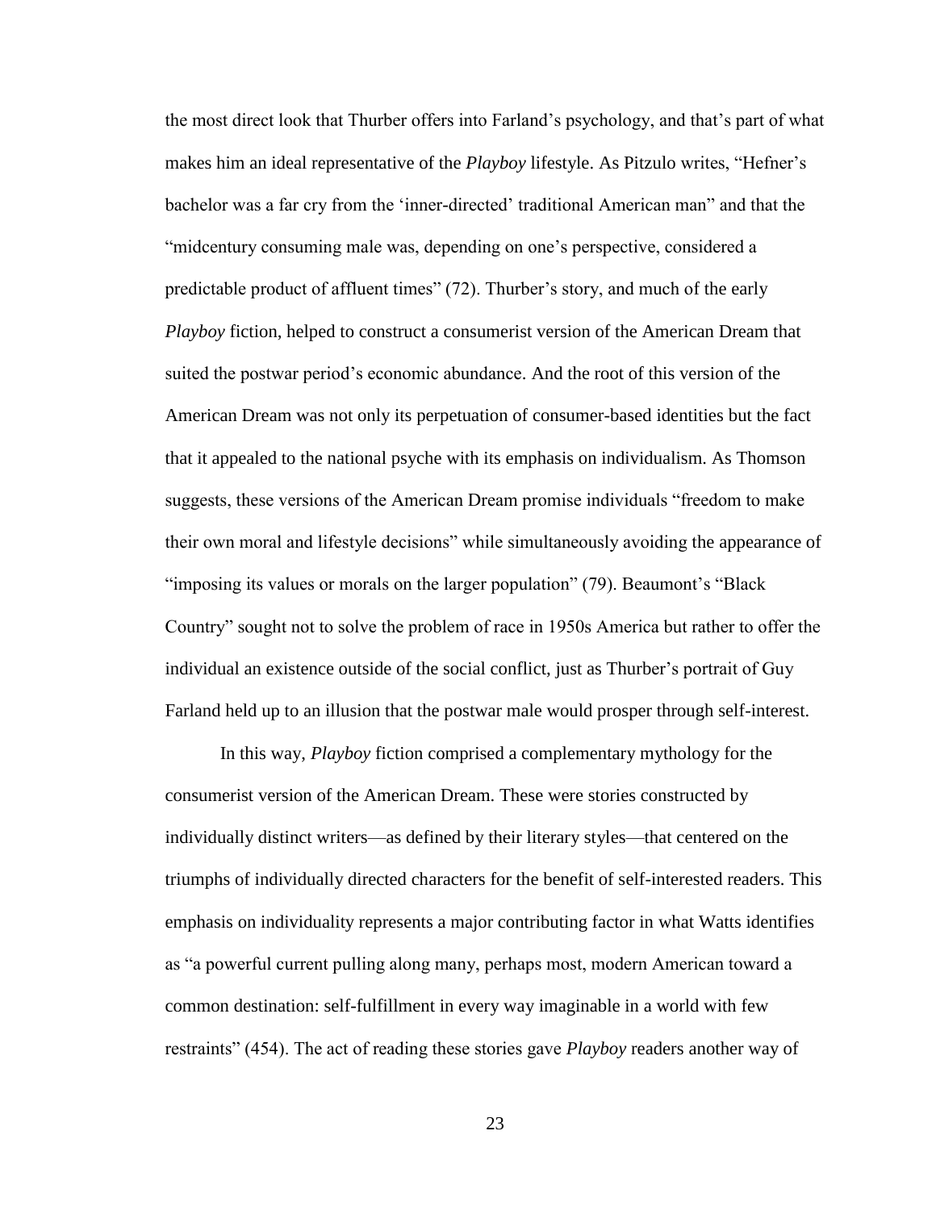the most direct look that Thurber offers into Farland's psychology, and that's part of what makes him an ideal representative of the *Playboy* lifestyle. As Pitzulo writes, "Hefner's bachelor was a far cry from the 'inner-directed' traditional American man" and that the "midcentury consuming male was, depending on one's perspective, considered a predictable product of affluent times" (72). Thurber's story, and much of the early *Playboy* fiction, helped to construct a consumerist version of the American Dream that suited the postwar period's economic abundance. And the root of this version of the American Dream was not only its perpetuation of consumer-based identities but the fact that it appealed to the national psyche with its emphasis on individualism. As Thomson suggests, these versions of the American Dream promise individuals "freedom to make their own moral and lifestyle decisions" while simultaneously avoiding the appearance of "imposing its values or morals on the larger population" (79). Beaumont's "Black Country" sought not to solve the problem of race in 1950s America but rather to offer the individual an existence outside of the social conflict, just as Thurber's portrait of Guy Farland held up to an illusion that the postwar male would prosper through self-interest.

In this way, *Playboy* fiction comprised a complementary mythology for the consumerist version of the American Dream. These were stories constructed by individually distinct writers—as defined by their literary styles—that centered on the triumphs of individually directed characters for the benefit of self-interested readers. This emphasis on individuality represents a major contributing factor in what Watts identifies as "a powerful current pulling along many, perhaps most, modern American toward a common destination: self-fulfillment in every way imaginable in a world with few restraints" (454). The act of reading these stories gave *Playboy* readers another way of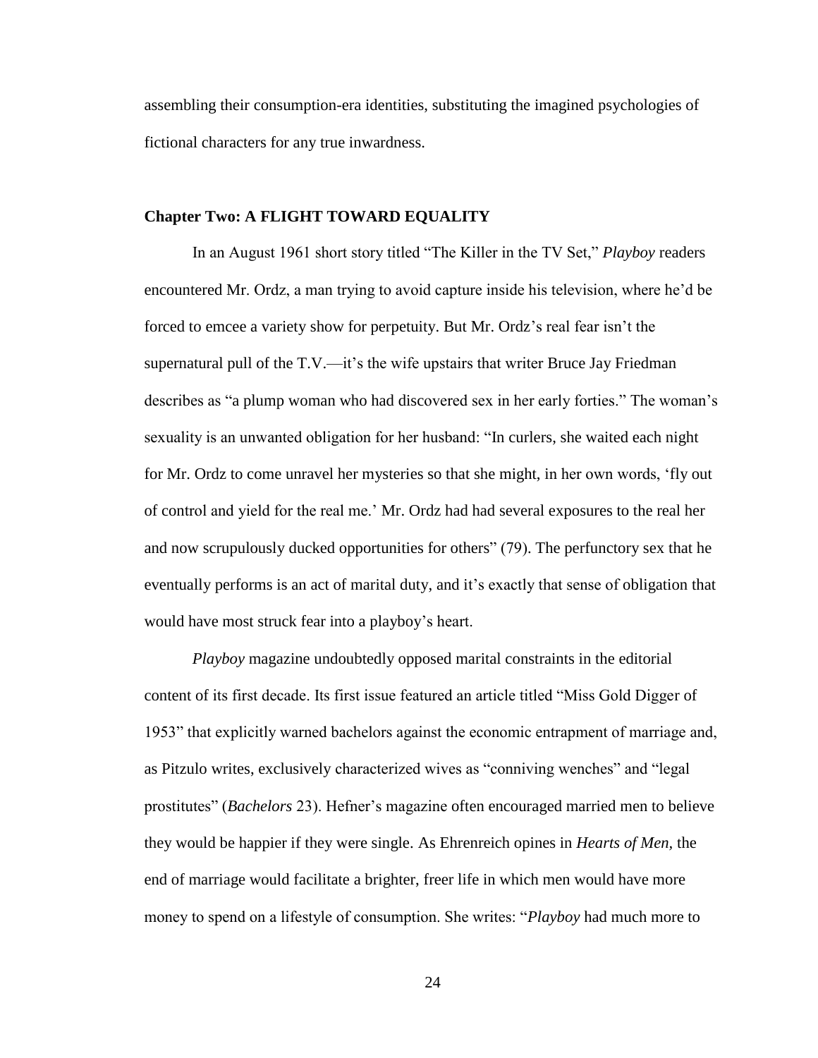assembling their consumption-era identities, substituting the imagined psychologies of fictional characters for any true inwardness.

## Chapter Two: A FLIGHT TOWARD EQUALITY

In an August 1961 short story titled "The Killer in the TV Set," *Playboy* readers encountered Mr. Ordz, a man trying to avoid capture inside his television, where he'd be forced to emcee a variety show for perpetuity. But Mr. Ordz's real fear isn't the supernatural pull of the T.V.—it's the wife upstairs that writer Bruce Jay Friedman describes as "a plump woman who had discovered sex in her early forties." The woman's sexuality is an unwanted obligation for her husband: "In curlers, she waited each night for Mr. Ordz to come unravel her mysteries so that she might, in her own words, 'fly out of control and yield for the real me.' Mr. Ordz had had several exposures to the real her and now scrupulously ducked opportunities for others" (79). The perfunctory sex that he eventually performs is an act of marital duty, and it's exactly that sense of obligation that would have most struck fear into a playboy's heart.

*Playboy* magazine undoubtedly opposed marital constraints in the editorial content of its first decade. Its first issue featured an article titled "Miss Gold Digger of 1953" that explicitly warned bachelors against the economic entrapment of marriage and, as Pitzulo writes, exclusively characterized wives as "conniving wenches" and "legal prostitutes" (*Bachelors* 23). Hefner's magazine often encouraged married men to believe they would be happier if they were single. As Ehrenreich opines in *Hearts of Men*, the end of marriage would facilitate a brighter, freer life in which men would have more money to spend on a lifestyle of consumption. She writes: "*Playboy* had much more to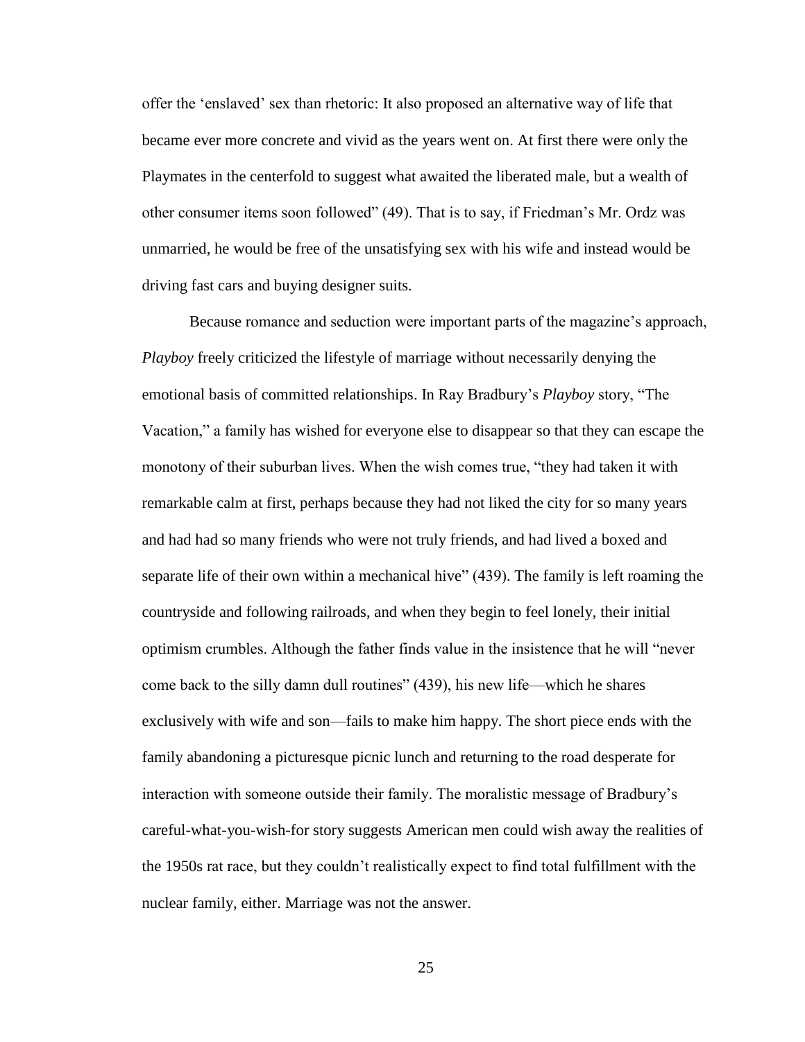offer the 'enslaved' sex than rhetoric: It also proposed an alternative way of life that became ever more concrete and vivid as the years went on. At first there were only the Playmates in the centerfold to suggest what awaited the liberated male, but a wealth of other consumer items soon followed" (49). That is to say, if Friedman's Mr. Ordz was unmarried, he would be free of the unsatisfying sex with his wife and instead would be driving fast cars and buying designer suits.

Because romance and seduction were important parts of the magazine's approach, *Playboy* freely criticized the lifestyle of marriage without necessarily denying the emotional basis of committed relationships. In Ray Bradbury's *Playboy* story, "The Vacation," a family has wished for everyone else to disappear so that they can escape the monotony of their suburban lives. When the wish comes true, "they had taken it with remarkable calm at first, perhaps because they had not liked the city for so many years and had had so many friends who were not truly friends, and had lived a boxed and separate life of their own within a mechanical hive" (439). The family is left roaming the countryside and following railroads, and when they begin to feel lonely, their initial optimism crumbles. Although the father finds value in the insistence that he will "never come back to the silly damn dull routines" (439), his new life—which he shares exclusively with wife and son—fails to make him happy. The short piece ends with the family abandoning a picturesque picnic lunch and returning to the road desperate for interaction with someone outside their family. The moralistic message of Bradbury's careful-what-you-wish-for story suggests American men could wish away the realities of the 1950s rat race, but they couldn't realistically expect to find total fulfillment with the nuclear family, either. Marriage was not the answer.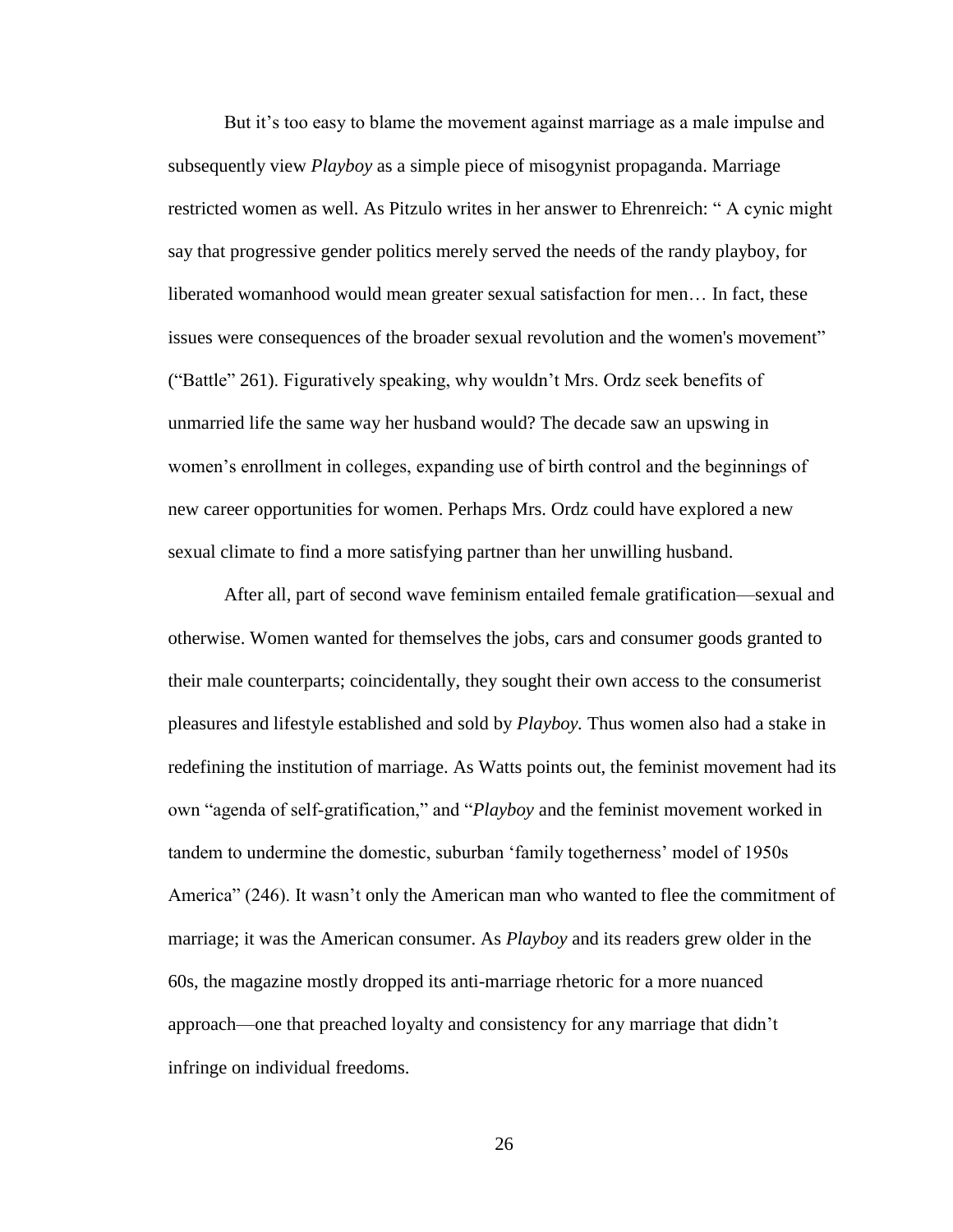But it's too easy to blame the movement against marriage as a male impulse and subsequently view *Playboy* as a simple piece of misogynist propaganda. Marriage restricted women as well. As Pitzulo writes in her answer to Ehrenreich: " A cynic might say that progressive gender politics merely served the needs of the randy playboy, for liberated womanhood would mean greater sexual satisfaction for men… In fact, these issues were consequences of the broader sexual revolution and the women's movement" ("Battle" 261). Figuratively speaking, why wouldn't Mrs. Ordz seek benefits of unmarried life the same way her husband would? The decade saw an upswing in women's enrollment in colleges, expanding use of birth control and the beginnings of new career opportunities for women. Perhaps Mrs. Ordz could have explored a new sexual climate to find a more satisfying partner than her unwilling husband.

After all, part of second wave feminism entailed female gratification—sexual and otherwise. Women wanted for themselves the jobs, cars and consumer goods granted to their male counterparts; coincidentally, they sought their own access to the consumerist pleasures and lifestyle established and sold by *Playboy.* Thus women also had a stake in redefining the institution of marriage. As Watts points out, the feminist movement had its own "agenda of self-gratification," and "*Playboy* and the feminist movement worked in tandem to undermine the domestic, suburban 'family togetherness' model of 1950s America" (246). It wasn't only the American man who wanted to flee the commitment of marriage; it was the American consumer. As *Playboy* and its readers grew older in the 60s, the magazine mostly dropped its anti-marriage rhetoric for a more nuanced approach—one that preached loyalty and consistency for any marriage that didn't infringe on individual freedoms.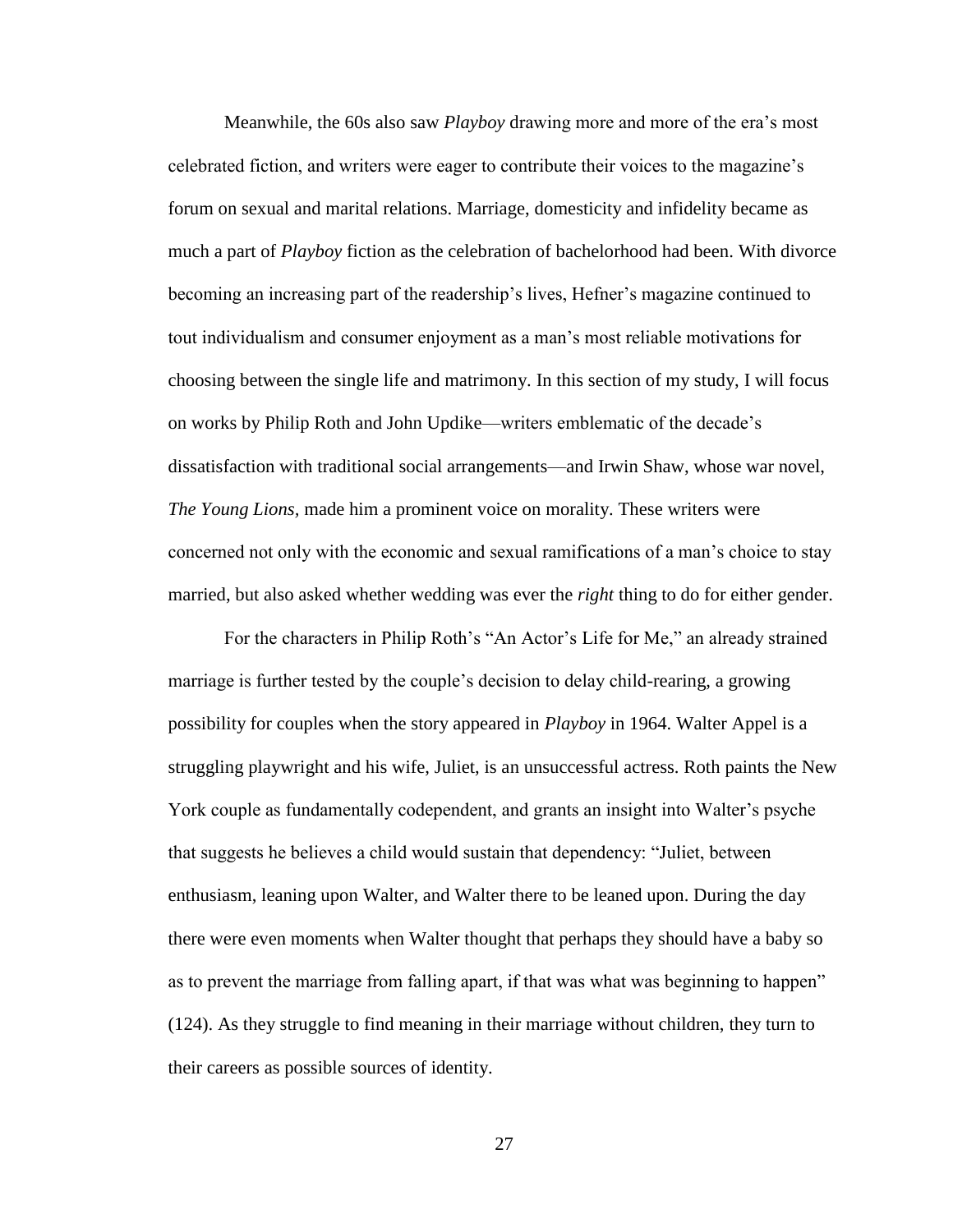Meanwhile, the 60s also saw *Playboy* drawing more and more of the era's most celebrated fiction, and writers were eager to contribute their voices to the magazine's forum on sexual and marital relations. Marriage, domesticity and infidelity became as much a part of *Playboy* fiction as the celebration of bachelorhood had been. With divorce becoming an increasing part of the readership's lives, Hefner's magazine continued to tout individualism and consumer enjoyment as a man's most reliable motivations for choosing between the single life and matrimony. In this section of my study, I will focus on works by Philip Roth and John Updike—writers emblematic of the decade's dissatisfaction with traditional social arrangements—and Irwin Shaw, whose war novel, *The Young Lions,* made him a prominent voice on morality. These writers were concerned not only with the economic and sexual ramifications of a man's choice to stay married, but also asked whether wedding was ever the *right* thing to do for either gender.

For the characters in Philip Roth's "An Actor's Life for Me," an already strained marriage is further tested by the couple's decision to delay child-rearing, a growing possibility for couples when the story appeared in *Playboy* in 1964. Walter Appel is a struggling playwright and his wife, Juliet, is an unsuccessful actress. Roth paints the New York couple as fundamentally codependent, and grants an insight into Walter's psyche that suggests he believes a child would sustain that dependency: "Juliet, between enthusiasm, leaning upon Walter, and Walter there to be leaned upon. During the day there were even moments when Walter thought that perhaps they should have a baby so as to prevent the marriage from falling apart, if that was what was beginning to happen" (124). As they struggle to find meaning in their marriage without children, they turn to their careers as possible sources of identity.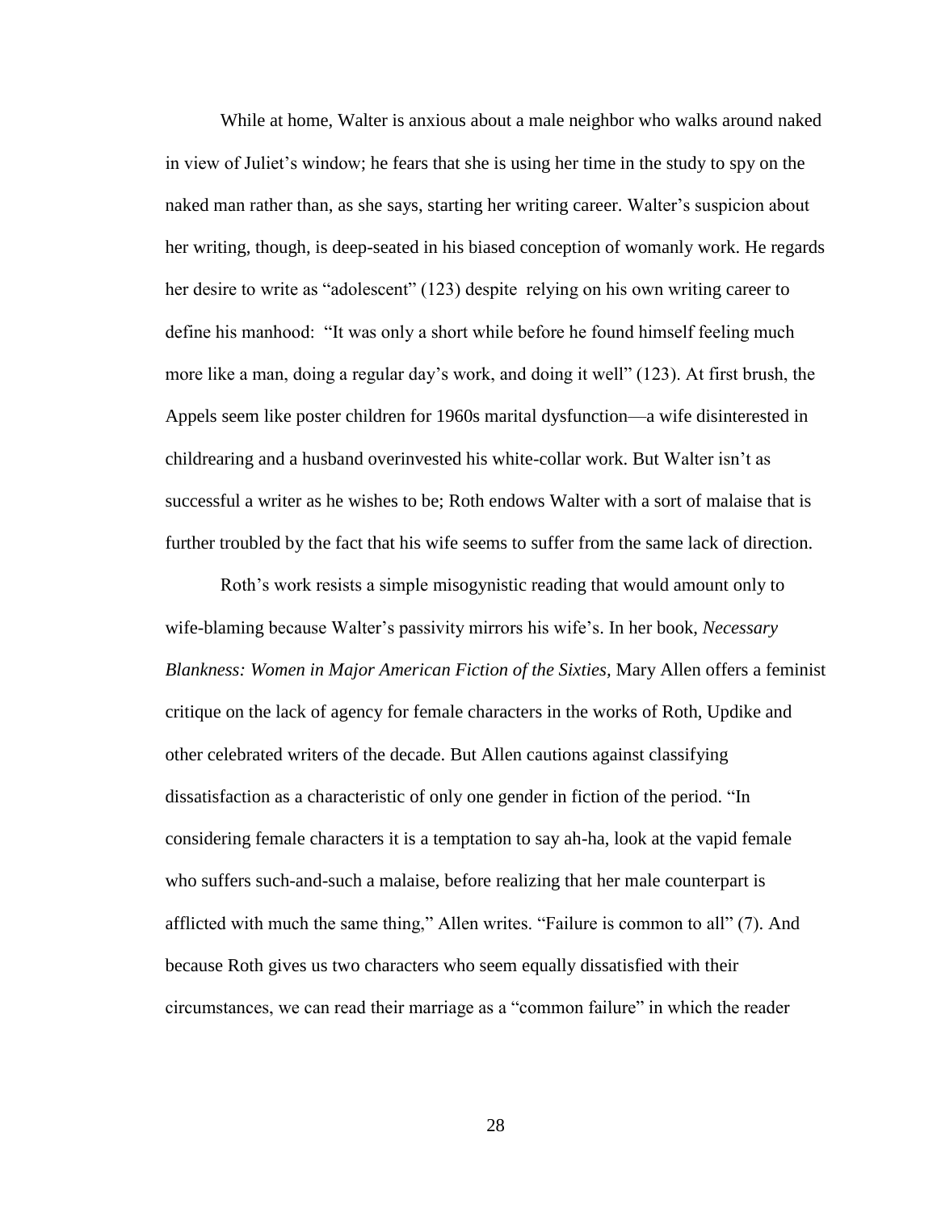While at home, Walter is anxious about a male neighbor who walks around naked in view of Juliet's window; he fears that she is using her time in the study to spy on the naked man rather than, as she says, starting her writing career. Walter's suspicion about her writing, though, is deep-seated in his biased conception of womanly work. He regards her desire to write as "adolescent" (123) despite relying on his own writing career to define his manhood: "It was only a short while before he found himself feeling much more like a man, doing a regular day's work, and doing it well" (123). At first brush, the Appels seem like poster children for 1960s marital dysfunction—a wife disinterested in childrearing and a husband overinvested his white-collar work. But Walter isn't as successful a writer as he wishes to be; Roth endows Walter with a sort of malaise that is further troubled by the fact that his wife seems to suffer from the same lack of direction.

Roth's work resists a simple misogynistic reading that would amount only to wife-blaming because Walter's passivity mirrors his wife's. In her book, *Necessary Blankness: Women in Major American Fiction of the Sixties*, Mary Allen offers a feminist critique on the lack of agency for female characters in the works of Roth, Updike and other celebrated writers of the decade. But Allen cautions against classifying dissatisfaction as a characteristic of only one gender in fiction of the period. "In considering female characters it is a temptation to say ah-ha, look at the vapid female who suffers such-and-such a malaise, before realizing that her male counterpart is afflicted with much the same thing," Allen writes. "Failure is common to all" (7). And because Roth gives us two characters who seem equally dissatisfied with their circumstances, we can read their marriage as a "common failure" in which the reader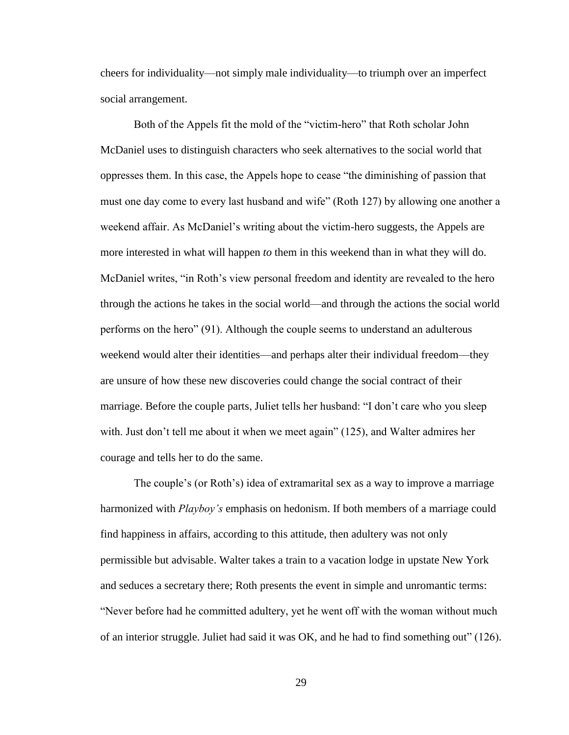cheers for individuality—not simply male individuality—to triumph over an imperfect social arrangement.

Both of the Appels fit the mold of the "victim-hero" that Roth scholar John McDaniel uses to distinguish characters who seek alternatives to the social world that oppresses them. In this case, the Appels hope to cease "the diminishing of passion that must one day come to every last husband and wife" (Roth 127) by allowing one another a weekend affair. As McDaniel's writing about the victim-hero suggests, the Appels are more interested in what will happen *to* them in this weekend than in what they will do. McDaniel writes, "in Roth's view personal freedom and identity are revealed to the hero through the actions he takes in the social world—and through the actions the social world performs on the hero" (91). Although the couple seems to understand an adulterous weekend would alter their identities—and perhaps alter their individual freedom—they are unsure of how these new discoveries could change the social contract of their marriage. Before the couple parts, Juliet tells her husband: "I don't care who you sleep with. Just don't tell me about it when we meet again" (125), and Walter admires her courage and tells her to do the same.

The couple's (or Roth's) idea of extramarital sex as a way to improve a marriage harmonized with *Playboy's* emphasis on hedonism. If both members of a marriage could find happiness in affairs, according to this attitude, then adultery was not only permissible but advisable. Walter takes a train to a vacation lodge in upstate New York and seduces a secretary there; Roth presents the event in simple and unromantic terms: "Never before had he committed adultery, yet he went off with the woman without much of an interior struggle. Juliet had said it was OK, and he had to find something out" (126).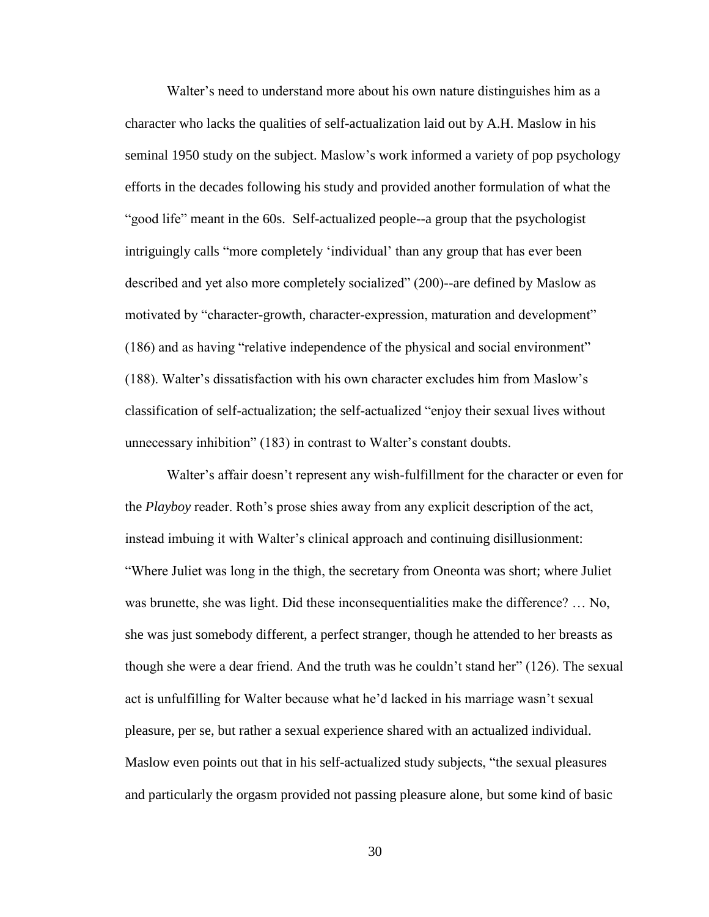Walter's need to understand more about his own nature distinguishes him as a character who lacks the qualities of self-actualization laid out by A.H. Maslow in his seminal 1950 study on the subject. Maslow's work informed a variety of pop psychology efforts in the decades following his study and provided another formulation of what the "good life" meant in the 60s. Self-actualized people--a group that the psychologist intriguingly calls "more completely 'individual' than any group that has ever been described and yet also more completely socialized" (200)--are defined by Maslow as motivated by "character-growth, character-expression, maturation and development" (186) and as having "relative independence of the physical and social environment" (188). Walter's dissatisfaction with his own character excludes him from Maslow's classification of self-actualization; the self-actualized "enjoy their sexual lives without unnecessary inhibition" (183) in contrast to Walter's constant doubts.

Walter's affair doesn't represent any wish-fulfillment for the character or even for the *Playboy* reader. Roth's prose shies away from any explicit description of the act, instead imbuing it with Walter's clinical approach and continuing disillusionment: "Where Juliet was long in the thigh, the secretary from Oneonta was short; where Juliet was brunette, she was light. Did these inconsequentialities make the difference? … No, she was just somebody different, a perfect stranger, though he attended to her breasts as though she were a dear friend. And the truth was he couldn't stand her" (126). The sexual act is unfulfilling for Walter because what he'd lacked in his marriage wasn't sexual pleasure, per se, but rather a sexual experience shared with an actualized individual. Maslow even points out that in his self-actualized study subjects, "the sexual pleasures and particularly the orgasm provided not passing pleasure alone, but some kind of basic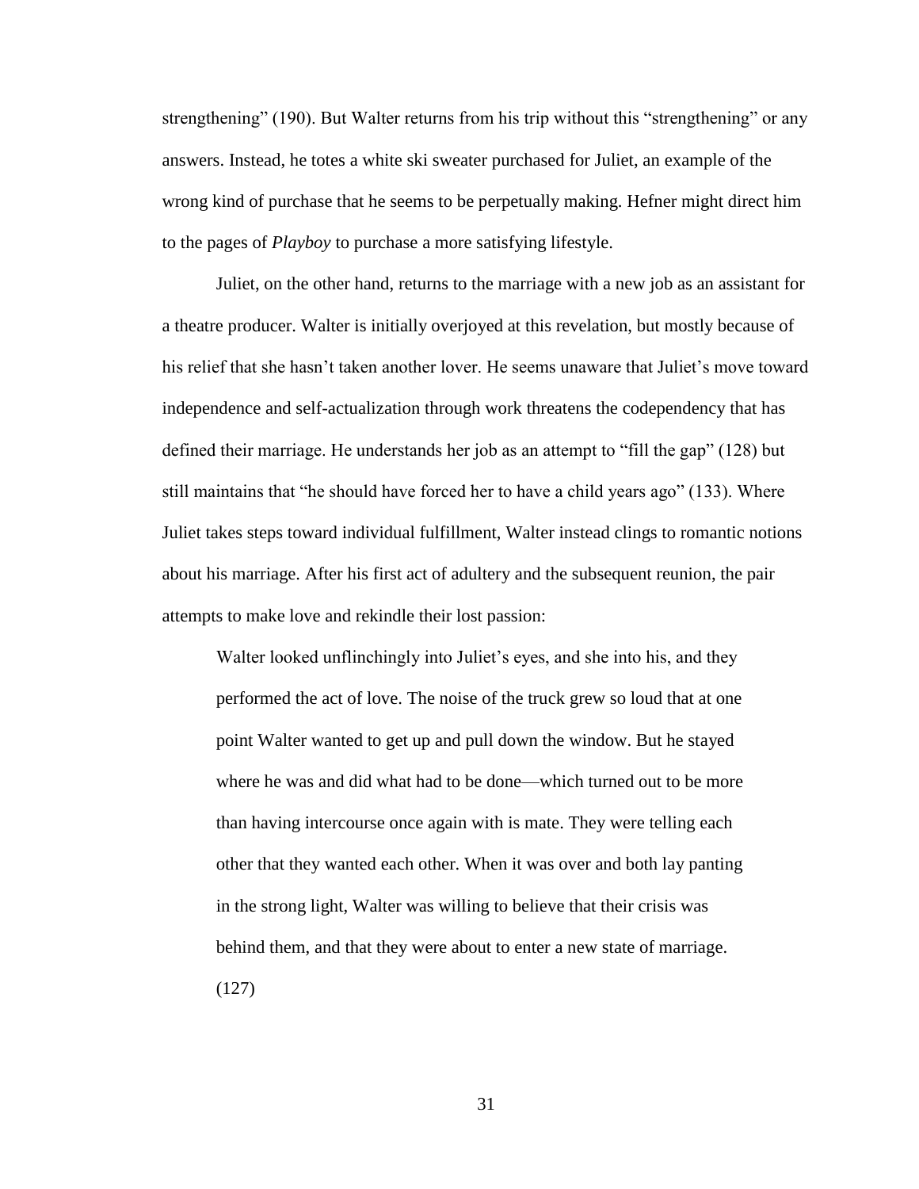strengthening" (190). But Walter returns from his trip without this "strengthening" or any answers. Instead, he totes a white ski sweater purchased for Juliet, an example of the wrong kind of purchase that he seems to be perpetually making. Hefner might direct him to the pages of *Playboy* to purchase a more satisfying lifestyle.

Juliet, on the other hand, returns to the marriage with a new job as an assistant for a theatre producer. Walter is initially overjoyed at this revelation, but mostly because of his relief that she hasn't taken another lover. He seems unaware that Juliet's move toward independence and self-actualization through work threatens the codependency that has defined their marriage. He understands her job as an attempt to "fill the gap" (128) but still maintains that "he should have forced her to have a child years ago" (133). Where Juliet takes steps toward individual fulfillment, Walter instead clings to romantic notions about his marriage. After his first act of adultery and the subsequent reunion, the pair attempts to make love and rekindle their lost passion:

> Walter looked unflinchingly into Juliet's eyes, and she into his, and they performed the act of love. The noise of the truck grew so loud that at one point Walter wanted to get up and pull down the window. But he stayed where he was and did what had to be done—which turned out to be more than having intercourse once again with is mate. They were telling each other that they wanted each other. When it was over and both lay panting in the strong light, Walter was willing to believe that their crisis was behind them, and that they were about to enter a new state of marriage. (127)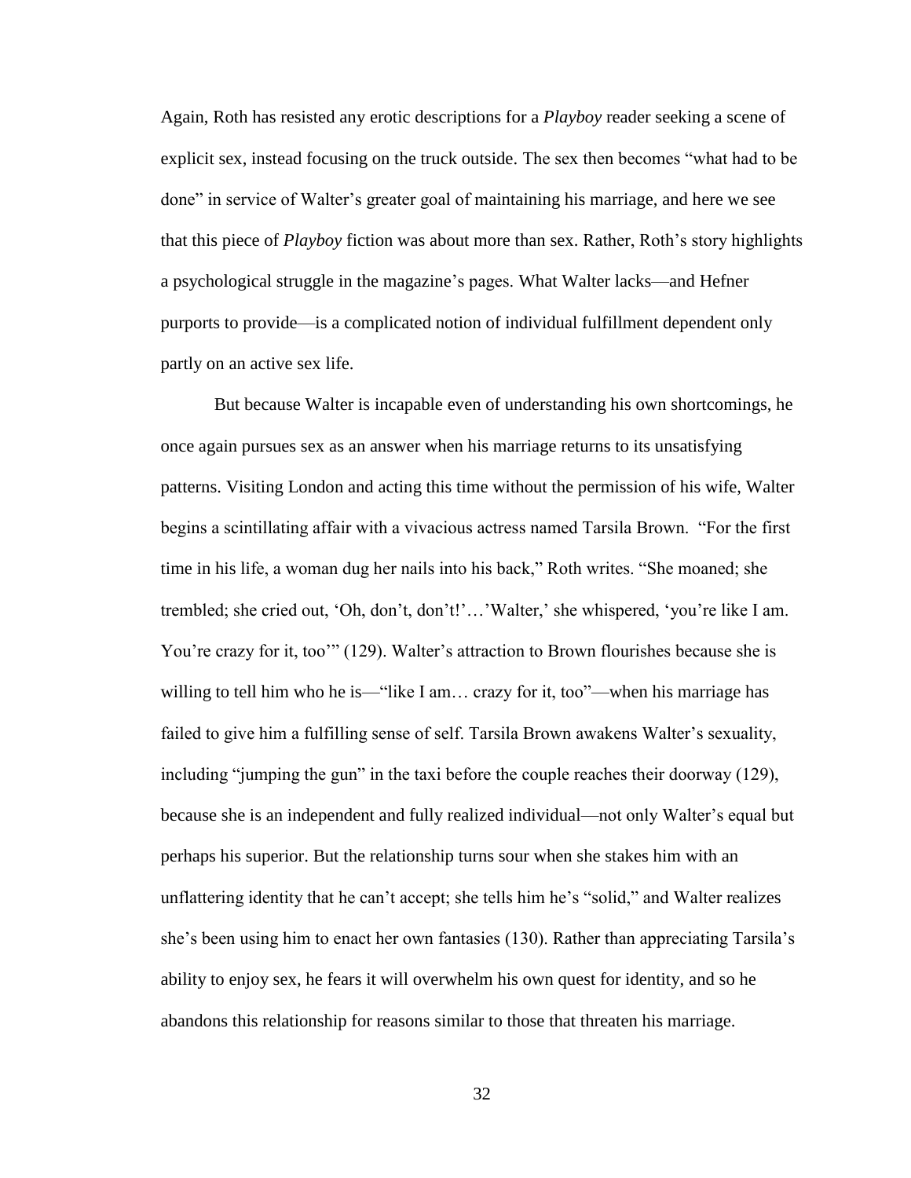Again, Roth has resisted any erotic descriptions for a *Playboy* reader seeking a scene of explicit sex, instead focusing on the truck outside. The sex then becomes "what had to be done" in service of Walter's greater goal of maintaining his marriage, and here we see that this piece of *Playboy* fiction was about more than sex. Rather, Roth's story highlights a psychological struggle in the magazine's pages. What Walter lacks—and Hefner purports to provide—is a complicated notion of individual fulfillment dependent only partly on an active sex life.

But because Walter is incapable even of understanding his own shortcomings, he once again pursues sex as an answer when his marriage returns to its unsatisfying patterns. Visiting London and acting this time without the permission of his wife, Walter begins a scintillating affair with a vivacious actress named Tarsila Brown. "For the first time in his life, a woman dug her nails into his back," Roth writes. "She moaned; she trembled; she cried out, 'Oh, don't, don't!'…'Walter,' she whispered, 'you're like I am. You're crazy for it, too'" (129). Walter's attraction to Brown flourishes because she is willing to tell him who he is—"like I am… crazy for it, too"—when his marriage has failed to give him a fulfilling sense of self. Tarsila Brown awakens Walter's sexuality, including "jumping the gun" in the taxi before the couple reaches their doorway (129), because she is an independent and fully realized individual—not only Walter's equal but perhaps his superior. But the relationship turns sour when she stakes him with an unflattering identity that he can't accept; she tells him he's "solid," and Walter realizes she's been using him to enact her own fantasies (130). Rather than appreciating Tarsila's ability to enjoy sex, he fears it will overwhelm his own quest for identity, and so he abandons this relationship for reasons similar to those that threaten his marriage.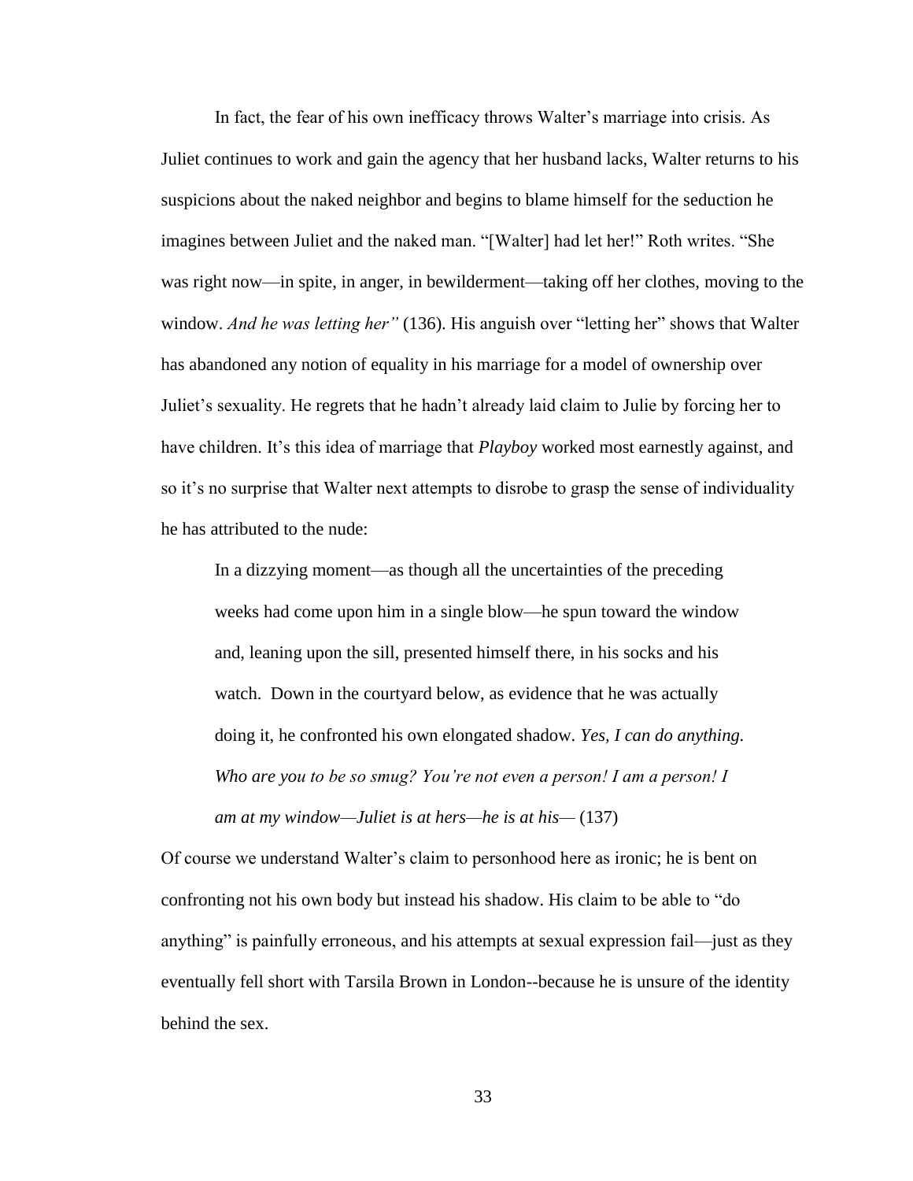In fact, the fear of his own inefficacy throws Walter's marriage into crisis. As Juliet continues to work and gain the agency that her husband lacks, Walter returns to his suspicions about the naked neighbor and begins to blame himself for the seduction he imagines between Juliet and the naked man. "[Walter] had let her!" Roth writes. "She was right now—in spite, in anger, in bewilderment—taking off her clothes, moving to the window. *And he was letting her"* (136). His anguish over "letting her" shows that Walter has abandoned any notion of equality in his marriage for a model of ownership over Juliet's sexuality. He regrets that he hadn't already laid claim to Julie by forcing her to have children. It's this idea of marriage that *Playboy* worked most earnestly against, and so it's no surprise that Walter next attempts to disrobe to grasp the sense of individuality he has attributed to the nude:

> In a dizzying moment—as though all the uncertainties of the preceding weeks had come upon him in a single blow—he spun toward the window and, leaning upon the sill, presented himself there, in his socks and his watch. Down in the courtyard below, as evidence that he was actually doing it, he confronted his own elongated shadow. *Yes, I can do anything. Who are you to be so smug? You're not even a person! I am a person! I am at my window—Juliet is at hers—he is at his—* (137)

Of course we understand Walter's claim to personhood here as ironic; he is bent on confronting not his own body but instead his shadow. His claim to be able to "do anything" is painfully erroneous, and his attempts at sexual expression fail—just as they eventually fell short with Tarsila Brown in London--because he is unsure of the identity behind the sex.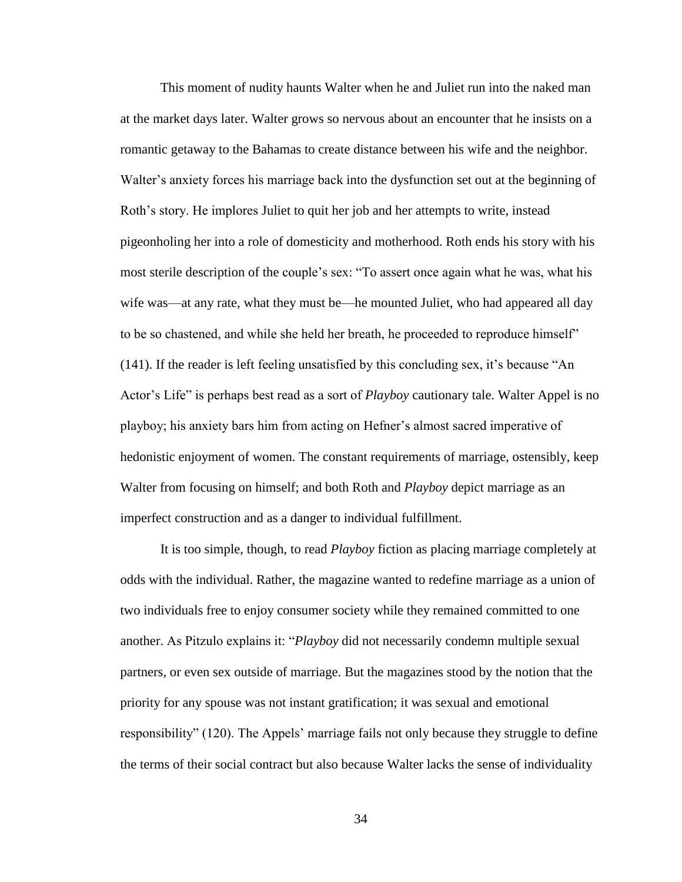This moment of nudity haunts Walter when he and Juliet run into the naked man at the market days later. Walter grows so nervous about an encounter that he insists on a romantic getaway to the Bahamas to create distance between his wife and the neighbor. Walter's anxiety forces his marriage back into the dysfunction set out at the beginning of Roth's story. He implores Juliet to quit her job and her attempts to write, instead pigeonholing her into a role of domesticity and motherhood. Roth ends his story with his most sterile description of the couple's sex: "To assert once again what he was, what his wife was—at any rate, what they must be—he mounted Juliet, who had appeared all day to be so chastened, and while she held her breath, he proceeded to reproduce himself" (141). If the reader is left feeling unsatisfied by this concluding sex, it's because "An Actor's Life" is perhaps best read as a sort of *Playboy* cautionary tale. Walter Appel is no playboy; his anxiety bars him from acting on Hefner's almost sacred imperative of hedonistic enjoyment of women. The constant requirements of marriage, ostensibly, keep Walter from focusing on himself; and both Roth and *Playboy* depict marriage as an imperfect construction and as a danger to individual fulfillment.

It is too simple, though, to read *Playboy* fiction as placing marriage completely at odds with the individual. Rather, the magazine wanted to redefine marriage as a union of two individuals free to enjoy consumer society while they remained committed to one another. As Pitzulo explains it: "*Playboy* did not necessarily condemn multiple sexual partners, or even sex outside of marriage. But the magazines stood by the notion that the priority for any spouse was not instant gratification; it was sexual and emotional responsibility" (120). The Appels' marriage fails not only because they struggle to define the terms of their social contract but also because Walter lacks the sense of individuality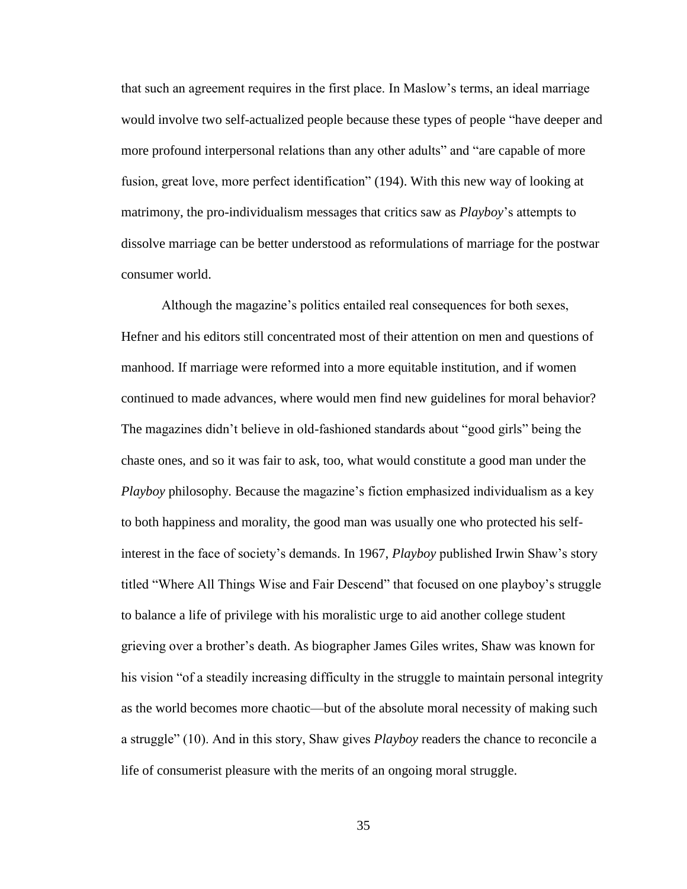that such an agreement requires in the first place. In Maslow's terms, an ideal marriage would involve two self-actualized people because these types of people "have deeper and more profound interpersonal relations than any other adults" and "are capable of more fusion, great love, more perfect identification" (194). With this new way of looking at matrimony, the pro-individualism messages that critics saw as *Playboy*'s attempts to dissolve marriage can be better understood as reformulations of marriage for the postwar consumer world.

Although the magazine's politics entailed real consequences for both sexes, Hefner and his editors still concentrated most of their attention on men and questions of manhood. If marriage were reformed into a more equitable institution, and if women continued to made advances, where would men find new guidelines for moral behavior? The magazines didn't believe in old-fashioned standards about "good girls" being the chaste ones, and so it was fair to ask, too, what would constitute a good man under the *Playboy* philosophy. Because the magazine's fiction emphasized individualism as a key to both happiness and morality, the good man was usually one who protected his self-interest in the face of society's demands. In 1967, *Playboy* published Irwin Shaw's story titled "Where All Things Wise and Fair Descend" that focused on one playboy's struggle to balance a life of privilege with his moralistic urge to aid another college student grieving over a brother's death. As biographer James Giles writes, Shaw was known for his vision "of a steadily increasing difficulty in the struggle to maintain personal integrity as the world becomes more chaotic—but of the absolute moral necessity of making such a struggle" (10). And in this story, Shaw gives *Playboy* readers the chance to reconcile a life of consumerist pleasure with the merits of an ongoing moral struggle.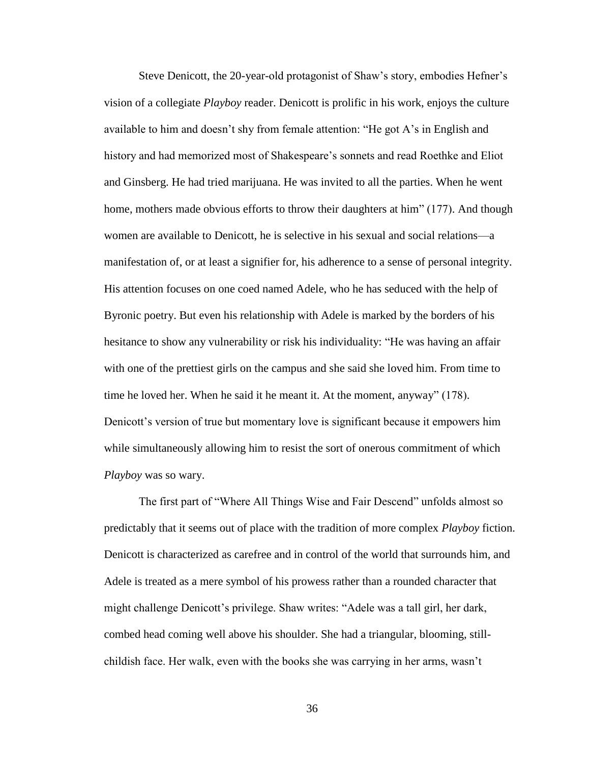Steve Denicott, the 20-year-old protagonist of Shaw's story, embodies Hefner's vision of a collegiate *Playboy* reader. Denicott is prolific in his work, enjoys the culture available to him and doesn't shy from female attention: "He got A's in English and history and had memorized most of Shakespeare's sonnets and read Roethke and Eliot and Ginsberg. He had tried marijuana. He was invited to all the parties. When he went home, mothers made obvious efforts to throw their daughters at him" (177). And though women are available to Denicott, he is selective in his sexual and social relations—a manifestation of, or at least a signifier for, his adherence to a sense of personal integrity. His attention focuses on one coed named Adele, who he has seduced with the help of Byronic poetry. But even his relationship with Adele is marked by the borders of his hesitance to show any vulnerability or risk his individuality: "He was having an affair with one of the prettiest girls on the campus and she said she loved him. From time to time he loved her. When he said it he meant it. At the moment, anyway" (178). Denicott's version of true but momentary love is significant because it empowers him while simultaneously allowing him to resist the sort of onerous commitment of which *Playboy* was so wary.

The first part of "Where All Things Wise and Fair Descend" unfolds almost so predictably that it seems out of place with the tradition of more complex *Playboy* fiction. Denicott is characterized as carefree and in control of the world that surrounds him, and Adele is treated as a mere symbol of his prowess rather than a rounded character that might challenge Denicott's privilege. Shaw writes: "Adele was a tall girl, her dark, combed head coming well above his shoulder. She had a triangular, blooming, still-childish face. Her walk, even with the books she was carrying in her arms, wasn't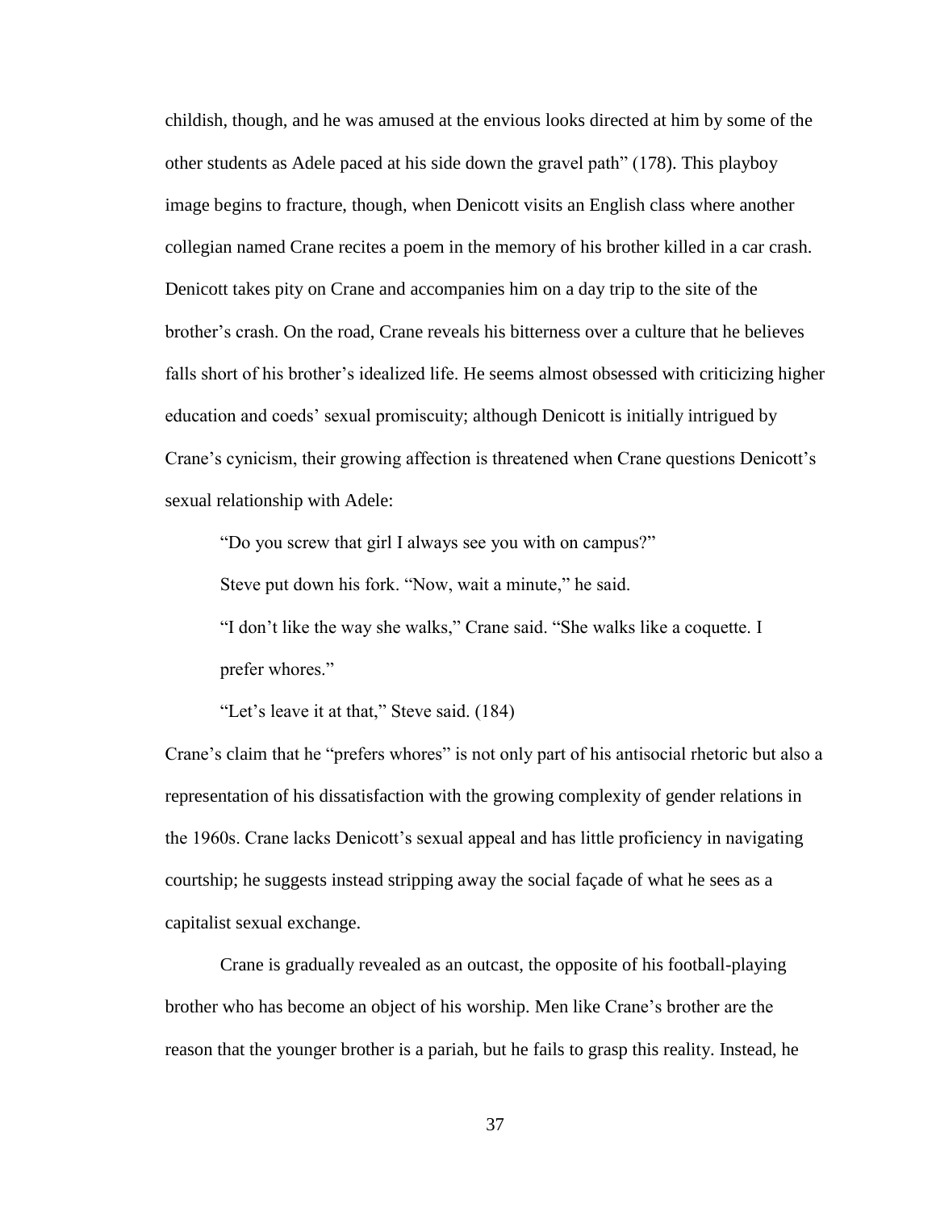childish, though, and he was amused at the envious looks directed at him by some of the other students as Adele paced at his side down the gravel path" (178). This playboy image begins to fracture, though, when Denicott visits an English class where another collegian named Crane recites a poem in the memory of his brother killed in a car crash. Denicott takes pity on Crane and accompanies him on a day trip to the site of the brother's crash. On the road, Crane reveals his bitterness over a culture that he believes falls short of his brother's idealized life. He seems almost obsessed with criticizing higher education and coeds' sexual promiscuity; although Denicott is initially intrigued by Crane's cynicism, their growing affection is threatened when Crane questions Denicott's sexual relationship with Adele:

> "Do you screw that girl I always see you with on campus?"
>
> Steve put down his fork. "Now, wait a minute," he said.
>
> "I don't like the way she walks," Crane said. "She walks like a coquette. I prefer whores."
>
> "Let's leave it at that," Steve said. (184)

Crane's claim that he "prefers whores" is not only part of his antisocial rhetoric but also a representation of his dissatisfaction with the growing complexity of gender relations in the 1960s. Crane lacks Denicott's sexual appeal and has little proficiency in navigating courtship; he suggests instead stripping away the social façade of what he sees as a capitalist sexual exchange.

Crane is gradually revealed as an outcast, the opposite of his football-playing brother who has become an object of his worship. Men like Crane's brother are the reason that the younger brother is a pariah, but he fails to grasp this reality. Instead, he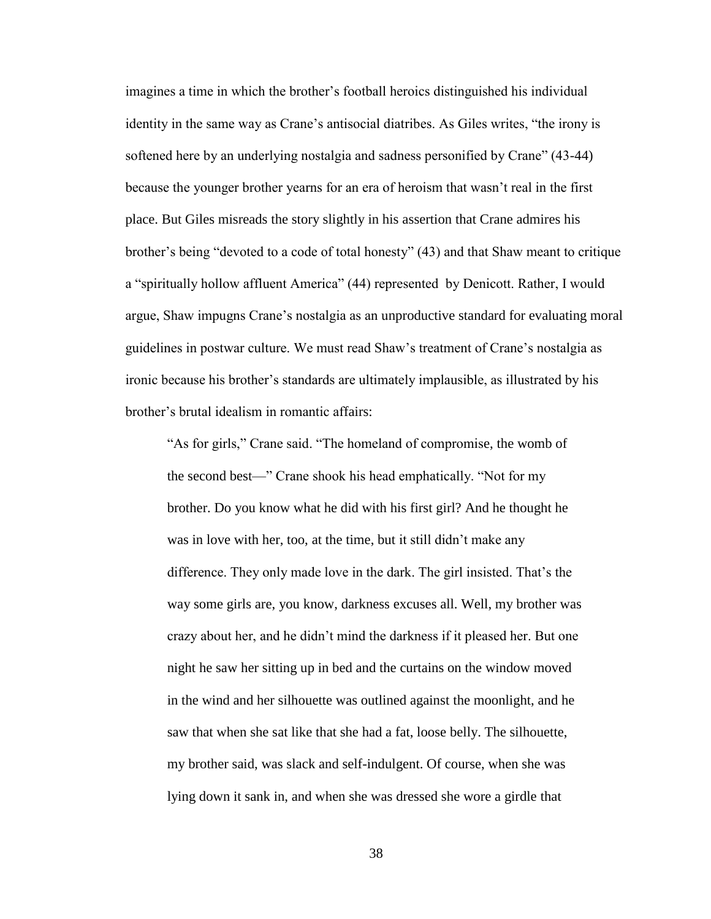imagines a time in which the brother's football heroics distinguished his individual identity in the same way as Crane's antisocial diatribes. As Giles writes, "the irony is softened here by an underlying nostalgia and sadness personified by Crane" (43-44) because the younger brother yearns for an era of heroism that wasn't real in the first place. But Giles misreads the story slightly in his assertion that Crane admires his brother's being "devoted to a code of total honesty" (43) and that Shaw meant to critique a "spiritually hollow affluent America" (44) represented by Denicott. Rather, I would argue, Shaw impugns Crane's nostalgia as an unproductive standard for evaluating moral guidelines in postwar culture. We must read Shaw's treatment of Crane's nostalgia as ironic because his brother's standards are ultimately implausible, as illustrated by his brother's brutal idealism in romantic affairs:

> "As for girls," Crane said. "The homeland of compromise, the womb of the second best—" Crane shook his head emphatically. "Not for my brother. Do you know what he did with his first girl? And he thought he was in love with her, too, at the time, but it still didn't make any difference. They only made love in the dark. The girl insisted. That's the way some girls are, you know, darkness excuses all. Well, my brother was crazy about her, and he didn't mind the darkness if it pleased her. But one night he saw her sitting up in bed and the curtains on the window moved in the wind and her silhouette was outlined against the moonlight, and he saw that when she sat like that she had a fat, loose belly. The silhouette, my brother said, was slack and self-indulgent. Of course, when she was lying down it sank in, and when she was dressed she wore a girdle that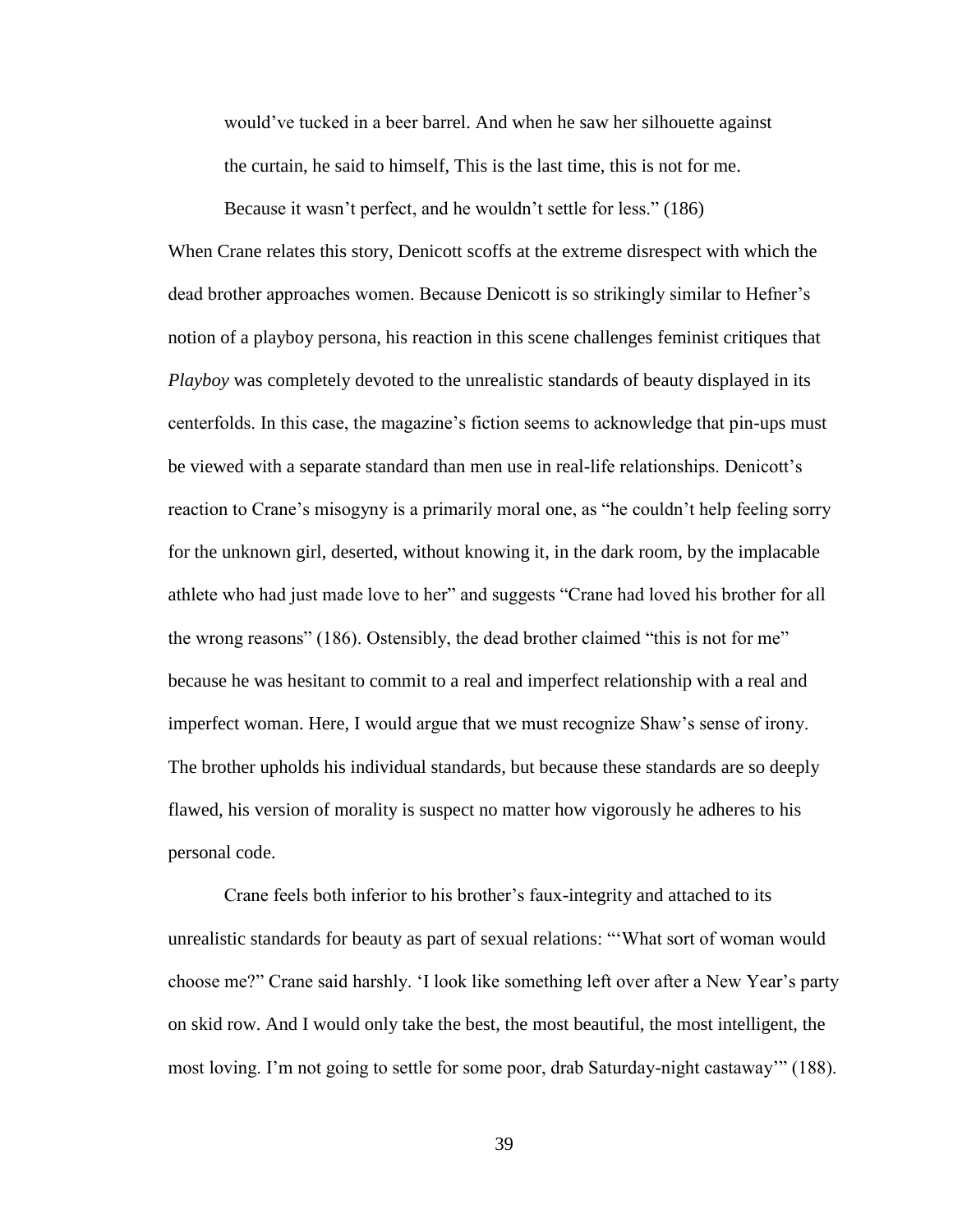would've tucked in a beer barrel. And when he saw her silhouette against the curtain, he said to himself, This is the last time, this is not for me.

Because it wasn't perfect, and he wouldn't settle for less." (186)

When Crane relates this story, Denicott scoffs at the extreme disrespect with which the dead brother approaches women. Because Denicott is so strikingly similar to Hefner's notion of a playboy persona, his reaction in this scene challenges feminist critiques that *Playboy* was completely devoted to the unrealistic standards of beauty displayed in its centerfolds. In this case, the magazine's fiction seems to acknowledge that pin-ups must be viewed with a separate standard than men use in real-life relationships. Denicott's reaction to Crane's misogyny is a primarily moral one, as "he couldn't help feeling sorry for the unknown girl, deserted, without knowing it, in the dark room, by the implacable athlete who had just made love to her" and suggests "Crane had loved his brother for all the wrong reasons" (186). Ostensibly, the dead brother claimed "this is not for me" because he was hesitant to commit to a real and imperfect relationship with a real and imperfect woman. Here, I would argue that we must recognize Shaw's sense of irony. The brother upholds his individual standards, but because these standards are so deeply flawed, his version of morality is suspect no matter how vigorously he adheres to his personal code.

Crane feels both inferior to his brother's faux-integrity and attached to its unrealistic standards for beauty as part of sexual relations: "'What sort of woman would choose me?" Crane said harshly. 'I look like something left over after a New Year's party on skid row. And I would only take the best, the most beautiful, the most intelligent, the most loving. I'm not going to settle for some poor, drab Saturday-night castaway'" (188).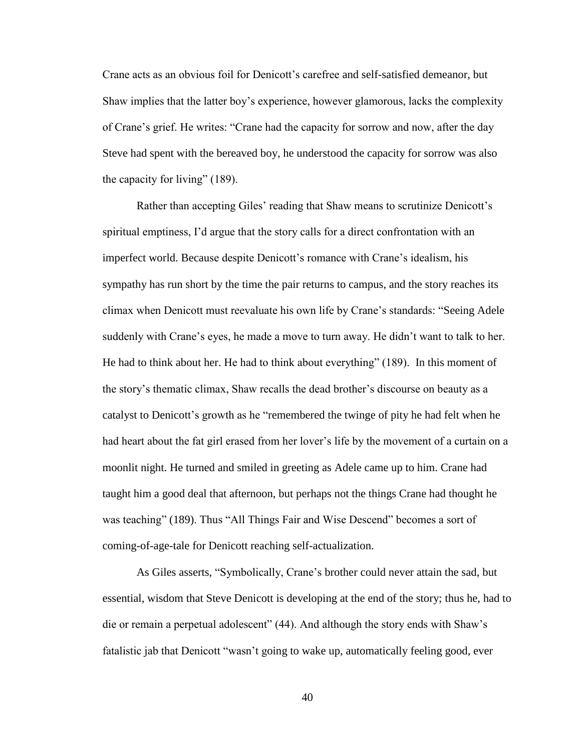Crane acts as an obvious foil for Denicott's carefree and self-satisfied demeanor, but Shaw implies that the latter boy's experience, however glamorous, lacks the complexity of Crane's grief. He writes: "Crane had the capacity for sorrow and now, after the day Steve had spent with the bereaved boy, he understood the capacity for sorrow was also the capacity for living" (189).

Rather than accepting Giles' reading that Shaw means to scrutinize Denicott's spiritual emptiness, I'd argue that the story calls for a direct confrontation with an imperfect world. Because despite Denicott's romance with Crane's idealism, his sympathy has run short by the time the pair returns to campus, and the story reaches its climax when Denicott must reevaluate his own life by Crane's standards: "Seeing Adele suddenly with Crane's eyes, he made a move to turn away. He didn't want to talk to her. He had to think about her. He had to think about everything" (189). In this moment of the story's thematic climax, Shaw recalls the dead brother's discourse on beauty as a catalyst to Denicott's growth as he "remembered the twinge of pity he had felt when he had heart about the fat girl erased from her lover's life by the movement of a curtain on a moonlit night. He turned and smiled in greeting as Adele came up to him. Crane had taught him a good deal that afternoon, but perhaps not the things Crane had thought he was teaching" (189). Thus "All Things Fair and Wise Descend" becomes a sort of coming-of-age-tale for Denicott reaching self-actualization.

As Giles asserts, "Symbolically, Crane's brother could never attain the sad, but essential, wisdom that Steve Denicott is developing at the end of the story; thus he, had to die or remain a perpetual adolescent" (44). And although the story ends with Shaw's fatalistic jab that Denicott "wasn't going to wake up, automatically feeling good, ever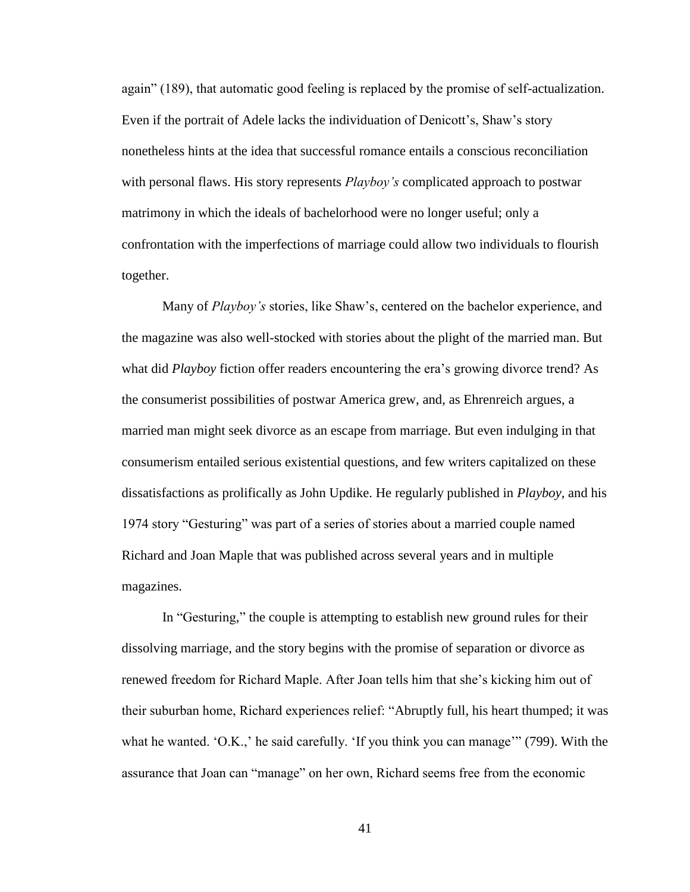again" (189), that automatic good feeling is replaced by the promise of self-actualization. Even if the portrait of Adele lacks the individuation of Denicott's, Shaw's story nonetheless hints at the idea that successful romance entails a conscious reconciliation with personal flaws. His story represents *Playboy's* complicated approach to postwar matrimony in which the ideals of bachelorhood were no longer useful; only a confrontation with the imperfections of marriage could allow two individuals to flourish together.

Many of *Playboy's* stories, like Shaw's, centered on the bachelor experience, and the magazine was also well-stocked with stories about the plight of the married man. But what did *Playboy* fiction offer readers encountering the era's growing divorce trend? As the consumerist possibilities of postwar America grew, and, as Ehrenreich argues, a married man might seek divorce as an escape from marriage. But even indulging in that consumerism entailed serious existential questions, and few writers capitalized on these dissatisfactions as prolifically as John Updike. He regularly published in *Playboy*, and his 1974 story "Gesturing" was part of a series of stories about a married couple named Richard and Joan Maple that was published across several years and in multiple magazines.

In "Gesturing," the couple is attempting to establish new ground rules for their dissolving marriage, and the story begins with the promise of separation or divorce as renewed freedom for Richard Maple. After Joan tells him that she's kicking him out of their suburban home, Richard experiences relief: "Abruptly full, his heart thumped; it was what he wanted. 'O.K.,' he said carefully. 'If you think you can manage'" (799). With the assurance that Joan can "manage" on her own, Richard seems free from the economic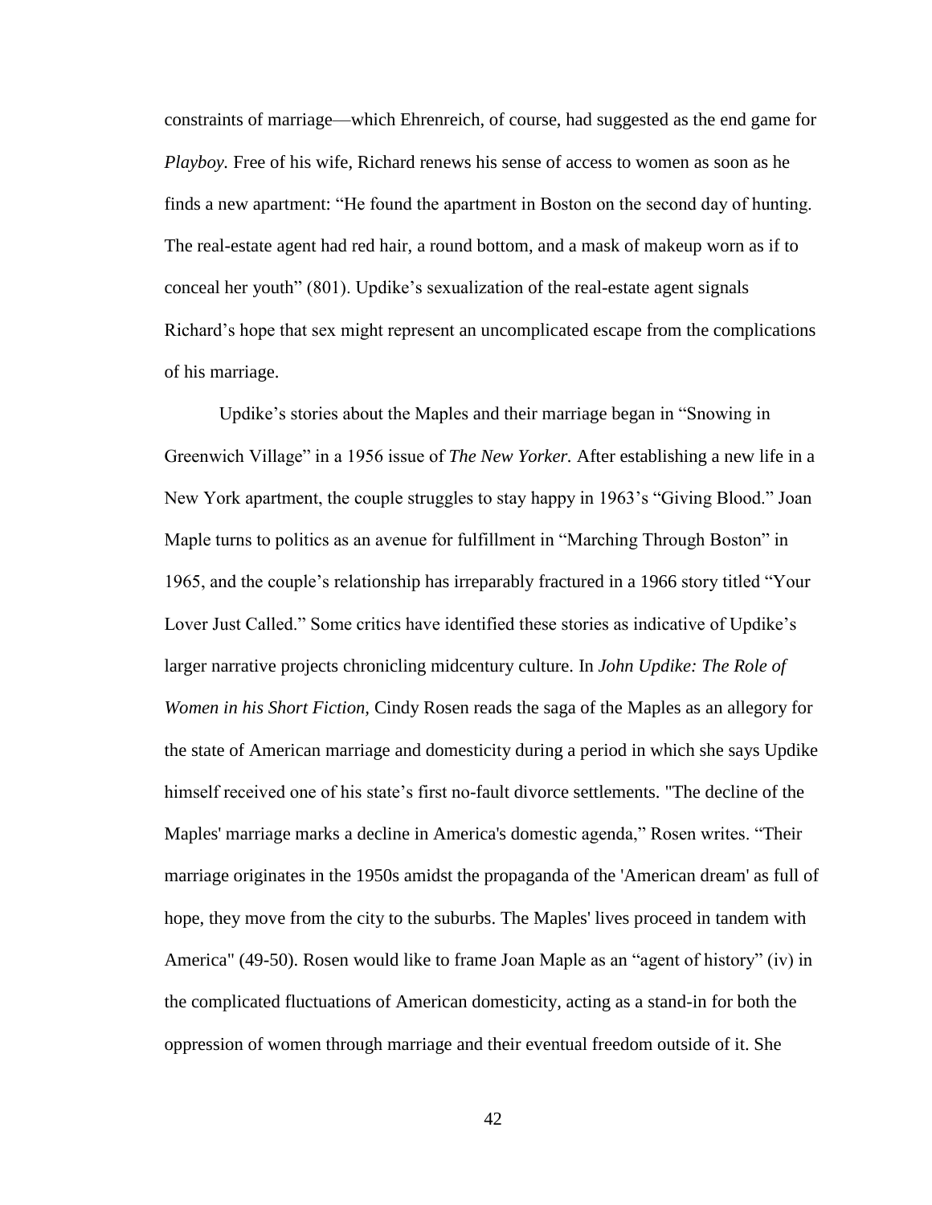constraints of marriage—which Ehrenreich, of course, had suggested as the end game for *Playboy.* Free of his wife, Richard renews his sense of access to women as soon as he finds a new apartment: "He found the apartment in Boston on the second day of hunting. The real-estate agent had red hair, a round bottom, and a mask of makeup worn as if to conceal her youth" (801). Updike's sexualization of the real-estate agent signals Richard's hope that sex might represent an uncomplicated escape from the complications of his marriage.

Updike's stories about the Maples and their marriage began in "Snowing in Greenwich Village" in a 1956 issue of *The New Yorker.* After establishing a new life in a New York apartment, the couple struggles to stay happy in 1963's "Giving Blood." Joan Maple turns to politics as an avenue for fulfillment in "Marching Through Boston" in 1965, and the couple's relationship has irreparably fractured in a 1966 story titled "Your Lover Just Called." Some critics have identified these stories as indicative of Updike's larger narrative projects chronicling midcentury culture. In *John Updike: The Role of Women in his Short Fiction,* Cindy Rosen reads the saga of the Maples as an allegory for the state of American marriage and domesticity during a period in which she says Updike himself received one of his state's first no-fault divorce settlements. "The decline of the Maples' marriage marks a decline in America's domestic agenda," Rosen writes. "Their marriage originates in the 1950s amidst the propaganda of the 'American dream' as full of hope, they move from the city to the suburbs. The Maples' lives proceed in tandem with America" (49-50). Rosen would like to frame Joan Maple as an "agent of history" (iv) in the complicated fluctuations of American domesticity, acting as a stand-in for both the oppression of women through marriage and their eventual freedom outside of it. She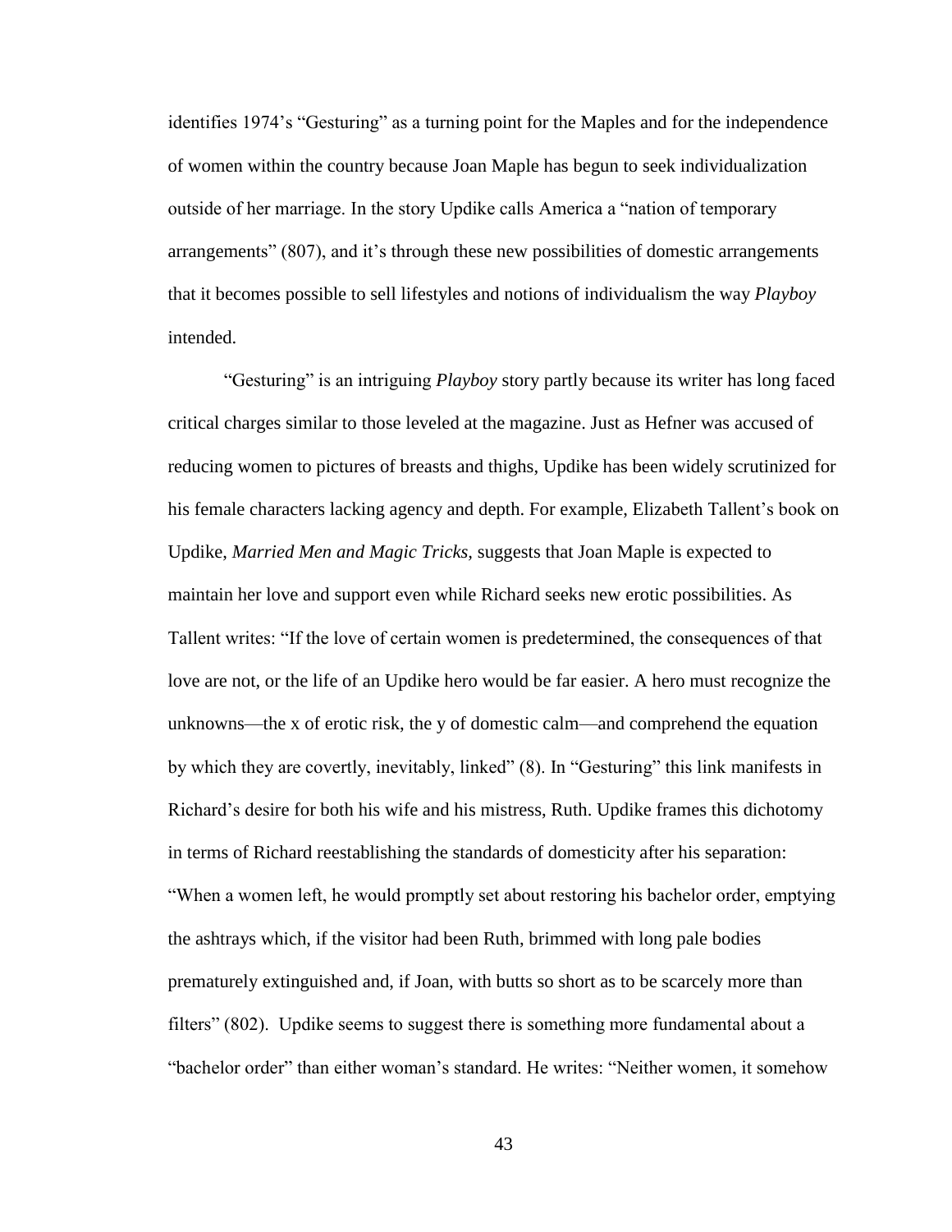identifies 1974's "Gesturing" as a turning point for the Maples and for the independence of women within the country because Joan Maple has begun to seek individualization outside of her marriage. In the story Updike calls America a "nation of temporary arrangements" (807), and it's through these new possibilities of domestic arrangements that it becomes possible to sell lifestyles and notions of individualism the way *Playboy* intended.

"Gesturing" is an intriguing *Playboy* story partly because its writer has long faced critical charges similar to those leveled at the magazine. Just as Hefner was accused of reducing women to pictures of breasts and thighs, Updike has been widely scrutinized for his female characters lacking agency and depth. For example, Elizabeth Tallent's book on Updike, *Married Men and Magic Tricks*, suggests that Joan Maple is expected to maintain her love and support even while Richard seeks new erotic possibilities. As Tallent writes: "If the love of certain women is predetermined, the consequences of that love are not, or the life of an Updike hero would be far easier. A hero must recognize the unknowns—the x of erotic risk, the y of domestic calm—and comprehend the equation by which they are covertly, inevitably, linked" (8). In "Gesturing" this link manifests in Richard's desire for both his wife and his mistress, Ruth. Updike frames this dichotomy in terms of Richard reestablishing the standards of domesticity after his separation: "When a women left, he would promptly set about restoring his bachelor order, emptying the ashtrays which, if the visitor had been Ruth, brimmed with long pale bodies prematurely extinguished and, if Joan, with butts so short as to be scarcely more than filters" (802). Updike seems to suggest there is something more fundamental about a "bachelor order" than either woman's standard. He writes: "Neither women, it somehow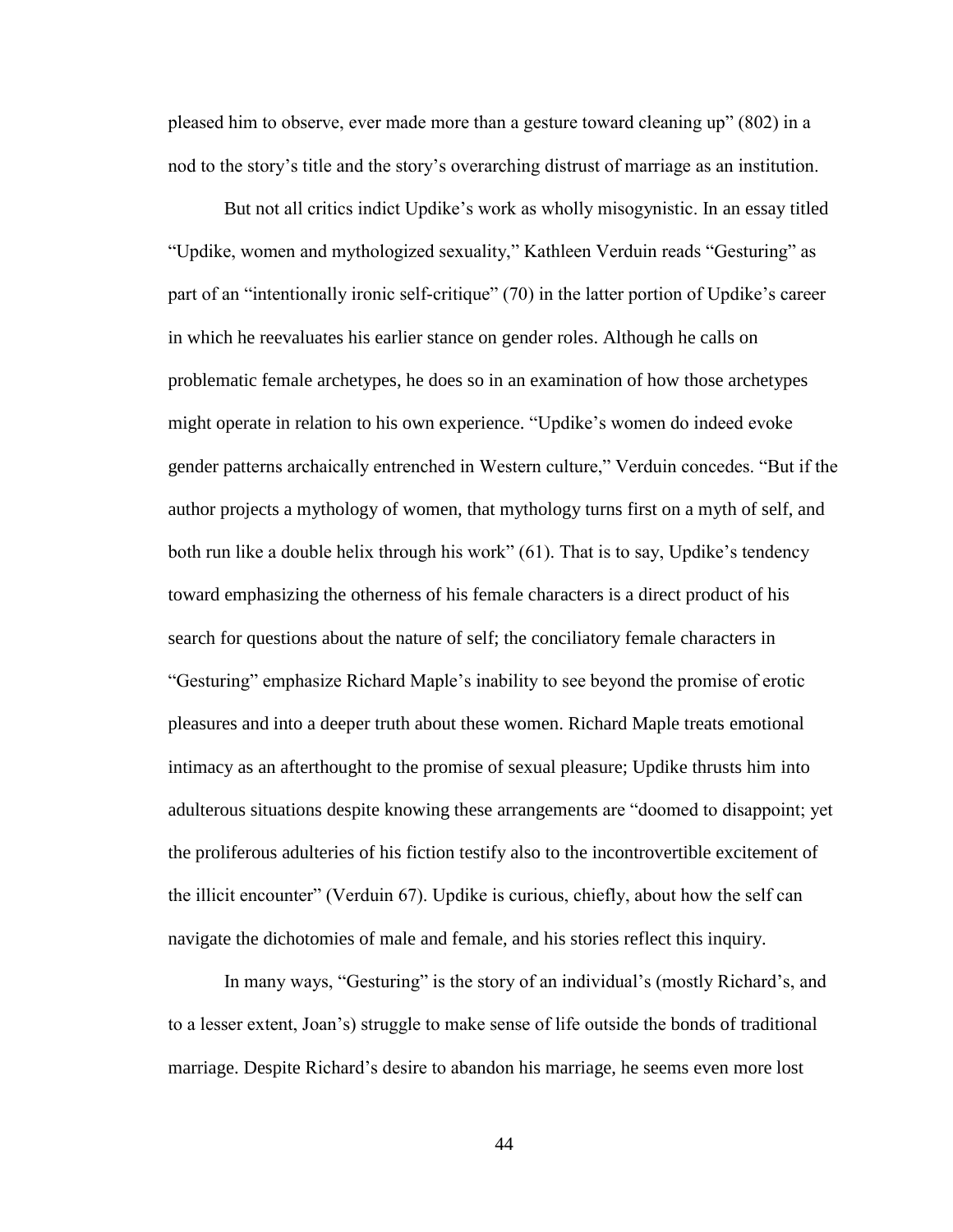pleased him to observe, ever made more than a gesture toward cleaning up" (802) in a nod to the story's title and the story's overarching distrust of marriage as an institution.

But not all critics indict Updike's work as wholly misogynistic. In an essay titled "Updike, women and mythologized sexuality," Kathleen Verduin reads "Gesturing" as part of an "intentionally ironic self-critique" (70) in the latter portion of Updike's career in which he reevaluates his earlier stance on gender roles. Although he calls on problematic female archetypes, he does so in an examination of how those archetypes might operate in relation to his own experience. "Updike's women do indeed evoke gender patterns archaically entrenched in Western culture," Verduin concedes. "But if the author projects a mythology of women, that mythology turns first on a myth of self, and both run like a double helix through his work" (61). That is to say, Updike's tendency toward emphasizing the otherness of his female characters is a direct product of his search for questions about the nature of self; the conciliatory female characters in "Gesturing" emphasize Richard Maple's inability to see beyond the promise of erotic pleasures and into a deeper truth about these women. Richard Maple treats emotional intimacy as an afterthought to the promise of sexual pleasure; Updike thrusts him into adulterous situations despite knowing these arrangements are "doomed to disappoint; yet the proliferous adulteries of his fiction testify also to the incontrovertible excitement of the illicit encounter" (Verduin 67). Updike is curious, chiefly, about how the self can navigate the dichotomies of male and female, and his stories reflect this inquiry.

In many ways, "Gesturing" is the story of an individual's (mostly Richard's, and to a lesser extent, Joan's) struggle to make sense of life outside the bonds of traditional marriage. Despite Richard's desire to abandon his marriage, he seems even more lost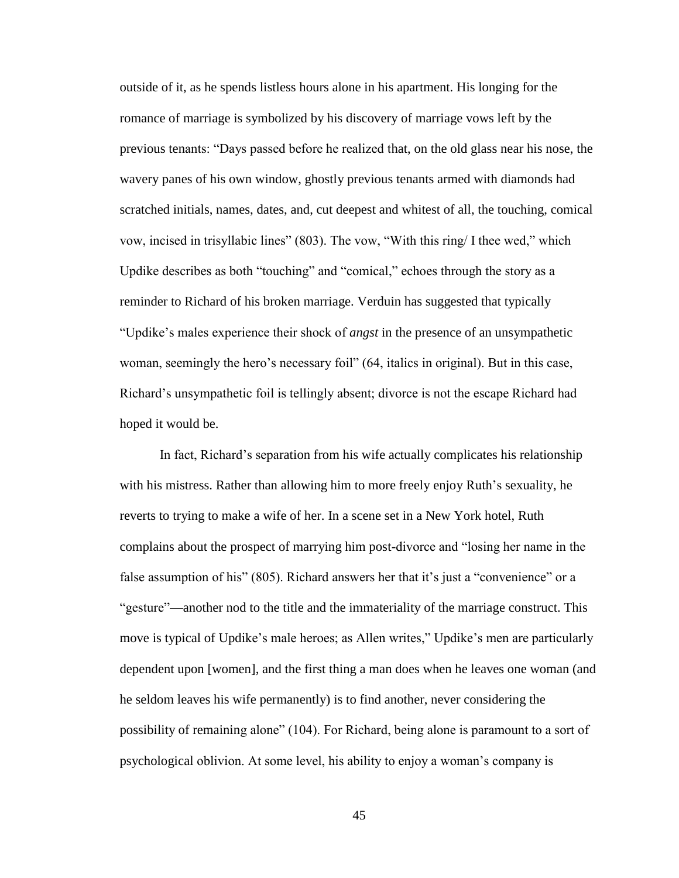outside of it, as he spends listless hours alone in his apartment. His longing for the romance of marriage is symbolized by his discovery of marriage vows left by the previous tenants: "Days passed before he realized that, on the old glass near his nose, the wavery panes of his own window, ghostly previous tenants armed with diamonds had scratched initials, names, dates, and, cut deepest and whitest of all, the touching, comical vow, incised in trisyllabic lines" (803). The vow, "With this ring/ I thee wed," which Updike describes as both "touching" and "comical," echoes through the story as a reminder to Richard of his broken marriage. Verduin has suggested that typically "Updike's males experience their shock of *angst* in the presence of an unsympathetic woman, seemingly the hero's necessary foil" (64, italics in original). But in this case, Richard's unsympathetic foil is tellingly absent; divorce is not the escape Richard had hoped it would be.

In fact, Richard's separation from his wife actually complicates his relationship with his mistress. Rather than allowing him to more freely enjoy Ruth's sexuality, he reverts to trying to make a wife of her. In a scene set in a New York hotel, Ruth complains about the prospect of marrying him post-divorce and "losing her name in the false assumption of his" (805). Richard answers her that it's just a "convenience" or a "gesture"—another nod to the title and the immateriality of the marriage construct. This move is typical of Updike's male heroes; as Allen writes," Updike's men are particularly dependent upon [women], and the first thing a man does when he leaves one woman (and he seldom leaves his wife permanently) is to find another, never considering the possibility of remaining alone" (104). For Richard, being alone is paramount to a sort of psychological oblivion. At some level, his ability to enjoy a woman's company is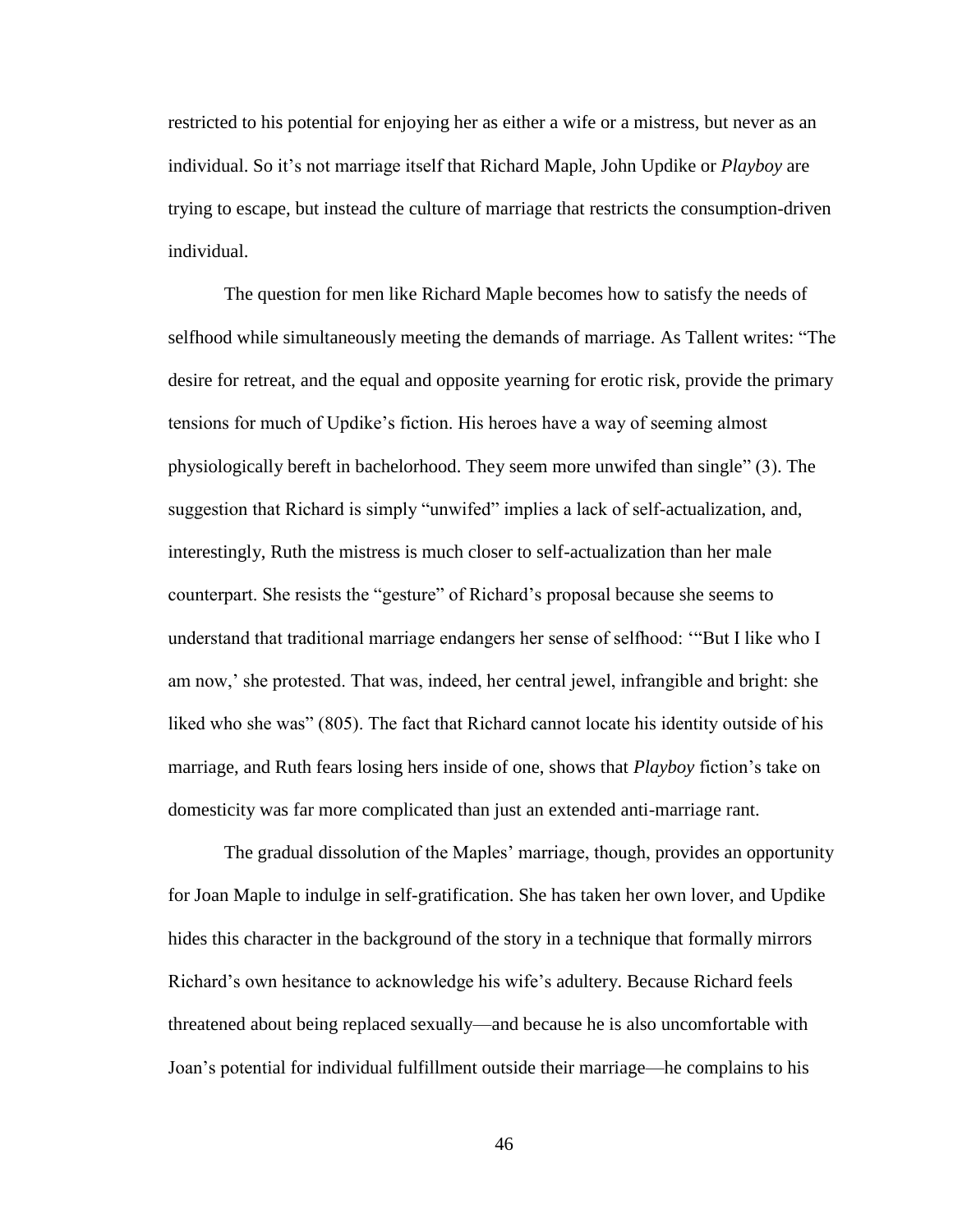restricted to his potential for enjoying her as either a wife or a mistress, but never as an individual. So it's not marriage itself that Richard Maple, John Updike or *Playboy* are trying to escape, but instead the culture of marriage that restricts the consumption-driven individual.

The question for men like Richard Maple becomes how to satisfy the needs of selfhood while simultaneously meeting the demands of marriage. As Tallent writes: "The desire for retreat, and the equal and opposite yearning for erotic risk, provide the primary tensions for much of Updike's fiction. His heroes have a way of seeming almost physiologically bereft in bachelorhood. They seem more unwifed than single" (3). The suggestion that Richard is simply "unwifed" implies a lack of self-actualization, and, interestingly, Ruth the mistress is much closer to self-actualization than her male counterpart. She resists the "gesture" of Richard's proposal because she seems to understand that traditional marriage endangers her sense of selfhood: '"But I like who I am now,' she protested. That was, indeed, her central jewel, infrangible and bright: she liked who she was" (805). The fact that Richard cannot locate his identity outside of his marriage, and Ruth fears losing hers inside of one, shows that *Playboy* fiction's take on domesticity was far more complicated than just an extended anti-marriage rant.

The gradual dissolution of the Maples' marriage, though, provides an opportunity for Joan Maple to indulge in self-gratification. She has taken her own lover, and Updike hides this character in the background of the story in a technique that formally mirrors Richard's own hesitance to acknowledge his wife's adultery. Because Richard feels threatened about being replaced sexually—and because he is also uncomfortable with Joan's potential for individual fulfillment outside their marriage—he complains to his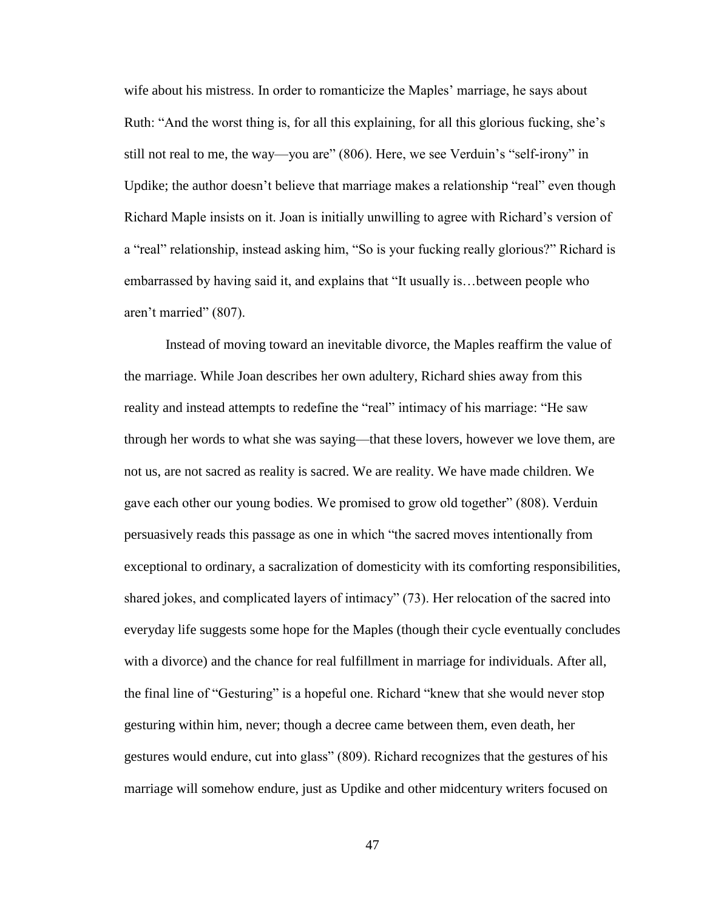wife about his mistress. In order to romanticize the Maples' marriage, he says about Ruth: "And the worst thing is, for all this explaining, for all this glorious fucking, she's still not real to me, the way—you are" (806). Here, we see Verduin's "self-irony" in Updike; the author doesn't believe that marriage makes a relationship "real" even though Richard Maple insists on it. Joan is initially unwilling to agree with Richard's version of a "real" relationship, instead asking him, "So is your fucking really glorious?" Richard is embarrassed by having said it, and explains that "It usually is…between people who aren't married" (807).

Instead of moving toward an inevitable divorce, the Maples reaffirm the value of the marriage. While Joan describes her own adultery, Richard shies away from this reality and instead attempts to redefine the "real" intimacy of his marriage: "He saw through her words to what she was saying—that these lovers, however we love them, are not us, are not sacred as reality is sacred. We are reality. We have made children. We gave each other our young bodies. We promised to grow old together" (808). Verduin persuasively reads this passage as one in which "the sacred moves intentionally from exceptional to ordinary, a sacralization of domesticity with its comforting responsibilities, shared jokes, and complicated layers of intimacy" (73). Her relocation of the sacred into everyday life suggests some hope for the Maples (though their cycle eventually concludes with a divorce) and the chance for real fulfillment in marriage for individuals. After all, the final line of "Gesturing" is a hopeful one. Richard "knew that she would never stop gesturing within him, never; though a decree came between them, even death, her gestures would endure, cut into glass" (809). Richard recognizes that the gestures of his marriage will somehow endure, just as Updike and other midcentury writers focused on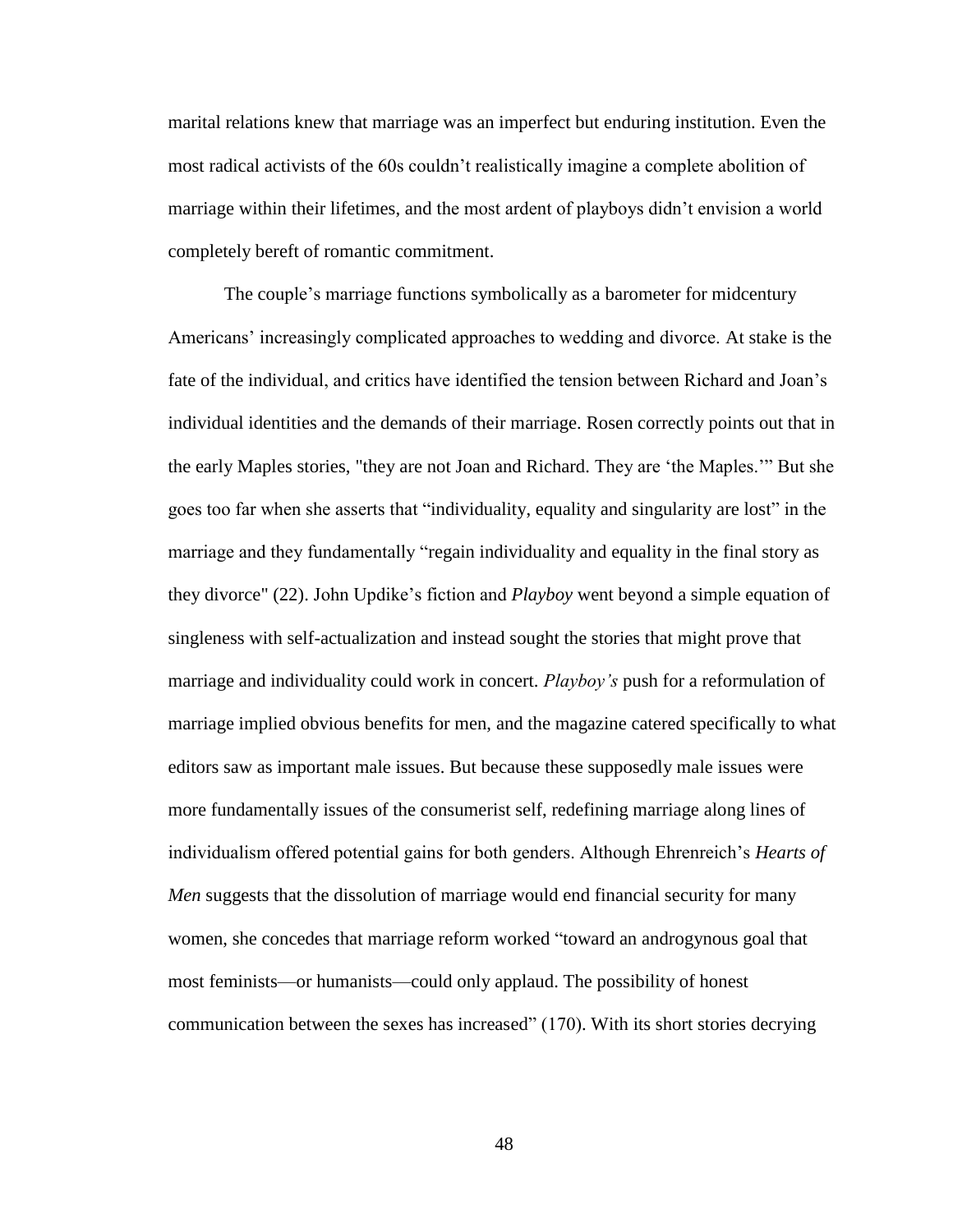marital relations knew that marriage was an imperfect but enduring institution. Even the most radical activists of the 60s couldn't realistically imagine a complete abolition of marriage within their lifetimes, and the most ardent of playboys didn't envision a world completely bereft of romantic commitment.

The couple's marriage functions symbolically as a barometer for midcentury Americans' increasingly complicated approaches to wedding and divorce. At stake is the fate of the individual, and critics have identified the tension between Richard and Joan's individual identities and the demands of their marriage. Rosen correctly points out that in the early Maples stories, "they are not Joan and Richard. They are 'the Maples.'" But she goes too far when she asserts that "individuality, equality and singularity are lost" in the marriage and they fundamentally "regain individuality and equality in the final story as they divorce" (22). John Updike's fiction and *Playboy* went beyond a simple equation of singleness with self-actualization and instead sought the stories that might prove that marriage and individuality could work in concert. *Playboy's* push for a reformulation of marriage implied obvious benefits for men, and the magazine catered specifically to what editors saw as important male issues. But because these supposedly male issues were more fundamentally issues of the consumerist self, redefining marriage along lines of individualism offered potential gains for both genders. Although Ehrenreich's *Hearts of Men* suggests that the dissolution of marriage would end financial security for many women, she concedes that marriage reform worked "toward an androgynous goal that most feminists—or humanists—could only applaud. The possibility of honest communication between the sexes has increased" (170). With its short stories decrying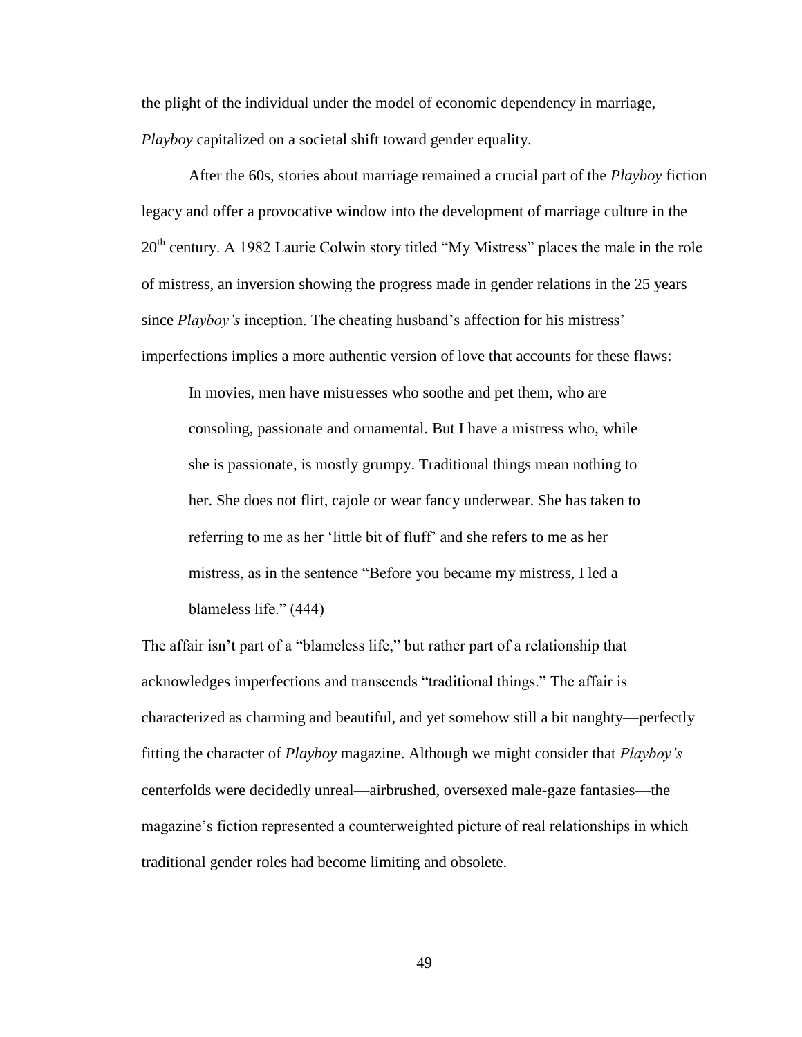the plight of the individual under the model of economic dependency in marriage, *Playboy* capitalized on a societal shift toward gender equality.

After the 60s, stories about marriage remained a crucial part of the *Playboy* fiction legacy and offer a provocative window into the development of marriage culture in the 20th century. A 1982 Laurie Colwin story titled "My Mistress" places the male in the role of mistress, an inversion showing the progress made in gender relations in the 25 years since *Playboy's* inception. The cheating husband's affection for his mistress' imperfections implies a more authentic version of love that accounts for these flaws:

> In movies, men have mistresses who soothe and pet them, who are consoling, passionate and ornamental. But I have a mistress who, while she is passionate, is mostly grumpy. Traditional things mean nothing to her. She does not flirt, cajole or wear fancy underwear. She has taken to referring to me as her 'little bit of fluff' and she refers to me as her mistress, as in the sentence "Before you became my mistress, I led a blameless life." (444)

The affair isn't part of a "blameless life," but rather part of a relationship that acknowledges imperfections and transcends "traditional things." The affair is characterized as charming and beautiful, and yet somehow still a bit naughty—perfectly fitting the character of *Playboy* magazine. Although we might consider that *Playboy's* centerfolds were decidedly unreal—airbrushed, oversexed male-gaze fantasies—the magazine's fiction represented a counterweighted picture of real relationships in which traditional gender roles had become limiting and obsolete.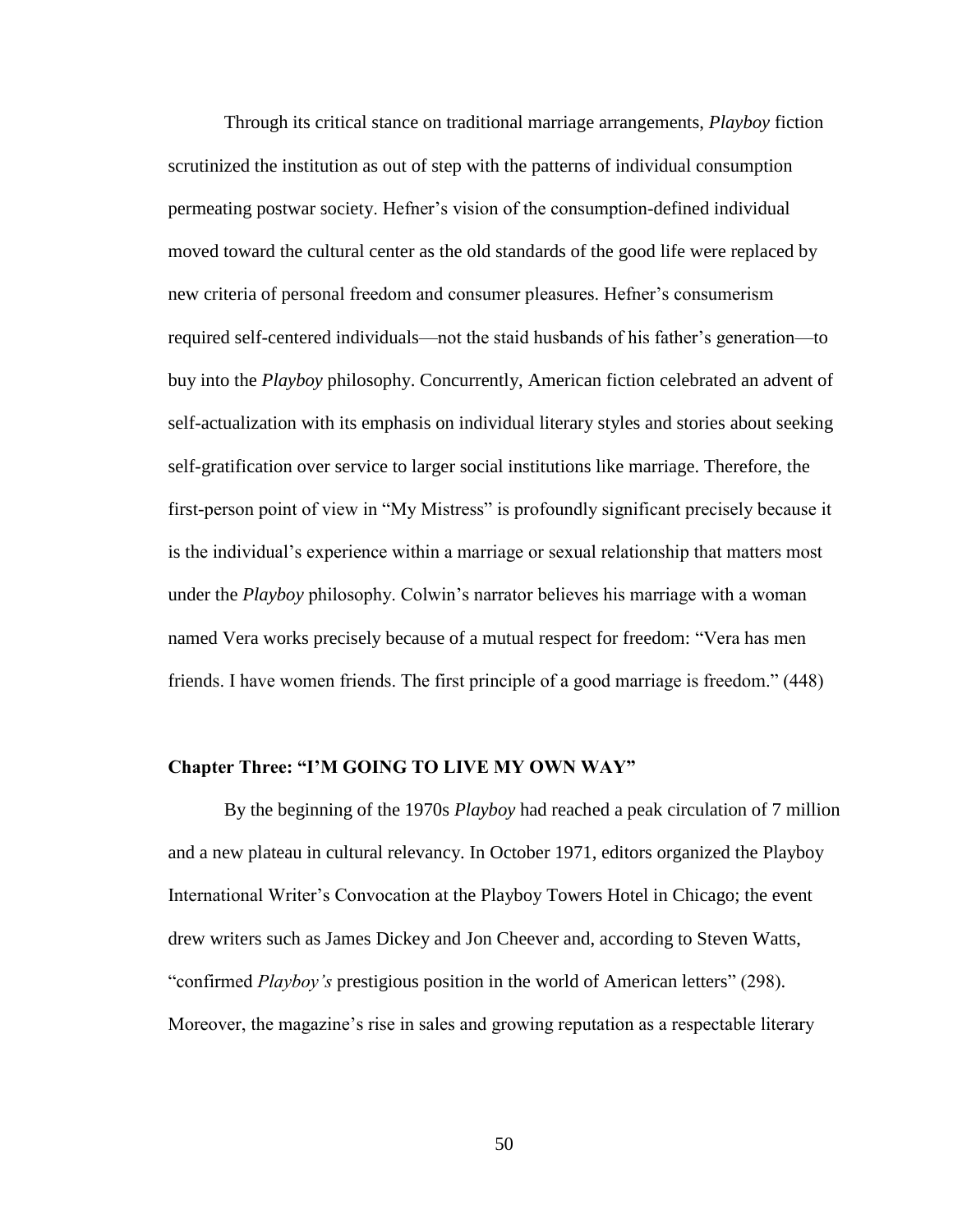Through its critical stance on traditional marriage arrangements, *Playboy* fiction scrutinized the institution as out of step with the patterns of individual consumption permeating postwar society. Hefner's vision of the consumption-defined individual moved toward the cultural center as the old standards of the good life were replaced by new criteria of personal freedom and consumer pleasures. Hefner's consumerism required self-centered individuals—not the staid husbands of his father's generation—to buy into the *Playboy* philosophy. Concurrently, American fiction celebrated an advent of self-actualization with its emphasis on individual literary styles and stories about seeking self-gratification over service to larger social institutions like marriage. Therefore, the first-person point of view in "My Mistress" is profoundly significant precisely because it is the individual's experience within a marriage or sexual relationship that matters most under the *Playboy* philosophy. Colwin's narrator believes his marriage with a woman named Vera works precisely because of a mutual respect for freedom: "Vera has men friends. I have women friends. The first principle of a good marriage is freedom." (448)

## Chapter Three: "I'M GOING TO LIVE MY OWN WAY"

By the beginning of the 1970s *Playboy* had reached a peak circulation of 7 million and a new plateau in cultural relevancy. In October 1971, editors organized the Playboy International Writer's Convocation at the Playboy Towers Hotel in Chicago; the event drew writers such as James Dickey and Jon Cheever and, according to Steven Watts, "confirmed *Playboy's* prestigious position in the world of American letters" (298). Moreover, the magazine's rise in sales and growing reputation as a respectable literary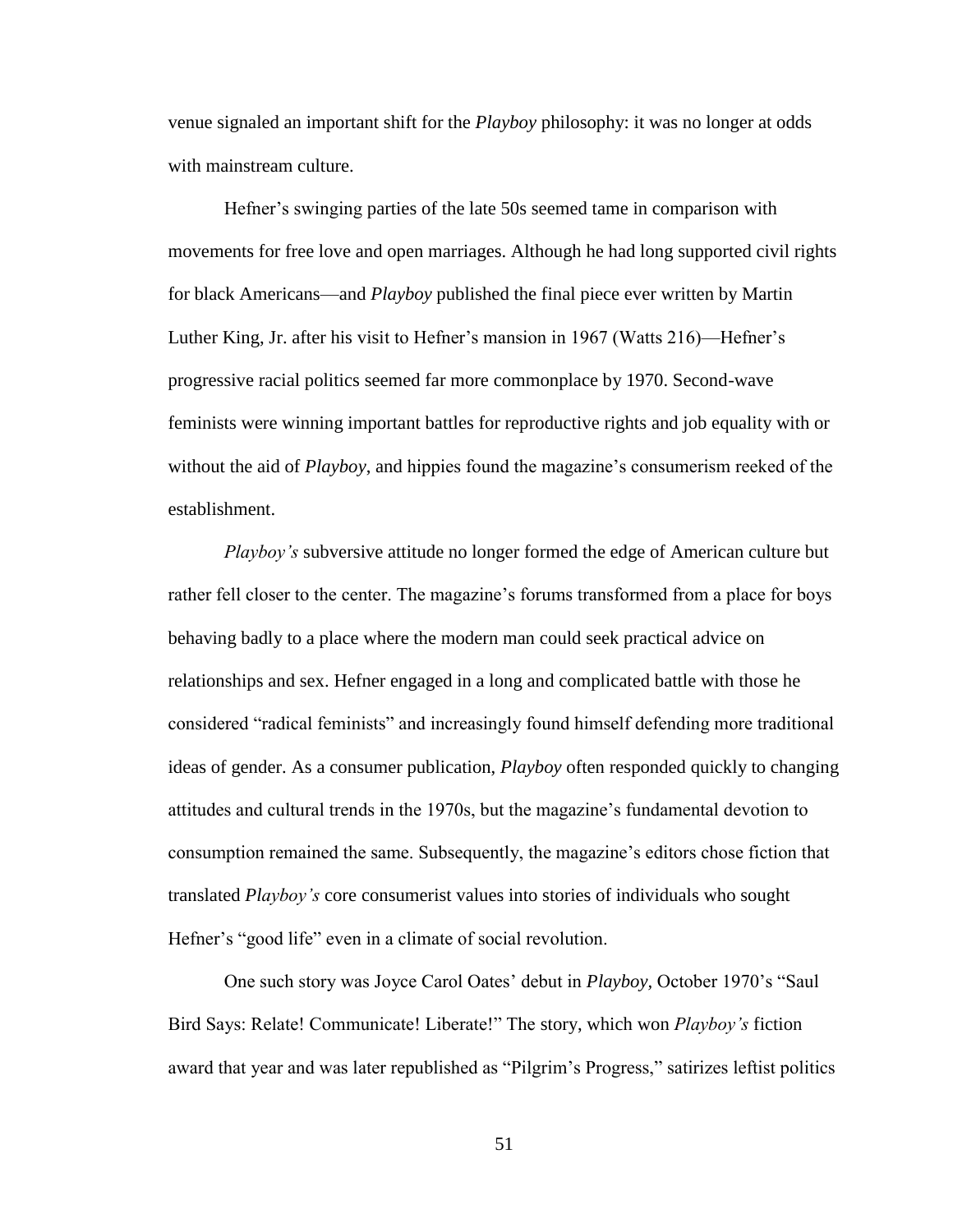venue signaled an important shift for the *Playboy* philosophy: it was no longer at odds with mainstream culture.

Hefner's swinging parties of the late 50s seemed tame in comparison with movements for free love and open marriages. Although he had long supported civil rights for black Americans—and *Playboy* published the final piece ever written by Martin Luther King, Jr. after his visit to Hefner's mansion in 1967 (Watts 216)—Hefner's progressive racial politics seemed far more commonplace by 1970. Second-wave feminists were winning important battles for reproductive rights and job equality with or without the aid of *Playboy*, and hippies found the magazine's consumerism reeked of the establishment.

*Playboy's* subversive attitude no longer formed the edge of American culture but rather fell closer to the center. The magazine's forums transformed from a place for boys behaving badly to a place where the modern man could seek practical advice on relationships and sex. Hefner engaged in a long and complicated battle with those he considered "radical feminists" and increasingly found himself defending more traditional ideas of gender. As a consumer publication, *Playboy* often responded quickly to changing attitudes and cultural trends in the 1970s, but the magazine's fundamental devotion to consumption remained the same. Subsequently, the magazine's editors chose fiction that translated *Playboy's* core consumerist values into stories of individuals who sought Hefner's "good life" even in a climate of social revolution.

One such story was Joyce Carol Oates' debut in *Playboy*, October 1970's "Saul Bird Says: Relate! Communicate! Liberate!" The story, which won *Playboy's* fiction award that year and was later republished as "Pilgrim's Progress," satirizes leftist politics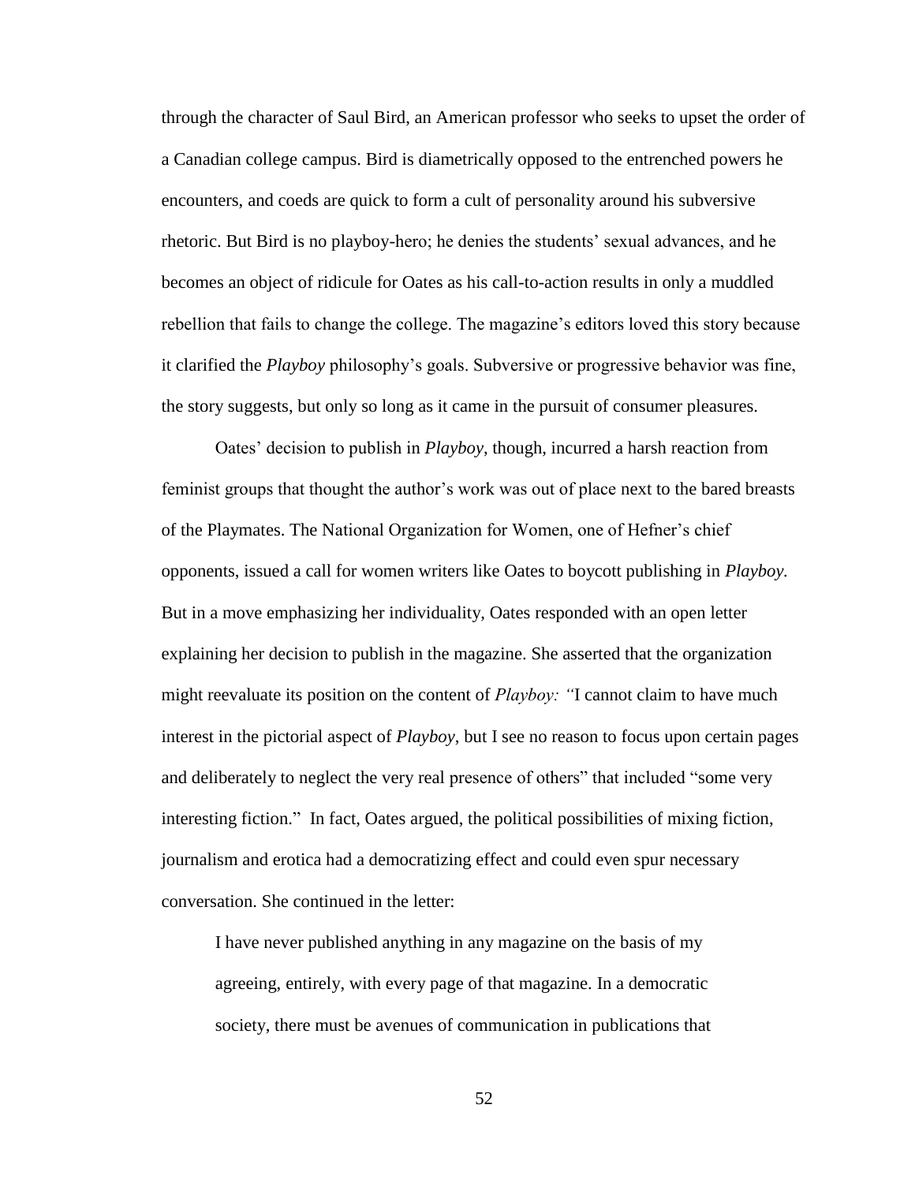through the character of Saul Bird, an American professor who seeks to upset the order of a Canadian college campus. Bird is diametrically opposed to the entrenched powers he encounters, and coeds are quick to form a cult of personality around his subversive rhetoric. But Bird is no playboy-hero; he denies the students' sexual advances, and he becomes an object of ridicule for Oates as his call-to-action results in only a muddled rebellion that fails to change the college. The magazine's editors loved this story because it clarified the *Playboy* philosophy's goals. Subversive or progressive behavior was fine, the story suggests, but only so long as it came in the pursuit of consumer pleasures.

Oates' decision to publish in *Playboy*, though, incurred a harsh reaction from feminist groups that thought the author's work was out of place next to the bared breasts of the Playmates. The National Organization for Women, one of Hefner's chief opponents, issued a call for women writers like Oates to boycott publishing in *Playboy*. But in a move emphasizing her individuality, Oates responded with an open letter explaining her decision to publish in the magazine. She asserted that the organization might reevaluate its position on the content of *Playboy: "*I cannot claim to have much interest in the pictorial aspect of *Playboy*, but I see no reason to focus upon certain pages and deliberately to neglect the very real presence of others" that included "some very interesting fiction." In fact, Oates argued, the political possibilities of mixing fiction, journalism and erotica had a democratizing effect and could even spur necessary conversation. She continued in the letter:

> I have never published anything in any magazine on the basis of my agreeing, entirely, with every page of that magazine. In a democratic society, there must be avenues of communication in publications that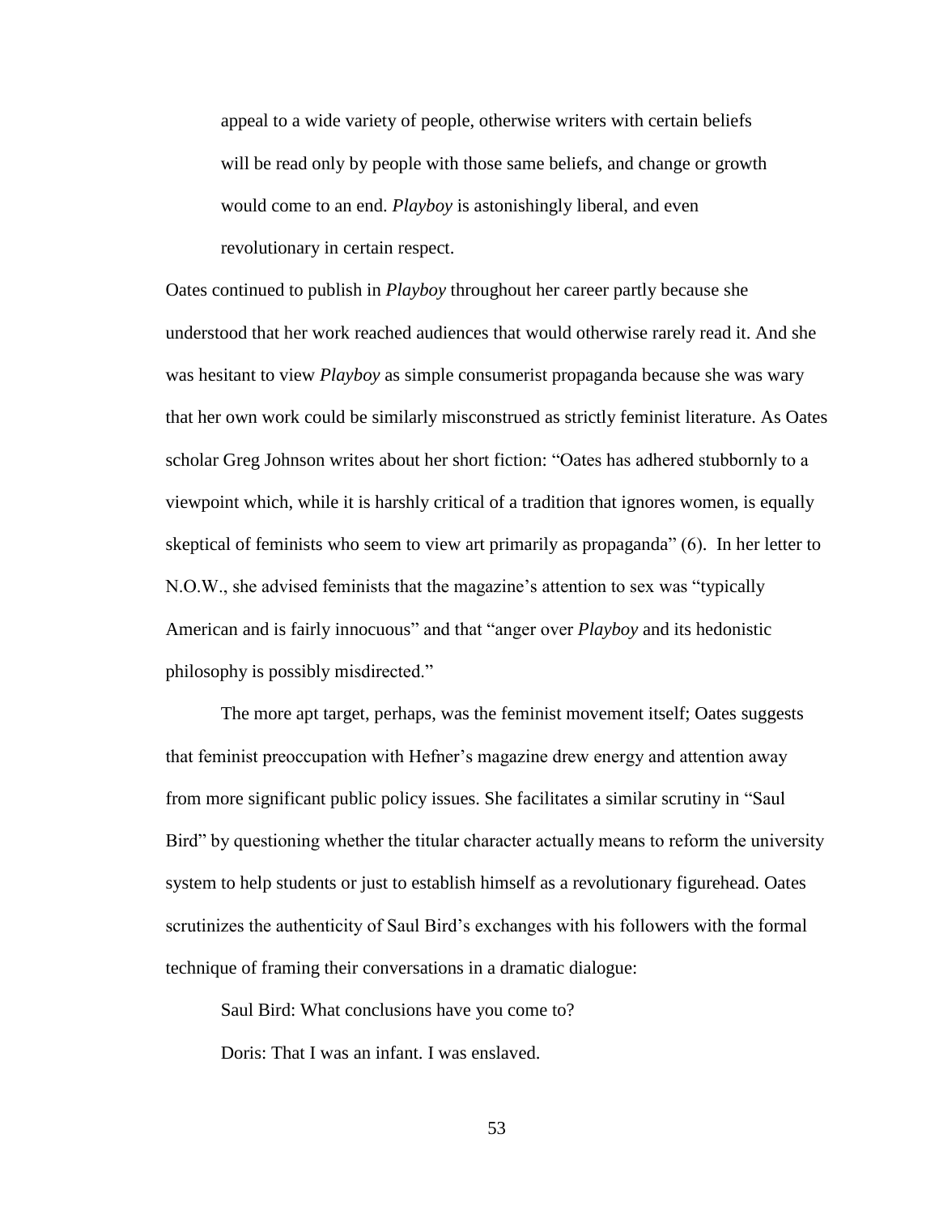> appeal to a wide variety of people, otherwise writers with certain beliefs will be read only by people with those same beliefs, and change or growth would come to an end. *Playboy* is astonishingly liberal, and even revolutionary in certain respect.

Oates continued to publish in *Playboy* throughout her career partly because she understood that her work reached audiences that would otherwise rarely read it. And she was hesitant to view *Playboy* as simple consumerist propaganda because she was wary that her own work could be similarly misconstrued as strictly feminist literature. As Oates scholar Greg Johnson writes about her short fiction: "Oates has adhered stubbornly to a viewpoint which, while it is harshly critical of a tradition that ignores women, is equally skeptical of feminists who seem to view art primarily as propaganda" (6). In her letter to N.O.W., she advised feminists that the magazine's attention to sex was "typically American and is fairly innocuous" and that "anger over *Playboy* and its hedonistic philosophy is possibly misdirected."

The more apt target, perhaps, was the feminist movement itself; Oates suggests that feminist preoccupation with Hefner's magazine drew energy and attention away from more significant public policy issues. She facilitates a similar scrutiny in "Saul Bird" by questioning whether the titular character actually means to reform the university system to help students or just to establish himself as a revolutionary figurehead. Oates scrutinizes the authenticity of Saul Bird's exchanges with his followers with the formal technique of framing their conversations in a dramatic dialogue:

> Saul Bird: What conclusions have you come to?
>
> Doris: That I was an infant. I was enslaved.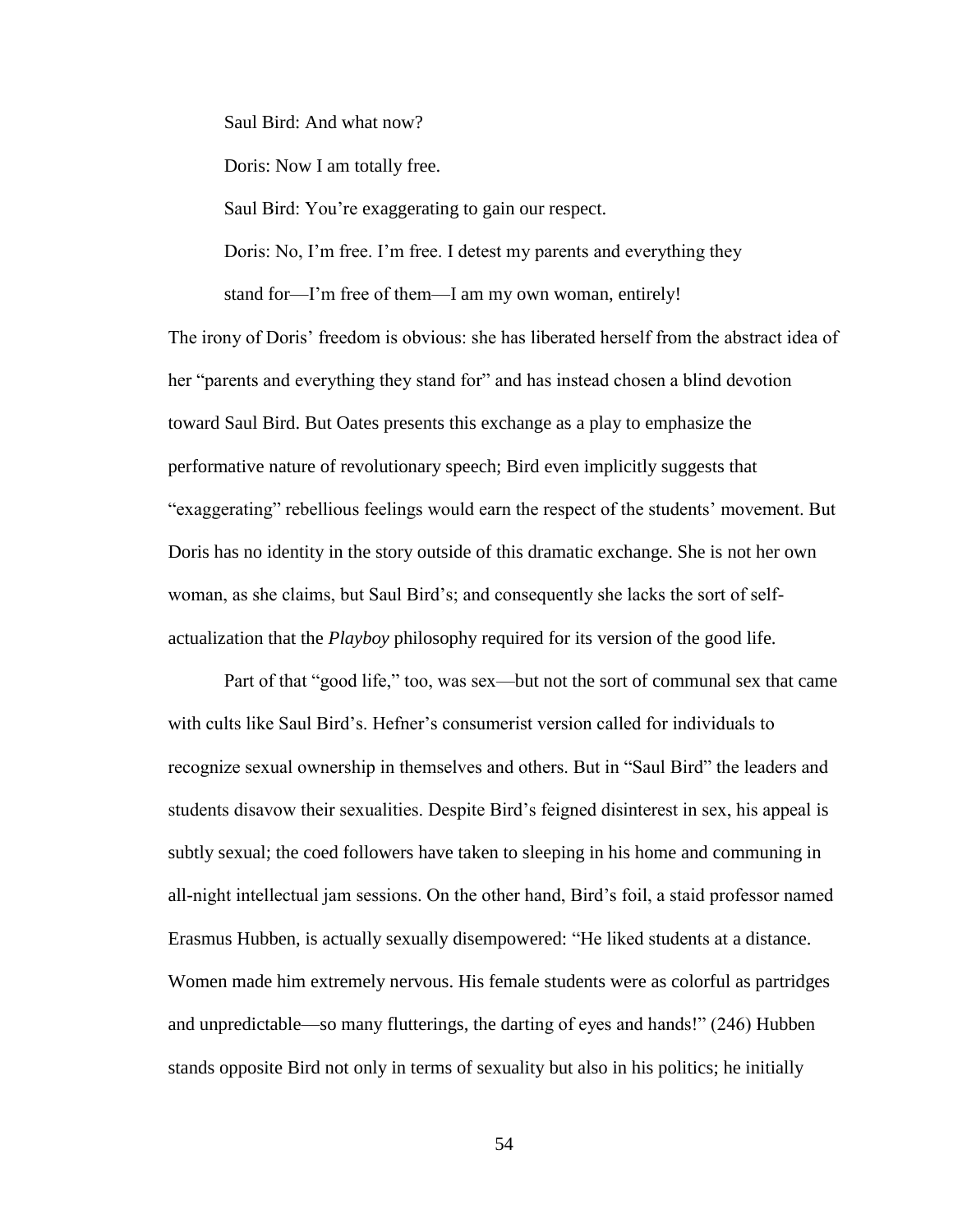Saul Bird: And what now?

Doris: Now I am totally free.

Saul Bird: You're exaggerating to gain our respect.

Doris: No, I'm free. I'm free. I detest my parents and everything they stand for—I'm free of them—I am my own woman, entirely!

The irony of Doris' freedom is obvious: she has liberated herself from the abstract idea of her "parents and everything they stand for" and has instead chosen a blind devotion toward Saul Bird. But Oates presents this exchange as a play to emphasize the performative nature of revolutionary speech; Bird even implicitly suggests that "exaggerating" rebellious feelings would earn the respect of the students' movement. But Doris has no identity in the story outside of this dramatic exchange. She is not her own woman, as she claims, but Saul Bird's; and consequently she lacks the sort of self-actualization that the *Playboy* philosophy required for its version of the good life.

Part of that "good life," too, was sex—but not the sort of communal sex that came with cults like Saul Bird's. Hefner's consumerist version called for individuals to recognize sexual ownership in themselves and others. But in "Saul Bird" the leaders and students disavow their sexualities. Despite Bird's feigned disinterest in sex, his appeal is subtly sexual; the coed followers have taken to sleeping in his home and communing in all-night intellectual jam sessions. On the other hand, Bird's foil, a staid professor named Erasmus Hubben, is actually sexually disempowered: "He liked students at a distance. Women made him extremely nervous. His female students were as colorful as partridges and unpredictable—so many flutterings, the darting of eyes and hands!" (246) Hubben stands opposite Bird not only in terms of sexuality but also in his politics; he initially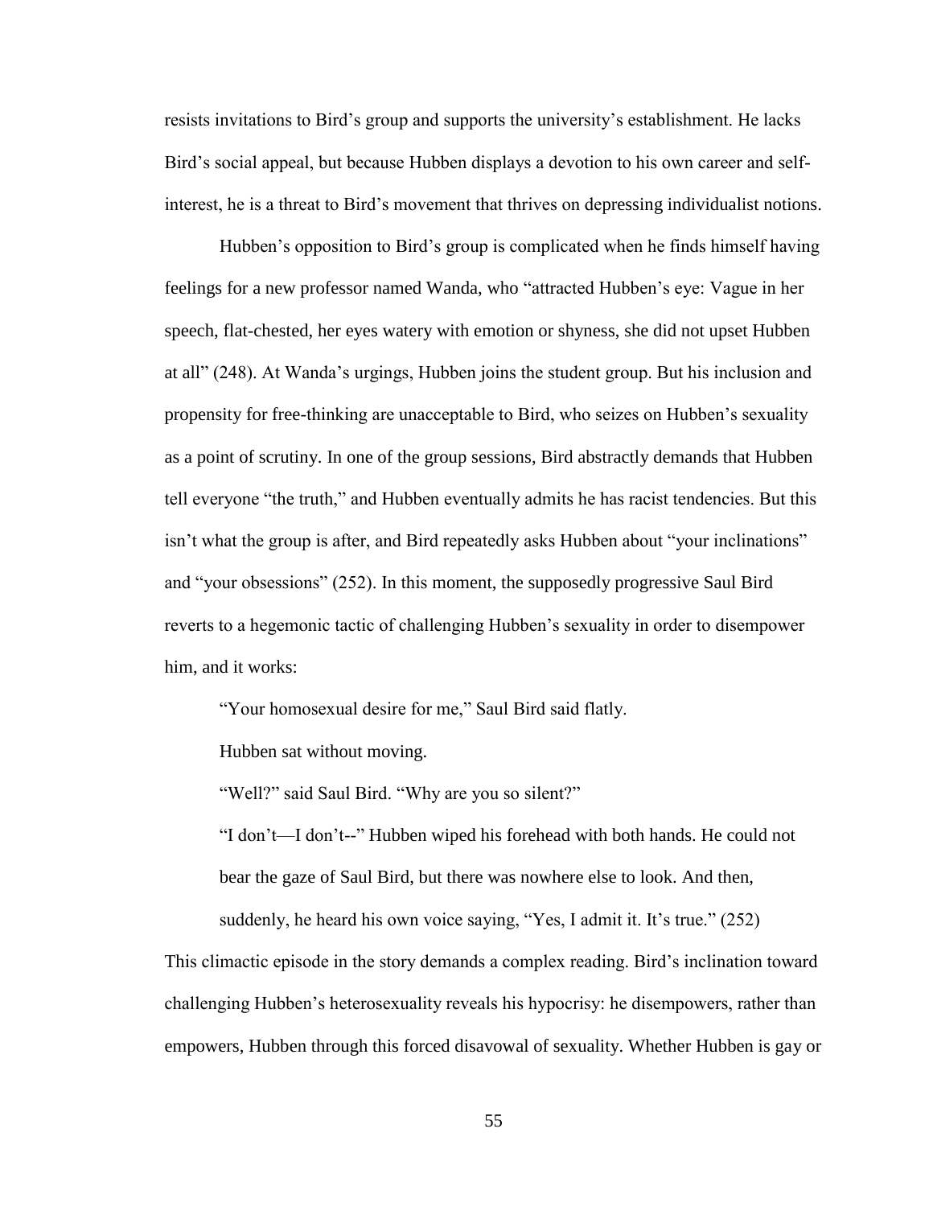resists invitations to Bird's group and supports the university's establishment. He lacks Bird's social appeal, but because Hubben displays a devotion to his own career and self-interest, he is a threat to Bird's movement that thrives on depressing individualist notions.

Hubben's opposition to Bird's group is complicated when he finds himself having feelings for a new professor named Wanda, who "attracted Hubben's eye: Vague in her speech, flat-chested, her eyes watery with emotion or shyness, she did not upset Hubben at all" (248). At Wanda's urgings, Hubben joins the student group. But his inclusion and propensity for free-thinking are unacceptable to Bird, who seizes on Hubben's sexuality as a point of scrutiny. In one of the group sessions, Bird abstractly demands that Hubben tell everyone "the truth," and Hubben eventually admits he has racist tendencies. But this isn't what the group is after, and Bird repeatedly asks Hubben about "your inclinations" and "your obsessions" (252). In this moment, the supposedly progressive Saul Bird reverts to a hegemonic tactic of challenging Hubben's sexuality in order to disempower him, and it works:

> "Your homosexual desire for me," Saul Bird said flatly.
>
> Hubben sat without moving.
>
> "Well?" said Saul Bird. "Why are you so silent?"
>
> "I don't—I don't--" Hubben wiped his forehead with both hands. He could not bear the gaze of Saul Bird, but there was nowhere else to look. And then, suddenly, he heard his own voice saying, "Yes, I admit it. It's true." (252)

This climactic episode in the story demands a complex reading. Bird's inclination toward challenging Hubben's heterosexuality reveals his hypocrisy: he disempowers, rather than empowers, Hubben through this forced disavowal of sexuality. Whether Hubben is gay or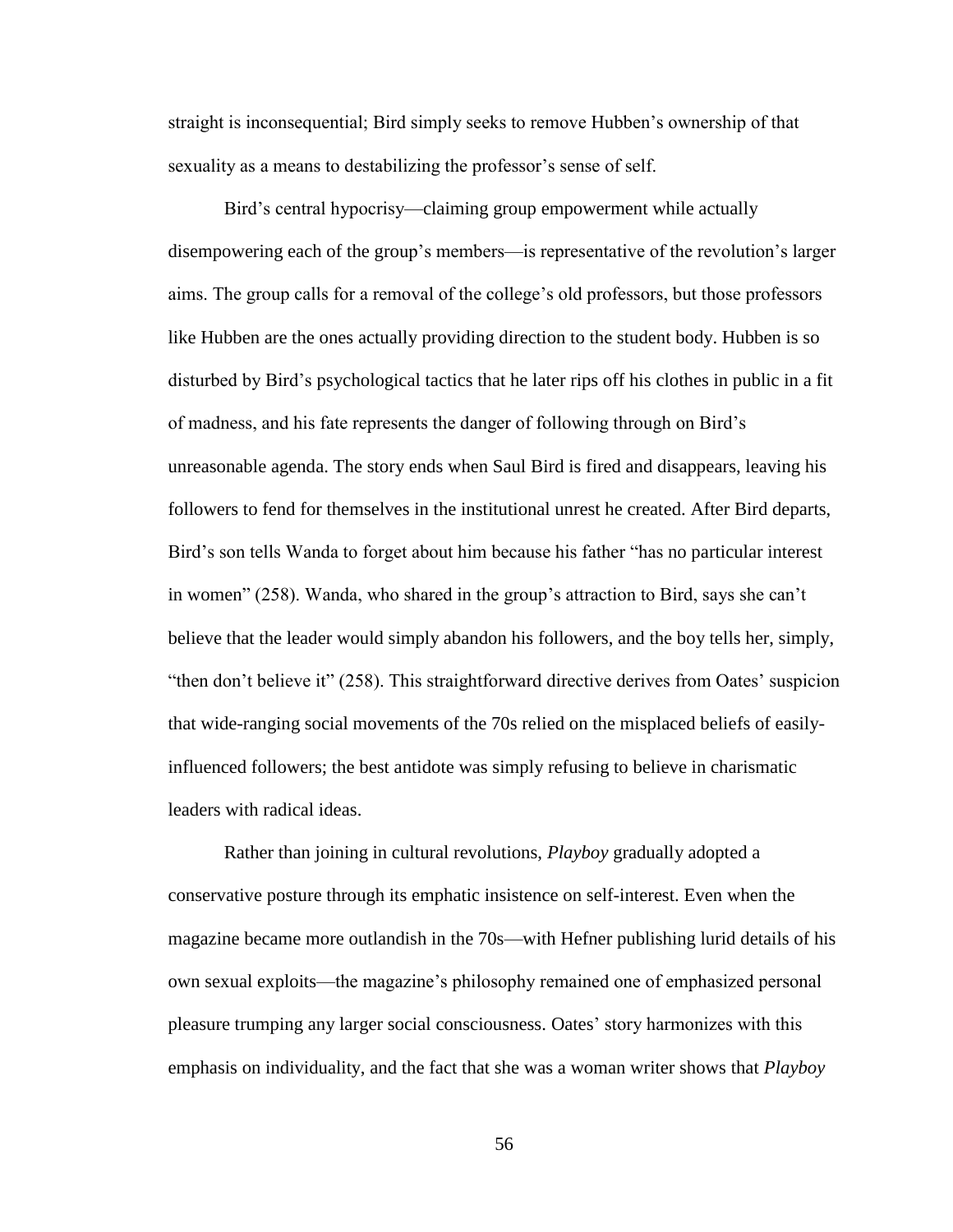straight is inconsequential; Bird simply seeks to remove Hubben's ownership of that sexuality as a means to destabilizing the professor's sense of self.

Bird's central hypocrisy—claiming group empowerment while actually disempowering each of the group's members—is representative of the revolution's larger aims. The group calls for a removal of the college's old professors, but those professors like Hubben are the ones actually providing direction to the student body. Hubben is so disturbed by Bird's psychological tactics that he later rips off his clothes in public in a fit of madness, and his fate represents the danger of following through on Bird's unreasonable agenda. The story ends when Saul Bird is fired and disappears, leaving his followers to fend for themselves in the institutional unrest he created. After Bird departs, Bird's son tells Wanda to forget about him because his father "has no particular interest in women" (258). Wanda, who shared in the group's attraction to Bird, says she can't believe that the leader would simply abandon his followers, and the boy tells her, simply, "then don't believe it" (258). This straightforward directive derives from Oates' suspicion that wide-ranging social movements of the 70s relied on the misplaced beliefs of easily-influenced followers; the best antidote was simply refusing to believe in charismatic leaders with radical ideas.

Rather than joining in cultural revolutions, *Playboy* gradually adopted a conservative posture through its emphatic insistence on self-interest. Even when the magazine became more outlandish in the 70s—with Hefner publishing lurid details of his own sexual exploits—the magazine's philosophy remained one of emphasized personal pleasure trumping any larger social consciousness. Oates' story harmonizes with this emphasis on individuality, and the fact that she was a woman writer shows that *Playboy*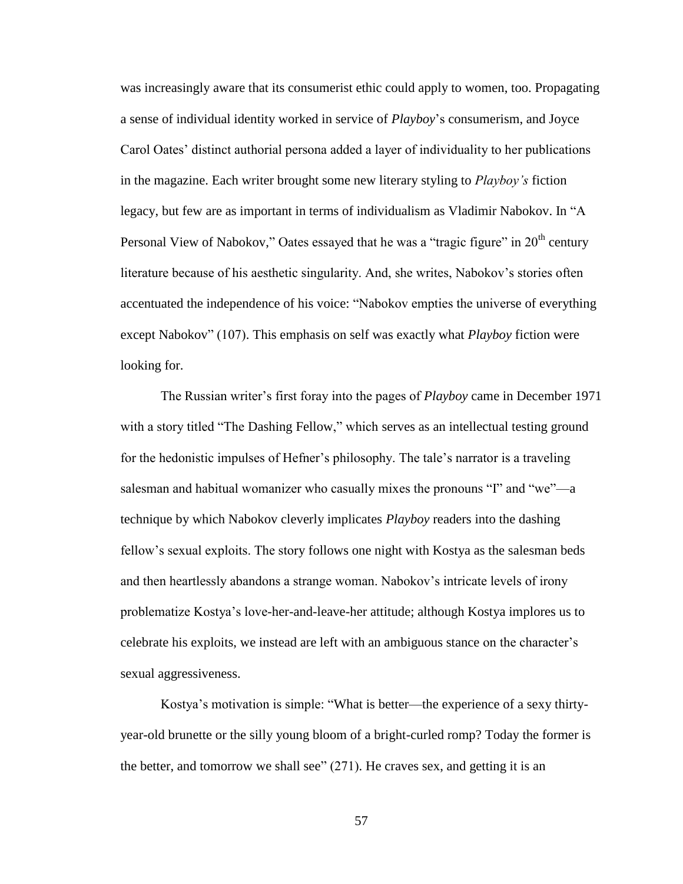was increasingly aware that its consumerist ethic could apply to women, too. Propagating a sense of individual identity worked in service of *Playboy*'s consumerism, and Joyce Carol Oates' distinct authorial persona added a layer of individuality to her publications in the magazine. Each writer brought some new literary styling to *Playboy's* fiction legacy, but few are as important in terms of individualism as Vladimir Nabokov. In "A Personal View of Nabokov," Oates essayed that he was a "tragic figure" in 20th century literature because of his aesthetic singularity. And, she writes, Nabokov's stories often accentuated the independence of his voice: "Nabokov empties the universe of everything except Nabokov" (107). This emphasis on self was exactly what *Playboy* fiction were looking for.

The Russian writer's first foray into the pages of *Playboy* came in December 1971 with a story titled "The Dashing Fellow," which serves as an intellectual testing ground for the hedonistic impulses of Hefner's philosophy. The tale's narrator is a traveling salesman and habitual womanizer who casually mixes the pronouns "I" and "we"—a technique by which Nabokov cleverly implicates *Playboy* readers into the dashing fellow's sexual exploits. The story follows one night with Kostya as the salesman beds and then heartlessly abandons a strange woman. Nabokov's intricate levels of irony problematize Kostya's love-her-and-leave-her attitude; although Kostya implores us to celebrate his exploits, we instead are left with an ambiguous stance on the character's sexual aggressiveness.

Kostya's motivation is simple: "What is better—the experience of a sexy thirty-year-old brunette or the silly young bloom of a bright-curled romp? Today the former is the better, and tomorrow we shall see" (271). He craves sex, and getting it is an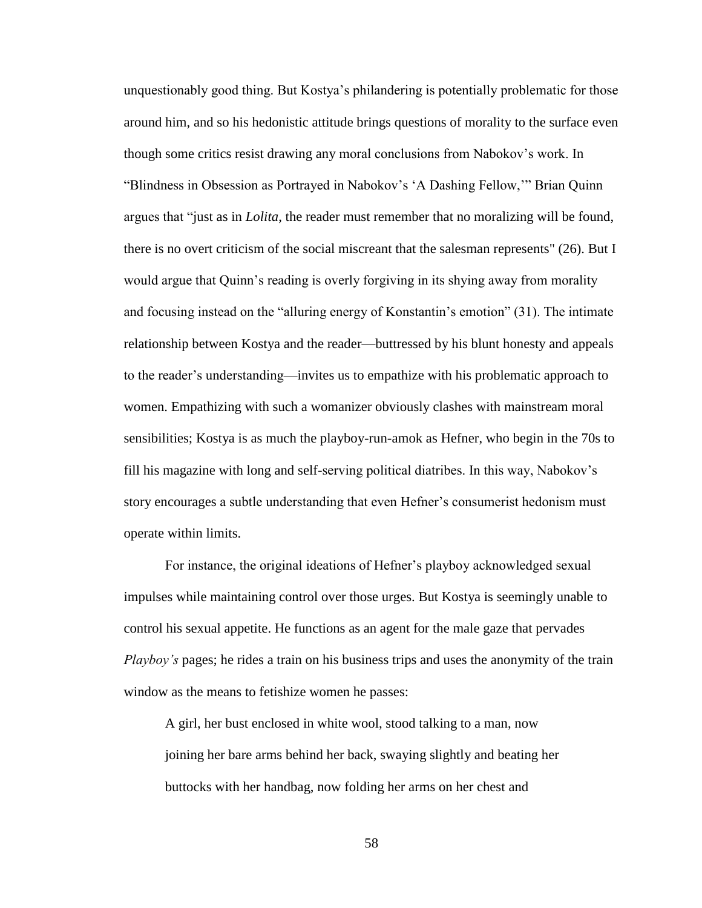unquestionably good thing. But Kostya's philandering is potentially problematic for those around him, and so his hedonistic attitude brings questions of morality to the surface even though some critics resist drawing any moral conclusions from Nabokov's work. In "Blindness in Obsession as Portrayed in Nabokov's 'A Dashing Fellow,'" Brian Quinn argues that "just as in *Lolita*, the reader must remember that no moralizing will be found, there is no overt criticism of the social miscreant that the salesman represents" (26). But I would argue that Quinn's reading is overly forgiving in its shying away from morality and focusing instead on the "alluring energy of Konstantin's emotion" (31). The intimate relationship between Kostya and the reader—buttressed by his blunt honesty and appeals to the reader's understanding—invites us to empathize with his problematic approach to women. Empathizing with such a womanizer obviously clashes with mainstream moral sensibilities; Kostya is as much the playboy-run-amok as Hefner, who begin in the 70s to fill his magazine with long and self-serving political diatribes. In this way, Nabokov's story encourages a subtle understanding that even Hefner's consumerist hedonism must operate within limits.

For instance, the original ideations of Hefner's playboy acknowledged sexual impulses while maintaining control over those urges. But Kostya is seemingly unable to control his sexual appetite. He functions as an agent for the male gaze that pervades *Playboy's* pages; he rides a train on his business trips and uses the anonymity of the train window as the means to fetishize women he passes:

> A girl, her bust enclosed in white wool, stood talking to a man, now joining her bare arms behind her back, swaying slightly and beating her buttocks with her handbag, now folding her arms on her chest and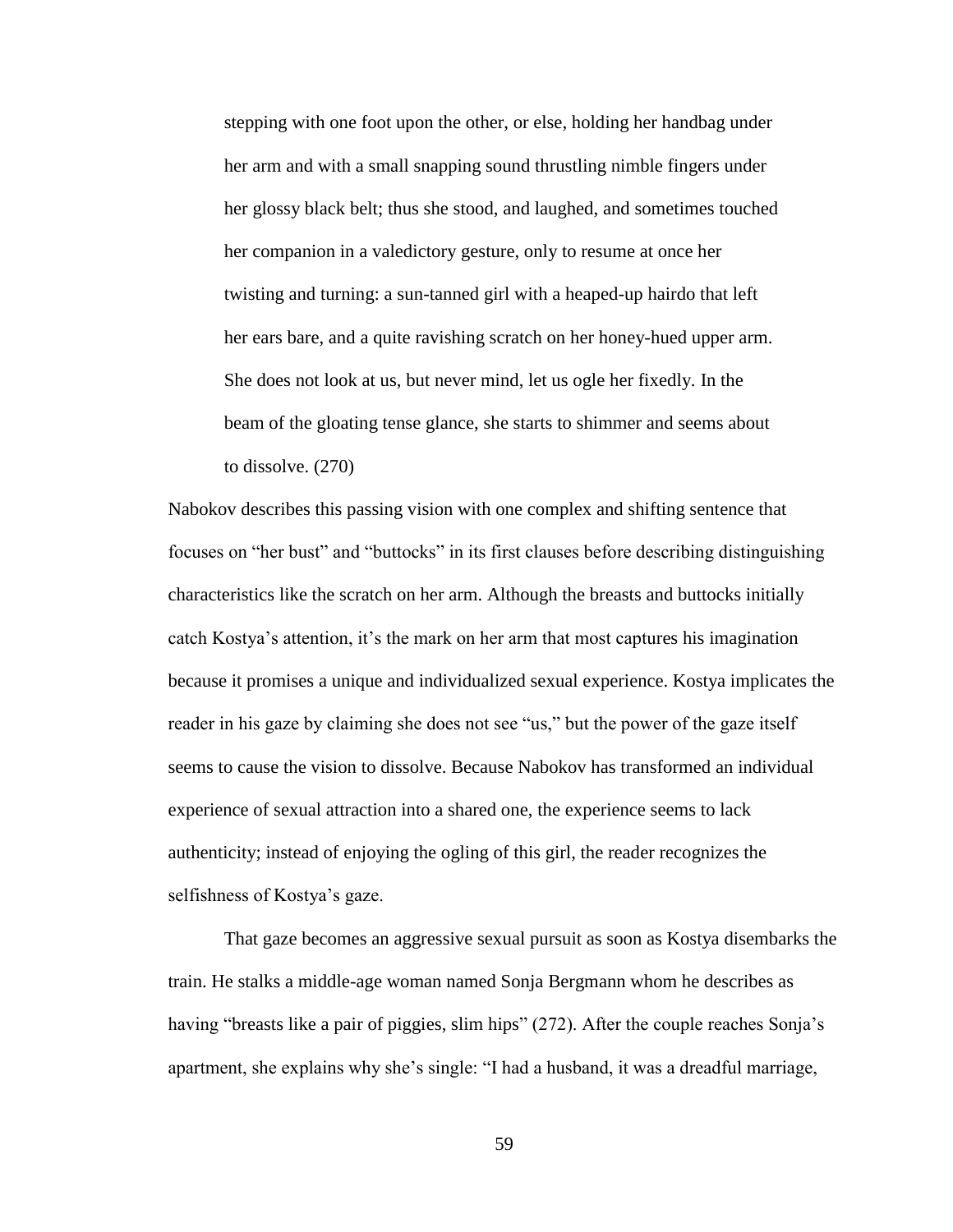> stepping with one foot upon the other, or else, holding her handbag under her arm and with a small snapping sound thrustling nimble fingers under her glossy black belt; thus she stood, and laughed, and sometimes touched her companion in a valedictory gesture, only to resume at once her twisting and turning: a sun-tanned girl with a heaped-up hairdo that left her ears bare, and a quite ravishing scratch on her honey-hued upper arm. She does not look at us, but never mind, let us ogle her fixedly. In the beam of the gloating tense glance, she starts to shimmer and seems about to dissolve. (270)

Nabokov describes this passing vision with one complex and shifting sentence that focuses on "her bust" and "buttocks" in its first clauses before describing distinguishing characteristics like the scratch on her arm. Although the breasts and buttocks initially catch Kostya's attention, it's the mark on her arm that most captures his imagination because it promises a unique and individualized sexual experience. Kostya implicates the reader in his gaze by claiming she does not see "us," but the power of the gaze itself seems to cause the vision to dissolve. Because Nabokov has transformed an individual experience of sexual attraction into a shared one, the experience seems to lack authenticity; instead of enjoying the ogling of this girl, the reader recognizes the selfishness of Kostya's gaze.

That gaze becomes an aggressive sexual pursuit as soon as Kostya disembarks the train. He stalks a middle-age woman named Sonja Bergmann whom he describes as having "breasts like a pair of piggies, slim hips" (272). After the couple reaches Sonja's apartment, she explains why she's single: "I had a husband, it was a dreadful marriage,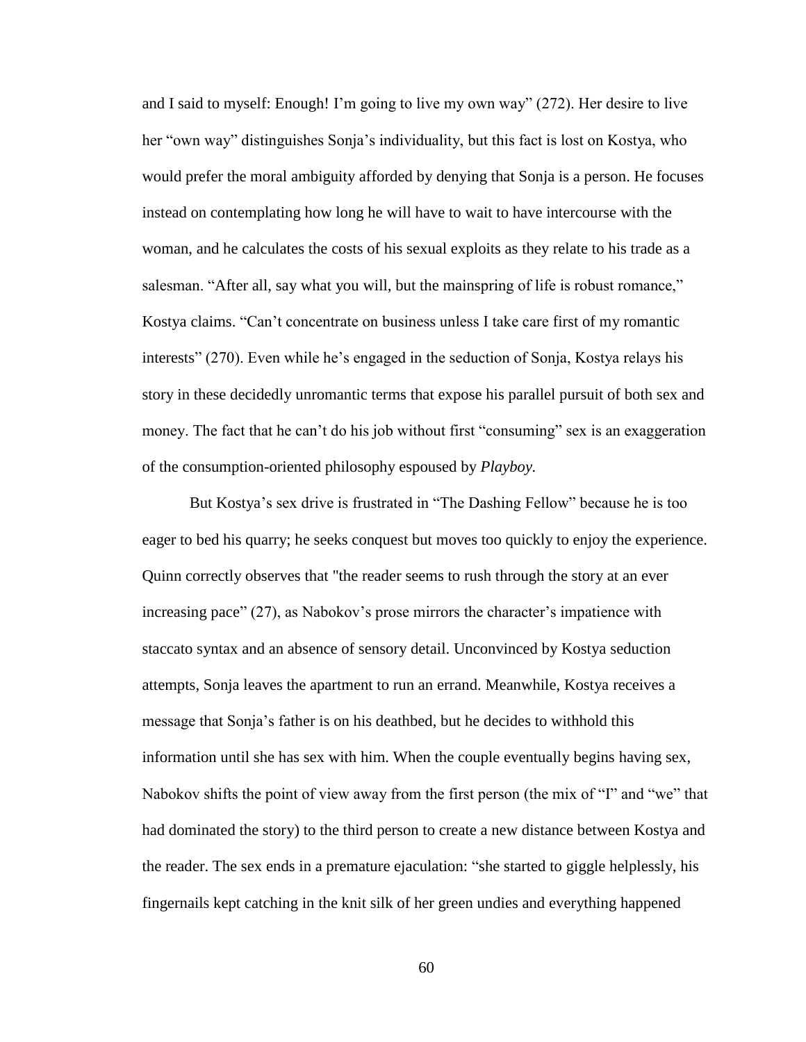and I said to myself: Enough! I'm going to live my own way" (272). Her desire to live her "own way" distinguishes Sonja's individuality, but this fact is lost on Kostya, who would prefer the moral ambiguity afforded by denying that Sonja is a person. He focuses instead on contemplating how long he will have to wait to have intercourse with the woman, and he calculates the costs of his sexual exploits as they relate to his trade as a salesman. "After all, say what you will, but the mainspring of life is robust romance," Kostya claims. "Can't concentrate on business unless I take care first of my romantic interests" (270). Even while he's engaged in the seduction of Sonja, Kostya relays his story in these decidedly unromantic terms that expose his parallel pursuit of both sex and money. The fact that he can't do his job without first "consuming" sex is an exaggeration of the consumption-oriented philosophy espoused by *Playboy.*

But Kostya's sex drive is frustrated in "The Dashing Fellow" because he is too eager to bed his quarry; he seeks conquest but moves too quickly to enjoy the experience. Quinn correctly observes that "the reader seems to rush through the story at an ever increasing pace" (27), as Nabokov's prose mirrors the character's impatience with staccato syntax and an absence of sensory detail. Unconvinced by Kostya seduction attempts, Sonja leaves the apartment to run an errand. Meanwhile, Kostya receives a message that Sonja's father is on his deathbed, but he decides to withhold this information until she has sex with him. When the couple eventually begins having sex, Nabokov shifts the point of view away from the first person (the mix of "I" and "we" that had dominated the story) to the third person to create a new distance between Kostya and the reader. The sex ends in a premature ejaculation: "she started to giggle helplessly, his fingernails kept catching in the knit silk of her green undies and everything happened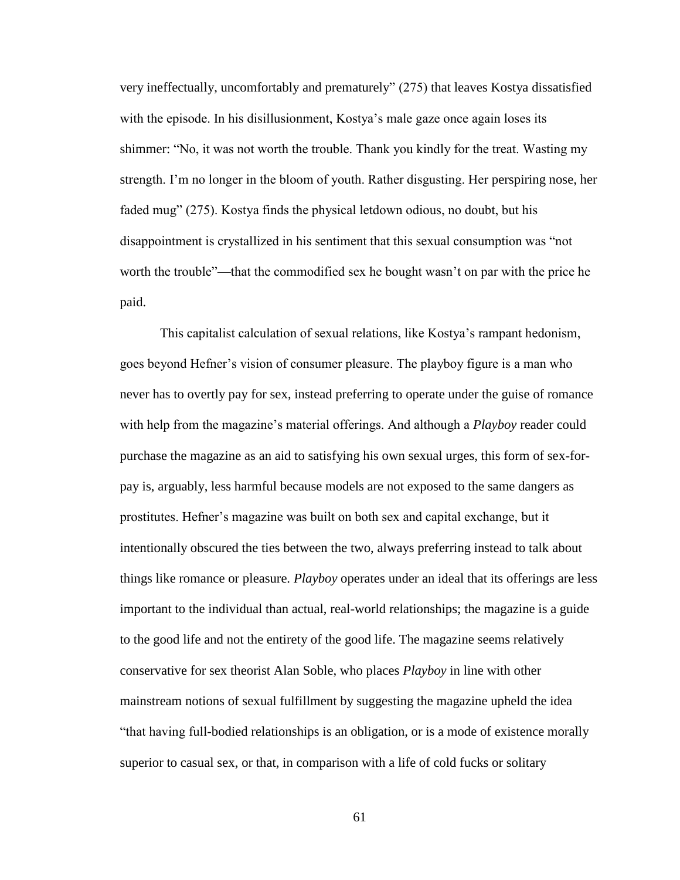very ineffectually, uncomfortably and prematurely" (275) that leaves Kostya dissatisfied with the episode. In his disillusionment, Kostya's male gaze once again loses its shimmer: "No, it was not worth the trouble. Thank you kindly for the treat. Wasting my strength. I'm no longer in the bloom of youth. Rather disgusting. Her perspiring nose, her faded mug" (275). Kostya finds the physical letdown odious, no doubt, but his disappointment is crystallized in his sentiment that this sexual consumption was "not worth the trouble"—that the commodified sex he bought wasn't on par with the price he paid.

This capitalist calculation of sexual relations, like Kostya's rampant hedonism, goes beyond Hefner's vision of consumer pleasure. The playboy figure is a man who never has to overtly pay for sex, instead preferring to operate under the guise of romance with help from the magazine's material offerings. And although a *Playboy* reader could purchase the magazine as an aid to satisfying his own sexual urges, this form of sex-for-pay is, arguably, less harmful because models are not exposed to the same dangers as prostitutes. Hefner's magazine was built on both sex and capital exchange, but it intentionally obscured the ties between the two, always preferring instead to talk about things like romance or pleasure. *Playboy* operates under an ideal that its offerings are less important to the individual than actual, real-world relationships; the magazine is a guide to the good life and not the entirety of the good life. The magazine seems relatively conservative for sex theorist Alan Soble, who places *Playboy* in line with other mainstream notions of sexual fulfillment by suggesting the magazine upheld the idea "that having full-bodied relationships is an obligation, or is a mode of existence morally superior to casual sex, or that, in comparison with a life of cold fucks or solitary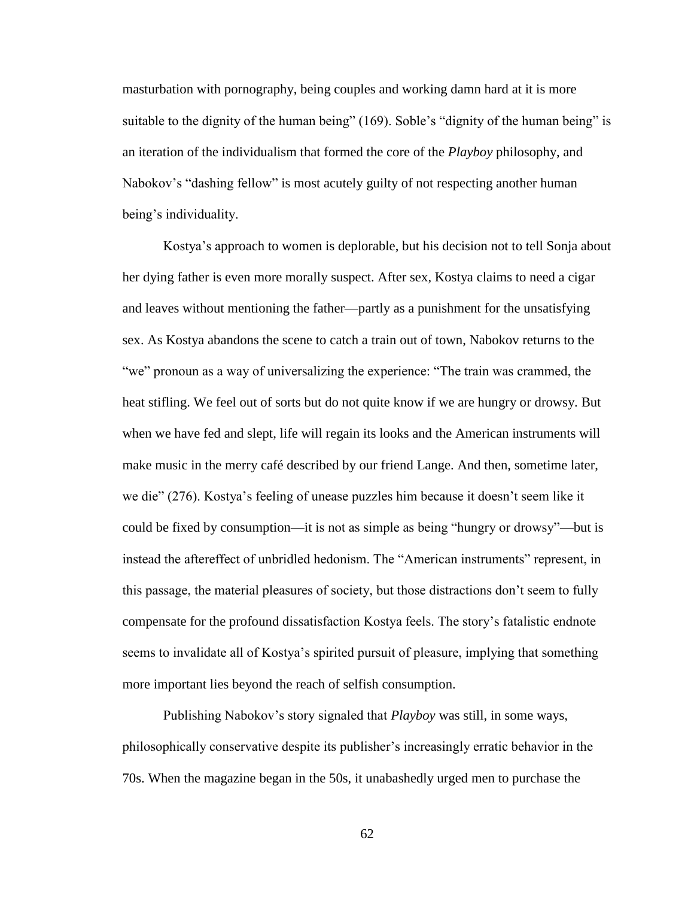masturbation with pornography, being couples and working damn hard at it is more suitable to the dignity of the human being" (169). Soble's "dignity of the human being" is an iteration of the individualism that formed the core of the *Playboy* philosophy, and Nabokov's "dashing fellow" is most acutely guilty of not respecting another human being's individuality.

Kostya's approach to women is deplorable, but his decision not to tell Sonja about her dying father is even more morally suspect. After sex, Kostya claims to need a cigar and leaves without mentioning the father—partly as a punishment for the unsatisfying sex. As Kostya abandons the scene to catch a train out of town, Nabokov returns to the "we" pronoun as a way of universalizing the experience: "The train was crammed, the heat stifling. We feel out of sorts but do not quite know if we are hungry or drowsy. But when we have fed and slept, life will regain its looks and the American instruments will make music in the merry café described by our friend Lange. And then, sometime later, we die" (276). Kostya's feeling of unease puzzles him because it doesn't seem like it could be fixed by consumption—it is not as simple as being "hungry or drowsy"—but is instead the aftereffect of unbridled hedonism. The "American instruments" represent, in this passage, the material pleasures of society, but those distractions don't seem to fully compensate for the profound dissatisfaction Kostya feels. The story's fatalistic endnote seems to invalidate all of Kostya's spirited pursuit of pleasure, implying that something more important lies beyond the reach of selfish consumption.

Publishing Nabokov's story signaled that *Playboy* was still, in some ways, philosophically conservative despite its publisher's increasingly erratic behavior in the 70s. When the magazine began in the 50s, it unabashedly urged men to purchase the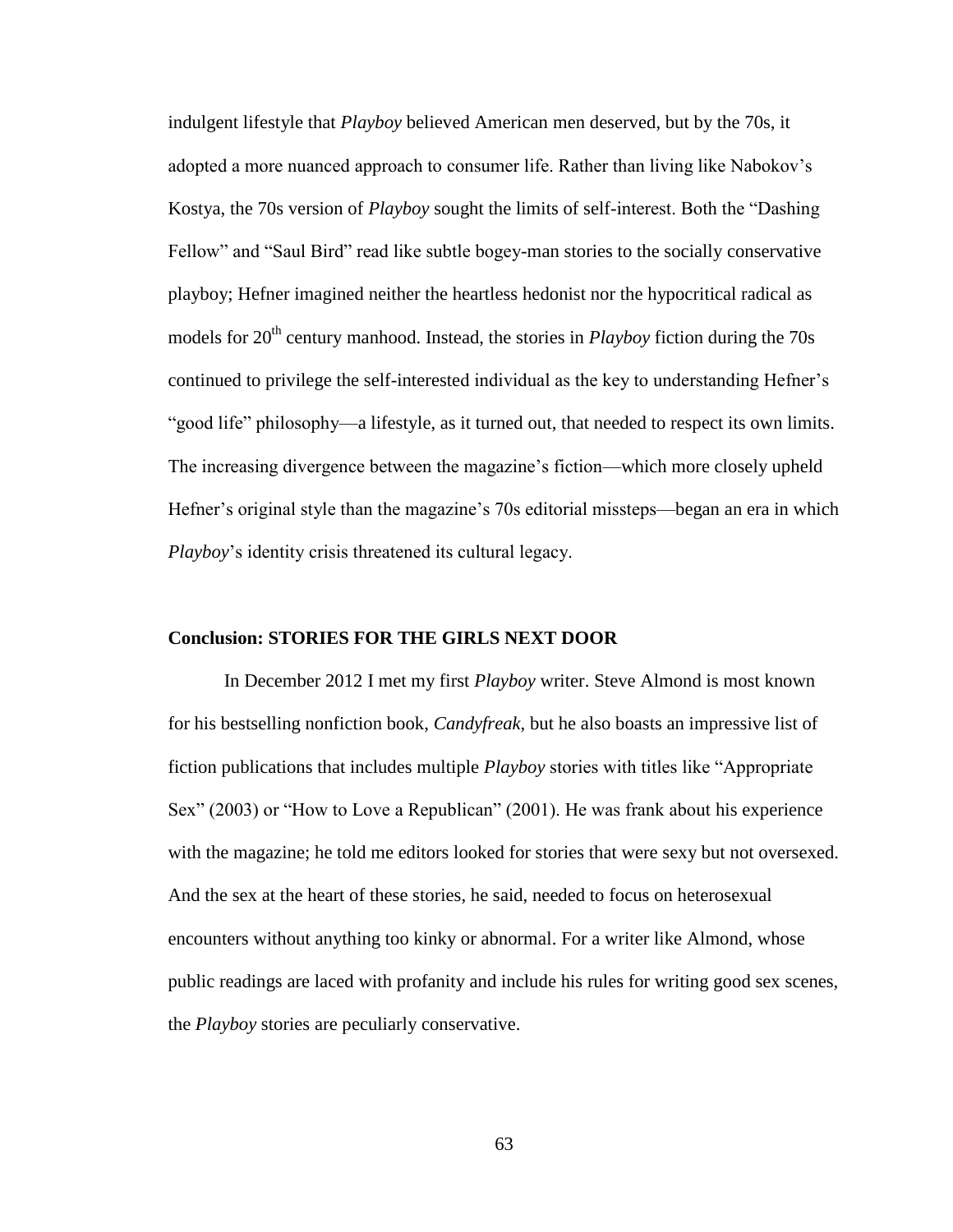indulgent lifestyle that *Playboy* believed American men deserved, but by the 70s, it adopted a more nuanced approach to consumer life. Rather than living like Nabokov's Kostya, the 70s version of *Playboy* sought the limits of self-interest. Both the "Dashing Fellow" and "Saul Bird" read like subtle bogey-man stories to the socially conservative playboy; Hefner imagined neither the heartless hedonist nor the hypocritical radical as models for 20th century manhood. Instead, the stories in *Playboy* fiction during the 70s continued to privilege the self-interested individual as the key to understanding Hefner's "good life" philosophy—a lifestyle, as it turned out, that needed to respect its own limits. The increasing divergence between the magazine's fiction—which more closely upheld Hefner's original style than the magazine's 70s editorial missteps—began an era in which *Playboy*'s identity crisis threatened its cultural legacy.

## Conclusion: STORIES FOR THE GIRLS NEXT DOOR

In December 2012 I met my first *Playboy* writer. Steve Almond is most known for his bestselling nonfiction book, *Candyfreak,* but he also boasts an impressive list of fiction publications that includes multiple *Playboy* stories with titles like "Appropriate Sex" (2003) or "How to Love a Republican" (2001). He was frank about his experience with the magazine; he told me editors looked for stories that were sexy but not oversexed. And the sex at the heart of these stories, he said, needed to focus on heterosexual encounters without anything too kinky or abnormal. For a writer like Almond, whose public readings are laced with profanity and include his rules for writing good sex scenes, the *Playboy* stories are peculiarly conservative.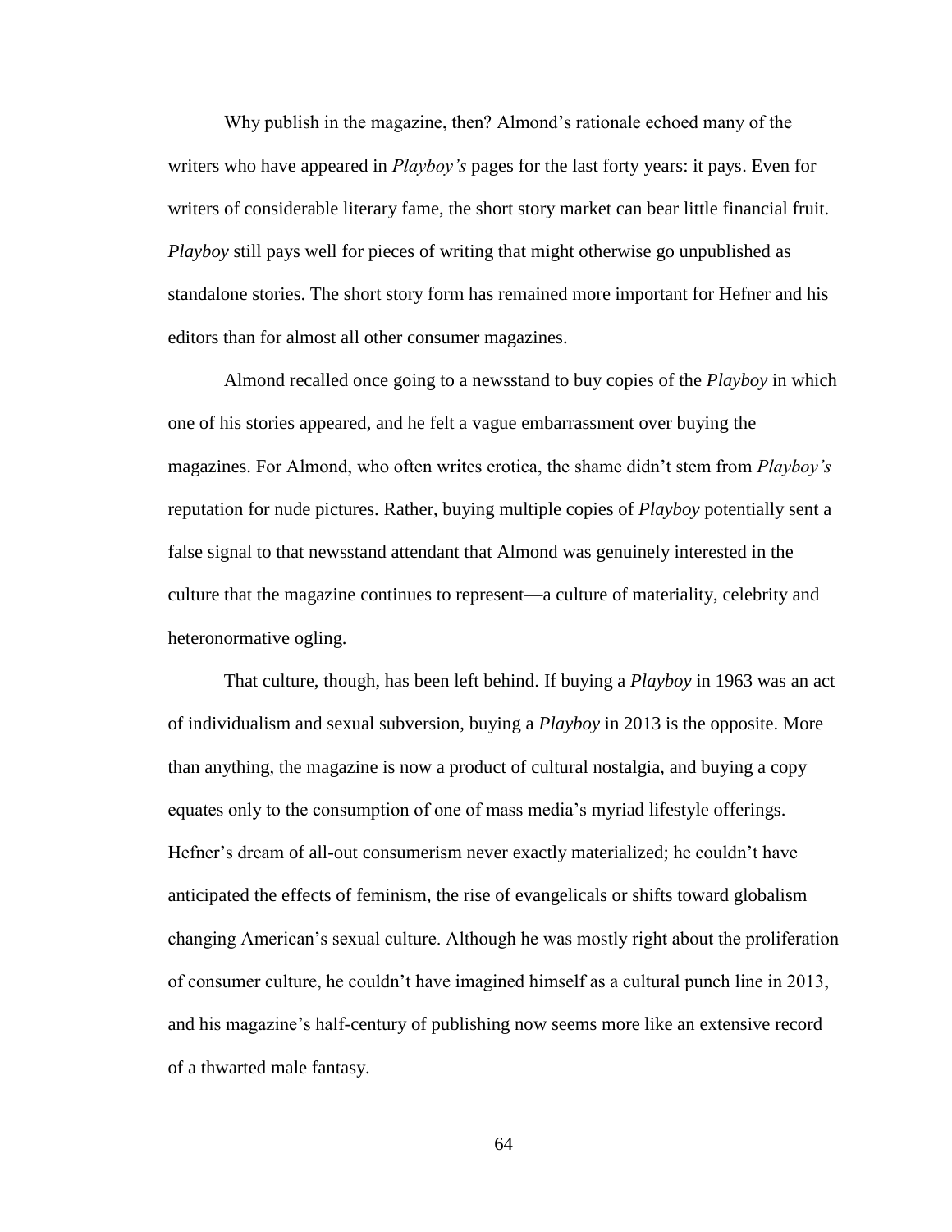Why publish in the magazine, then? Almond's rationale echoed many of the writers who have appeared in *Playboy's* pages for the last forty years: it pays. Even for writers of considerable literary fame, the short story market can bear little financial fruit. *Playboy* still pays well for pieces of writing that might otherwise go unpublished as standalone stories. The short story form has remained more important for Hefner and his editors than for almost all other consumer magazines.

Almond recalled once going to a newsstand to buy copies of the *Playboy* in which one of his stories appeared, and he felt a vague embarrassment over buying the magazines. For Almond, who often writes erotica, the shame didn't stem from *Playboy's* reputation for nude pictures. Rather, buying multiple copies of *Playboy* potentially sent a false signal to that newsstand attendant that Almond was genuinely interested in the culture that the magazine continues to represent—a culture of materiality, celebrity and heteronormative ogling.

That culture, though, has been left behind. If buying a *Playboy* in 1963 was an act of individualism and sexual subversion, buying a *Playboy* in 2013 is the opposite. More than anything, the magazine is now a product of cultural nostalgia, and buying a copy equates only to the consumption of one of mass media's myriad lifestyle offerings. Hefner's dream of all-out consumerism never exactly materialized; he couldn't have anticipated the effects of feminism, the rise of evangelicals or shifts toward globalism changing American's sexual culture. Although he was mostly right about the proliferation of consumer culture, he couldn't have imagined himself as a cultural punch line in 2013, and his magazine's half-century of publishing now seems more like an extensive record of a thwarted male fantasy.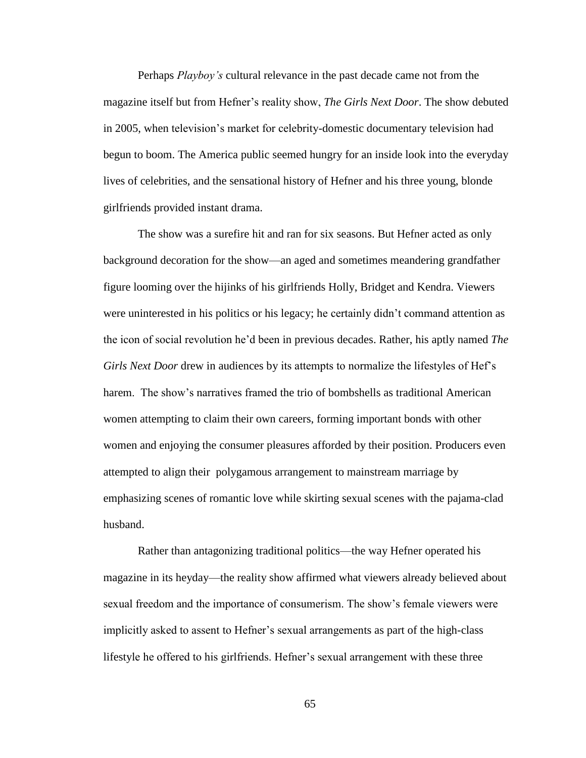Perhaps *Playboy's* cultural relevance in the past decade came not from the magazine itself but from Hefner's reality show, *The Girls Next Door*. The show debuted in 2005, when television's market for celebrity-domestic documentary television had begun to boom. The America public seemed hungry for an inside look into the everyday lives of celebrities, and the sensational history of Hefner and his three young, blonde girlfriends provided instant drama.

The show was a surefire hit and ran for six seasons. But Hefner acted as only background decoration for the show—an aged and sometimes meandering grandfather figure looming over the hijinks of his girlfriends Holly, Bridget and Kendra. Viewers were uninterested in his politics or his legacy; he certainly didn't command attention as the icon of social revolution he'd been in previous decades. Rather, his aptly named *The Girls Next Door* drew in audiences by its attempts to normalize the lifestyles of Hef's harem. The show's narratives framed the trio of bombshells as traditional American women attempting to claim their own careers, forming important bonds with other women and enjoying the consumer pleasures afforded by their position. Producers even attempted to align their polygamous arrangement to mainstream marriage by emphasizing scenes of romantic love while skirting sexual scenes with the pajama-clad husband.

Rather than antagonizing traditional politics—the way Hefner operated his magazine in its heyday—the reality show affirmed what viewers already believed about sexual freedom and the importance of consumerism. The show's female viewers were implicitly asked to assent to Hefner's sexual arrangements as part of the high-class lifestyle he offered to his girlfriends. Hefner's sexual arrangement with these three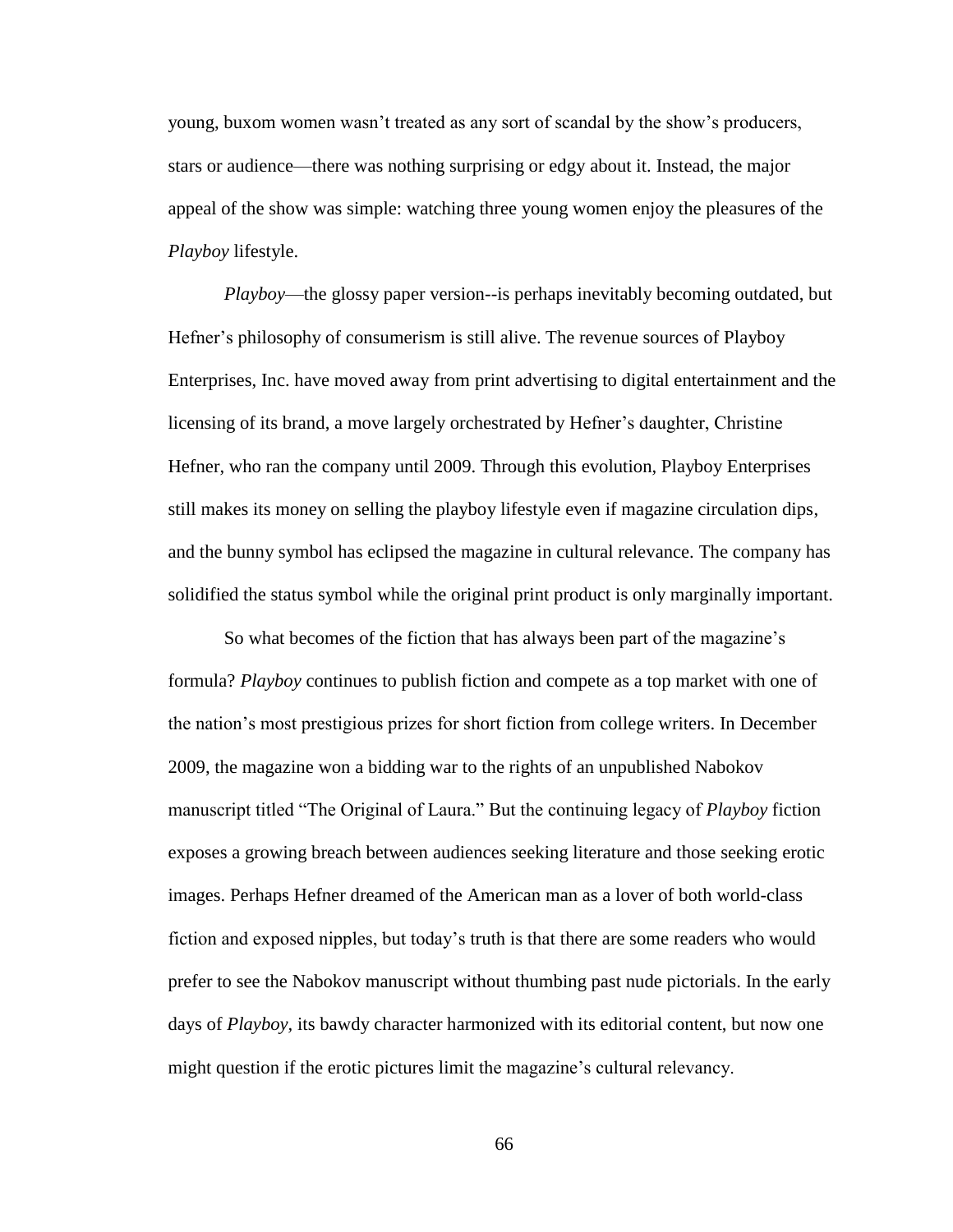young, buxom women wasn't treated as any sort of scandal by the show's producers, stars or audience—there was nothing surprising or edgy about it. Instead, the major appeal of the show was simple: watching three young women enjoy the pleasures of the *Playboy* lifestyle.

*Playboy*—the glossy paper version--is perhaps inevitably becoming outdated, but Hefner's philosophy of consumerism is still alive. The revenue sources of Playboy Enterprises, Inc. have moved away from print advertising to digital entertainment and the licensing of its brand, a move largely orchestrated by Hefner's daughter, Christine Hefner, who ran the company until 2009. Through this evolution, Playboy Enterprises still makes its money on selling the playboy lifestyle even if magazine circulation dips, and the bunny symbol has eclipsed the magazine in cultural relevance. The company has solidified the status symbol while the original print product is only marginally important.

So what becomes of the fiction that has always been part of the magazine's formula? *Playboy* continues to publish fiction and compete as a top market with one of the nation's most prestigious prizes for short fiction from college writers. In December 2009, the magazine won a bidding war to the rights of an unpublished Nabokov manuscript titled "The Original of Laura." But the continuing legacy of *Playboy* fiction exposes a growing breach between audiences seeking literature and those seeking erotic images. Perhaps Hefner dreamed of the American man as a lover of both world-class fiction and exposed nipples, but today's truth is that there are some readers who would prefer to see the Nabokov manuscript without thumbing past nude pictorials. In the early days of *Playboy*, its bawdy character harmonized with its editorial content, but now one might question if the erotic pictures limit the magazine's cultural relevancy.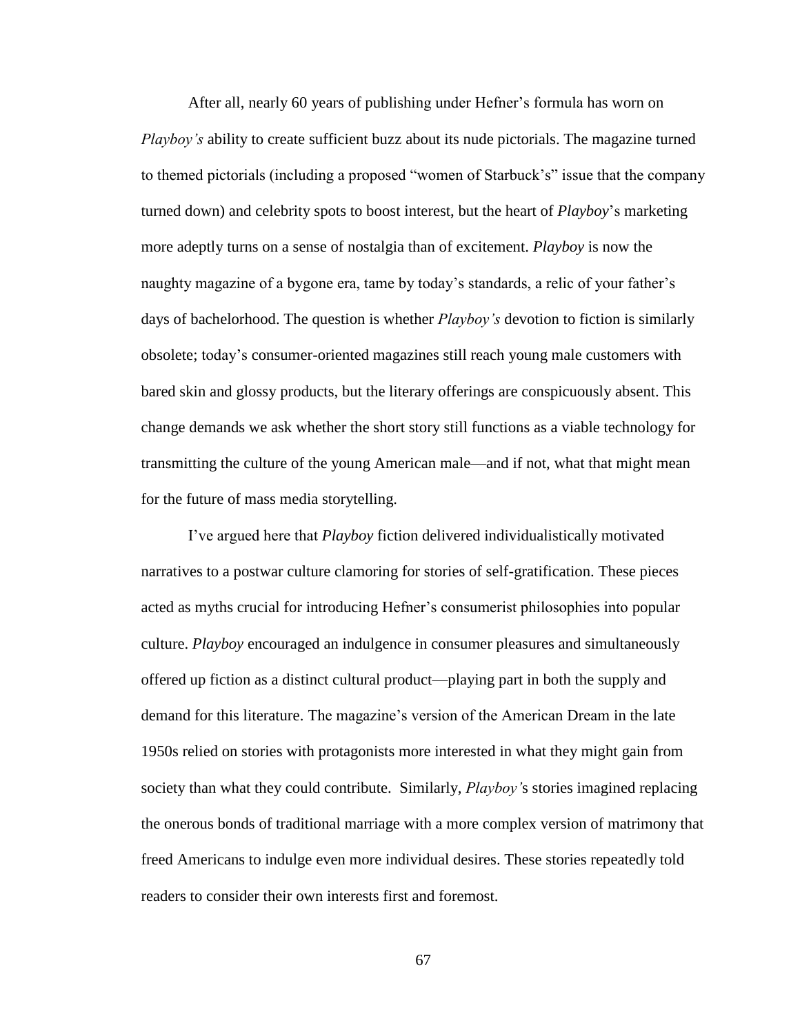After all, nearly 60 years of publishing under Hefner's formula has worn on *Playboy's* ability to create sufficient buzz about its nude pictorials. The magazine turned to themed pictorials (including a proposed "women of Starbuck's" issue that the company turned down) and celebrity spots to boost interest, but the heart of *Playboy*'s marketing more adeptly turns on a sense of nostalgia than of excitement. *Playboy* is now the naughty magazine of a bygone era, tame by today's standards, a relic of your father's days of bachelorhood. The question is whether *Playboy's* devotion to fiction is similarly obsolete; today's consumer-oriented magazines still reach young male customers with bared skin and glossy products, but the literary offerings are conspicuously absent. This change demands we ask whether the short story still functions as a viable technology for transmitting the culture of the young American male—and if not, what that might mean for the future of mass media storytelling.

I've argued here that *Playboy* fiction delivered individualistically motivated narratives to a postwar culture clamoring for stories of self-gratification. These pieces acted as myths crucial for introducing Hefner's consumerist philosophies into popular culture. *Playboy* encouraged an indulgence in consumer pleasures and simultaneously offered up fiction as a distinct cultural product—playing part in both the supply and demand for this literature. The magazine's version of the American Dream in the late 1950s relied on stories with protagonists more interested in what they might gain from society than what they could contribute. Similarly, *Playboy'*s stories imagined replacing the onerous bonds of traditional marriage with a more complex version of matrimony that freed Americans to indulge even more individual desires. These stories repeatedly told readers to consider their own interests first and foremost.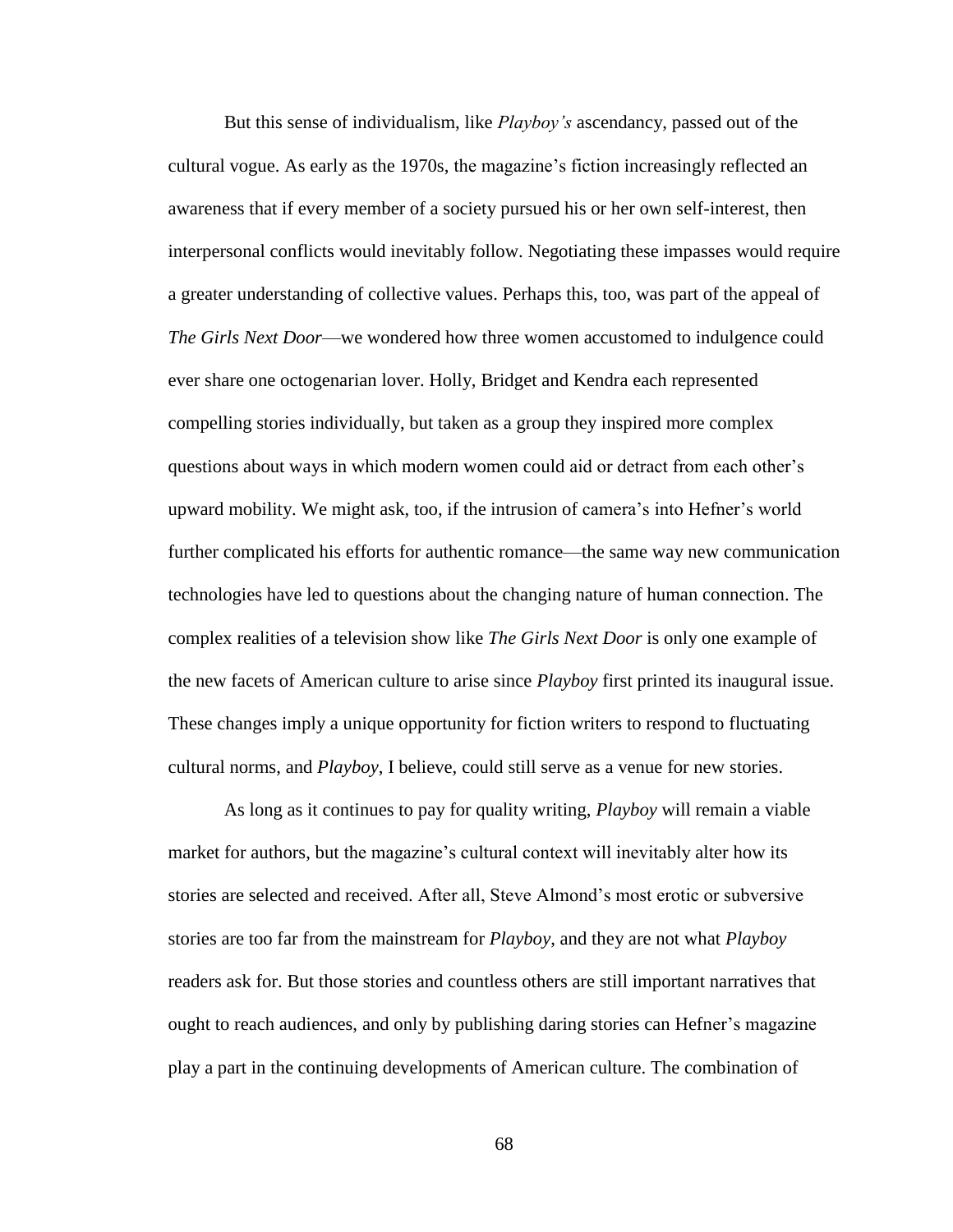But this sense of individualism, like *Playboy's* ascendancy, passed out of the cultural vogue. As early as the 1970s, the magazine's fiction increasingly reflected an awareness that if every member of a society pursued his or her own self-interest, then interpersonal conflicts would inevitably follow. Negotiating these impasses would require a greater understanding of collective values. Perhaps this, too, was part of the appeal of *The Girls Next Door*—we wondered how three women accustomed to indulgence could ever share one octogenarian lover. Holly, Bridget and Kendra each represented compelling stories individually, but taken as a group they inspired more complex questions about ways in which modern women could aid or detract from each other's upward mobility. We might ask, too, if the intrusion of camera's into Hefner's world further complicated his efforts for authentic romance—the same way new communication technologies have led to questions about the changing nature of human connection. The complex realities of a television show like *The Girls Next Door* is only one example of the new facets of American culture to arise since *Playboy* first printed its inaugural issue. These changes imply a unique opportunity for fiction writers to respond to fluctuating cultural norms, and *Playboy*, I believe, could still serve as a venue for new stories.

As long as it continues to pay for quality writing, *Playboy* will remain a viable market for authors, but the magazine's cultural context will inevitably alter how its stories are selected and received. After all, Steve Almond's most erotic or subversive stories are too far from the mainstream for *Playboy*, and they are not what *Playboy* readers ask for. But those stories and countless others are still important narratives that ought to reach audiences, and only by publishing daring stories can Hefner's magazine play a part in the continuing developments of American culture. The combination of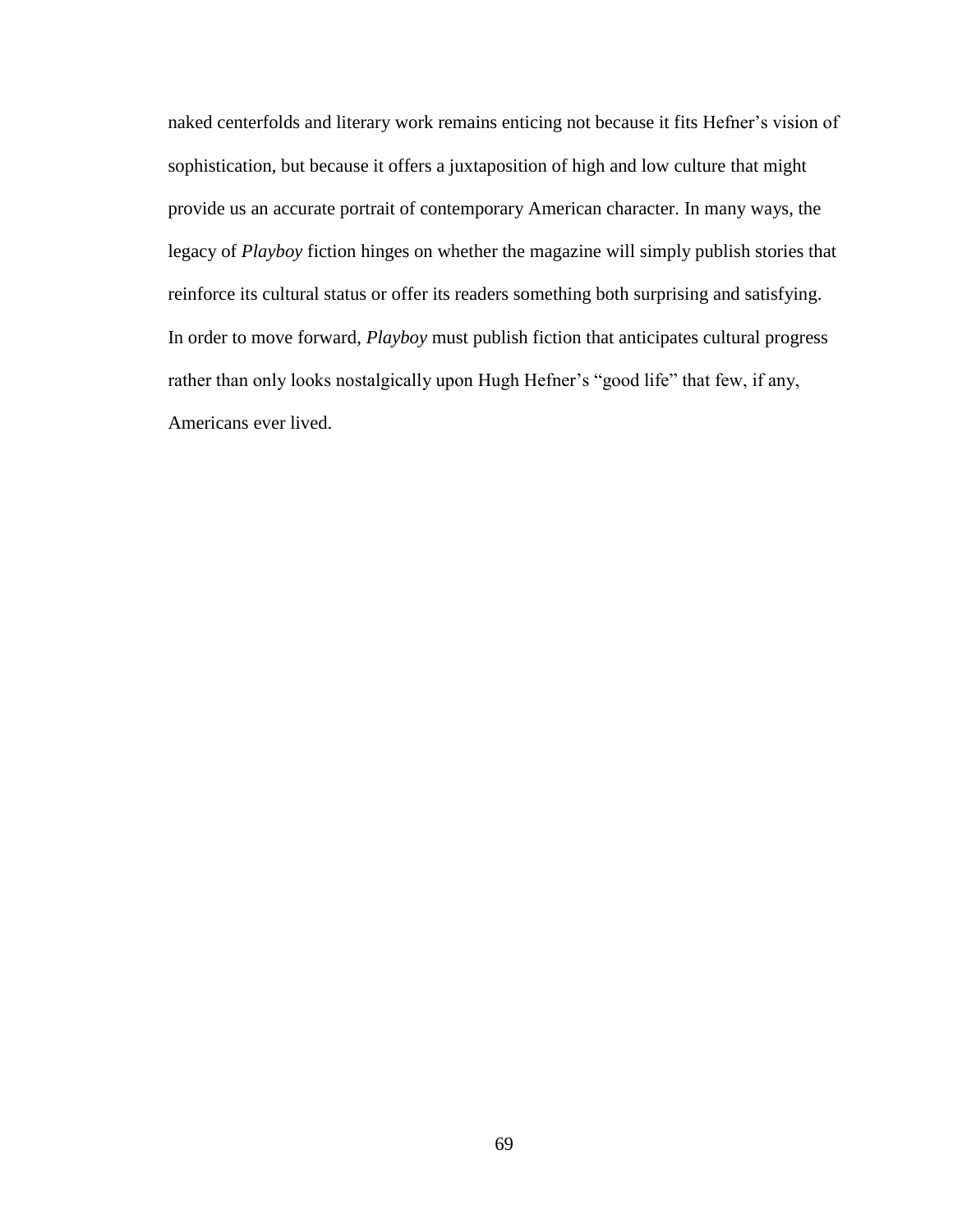naked centerfolds and literary work remains enticing not because it fits Hefner's vision of sophistication, but because it offers a juxtaposition of high and low culture that might provide us an accurate portrait of contemporary American character. In many ways, the legacy of *Playboy* fiction hinges on whether the magazine will simply publish stories that reinforce its cultural status or offer its readers something both surprising and satisfying. In order to move forward, *Playboy* must publish fiction that anticipates cultural progress rather than only looks nostalgically upon Hugh Hefner's "good life" that few, if any, Americans ever lived.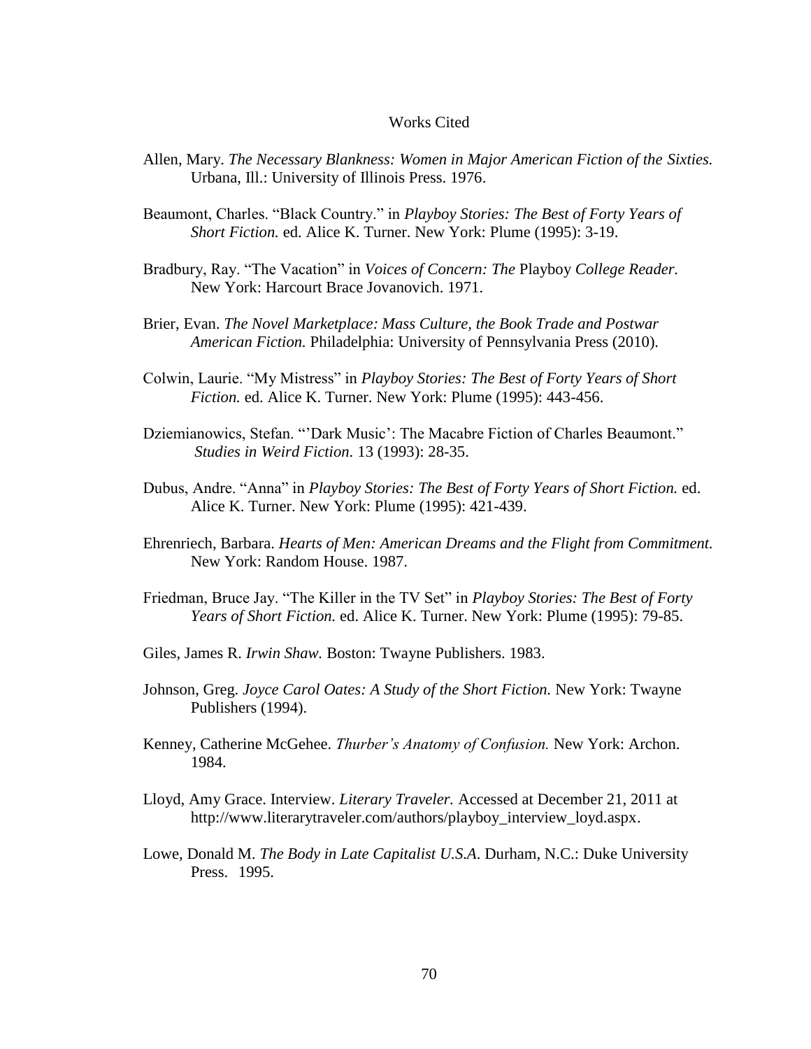# Works Cited

Allen, Mary. *The Necessary Blankness: Women in Major American Fiction of the Sixties.* Urbana, Ill.: University of Illinois Press. 1976.

Beaumont, Charles. "Black Country." in *Playboy Stories: The Best of Forty Years of Short Fiction.* ed. Alice K. Turner. New York: Plume (1995): 3-19.

Bradbury, Ray. "The Vacation" in *Voices of Concern: The* Playboy *College Reader.* New York: Harcourt Brace Jovanovich. 1971.

Brier, Evan. *The Novel Marketplace: Mass Culture, the Book Trade and Postwar American Fiction.* Philadelphia: University of Pennsylvania Press (2010).

Colwin, Laurie. "My Mistress" in *Playboy Stories: The Best of Forty Years of Short Fiction.* ed. Alice K. Turner. New York: Plume (1995): 443-456.

Dziemianowics, Stefan. "'Dark Music': The Macabre Fiction of Charles Beaumont." *Studies in Weird Fiction.* 13 (1993): 28-35.

Dubus, Andre. "Anna" in *Playboy Stories: The Best of Forty Years of Short Fiction.* ed. Alice K. Turner. New York: Plume (1995): 421-439.

Ehrenriech, Barbara. *Hearts of Men: American Dreams and the Flight from Commitment.* New York: Random House. 1987.

Friedman, Bruce Jay. "The Killer in the TV Set" in *Playboy Stories: The Best of Forty Years of Short Fiction.* ed. Alice K. Turner. New York: Plume (1995): 79-85.

Giles, James R. *Irwin Shaw.* Boston: Twayne Publishers. 1983.

Johnson, Greg. *Joyce Carol Oates: A Study of the Short Fiction.* New York: Twayne Publishers (1994).

Kenney, Catherine McGehee. *Thurber's Anatomy of Confusion.* New York: Archon. 1984.

Lloyd, Amy Grace. Interview. *Literary Traveler.* Accessed at December 21, 2011 at http://www.literarytraveler.com/authors/playboy_interview_loyd.aspx.

Lowe, Donald M. *The Body in Late Capitalist U.S.A.* Durham, N.C.: Duke University Press. 1995.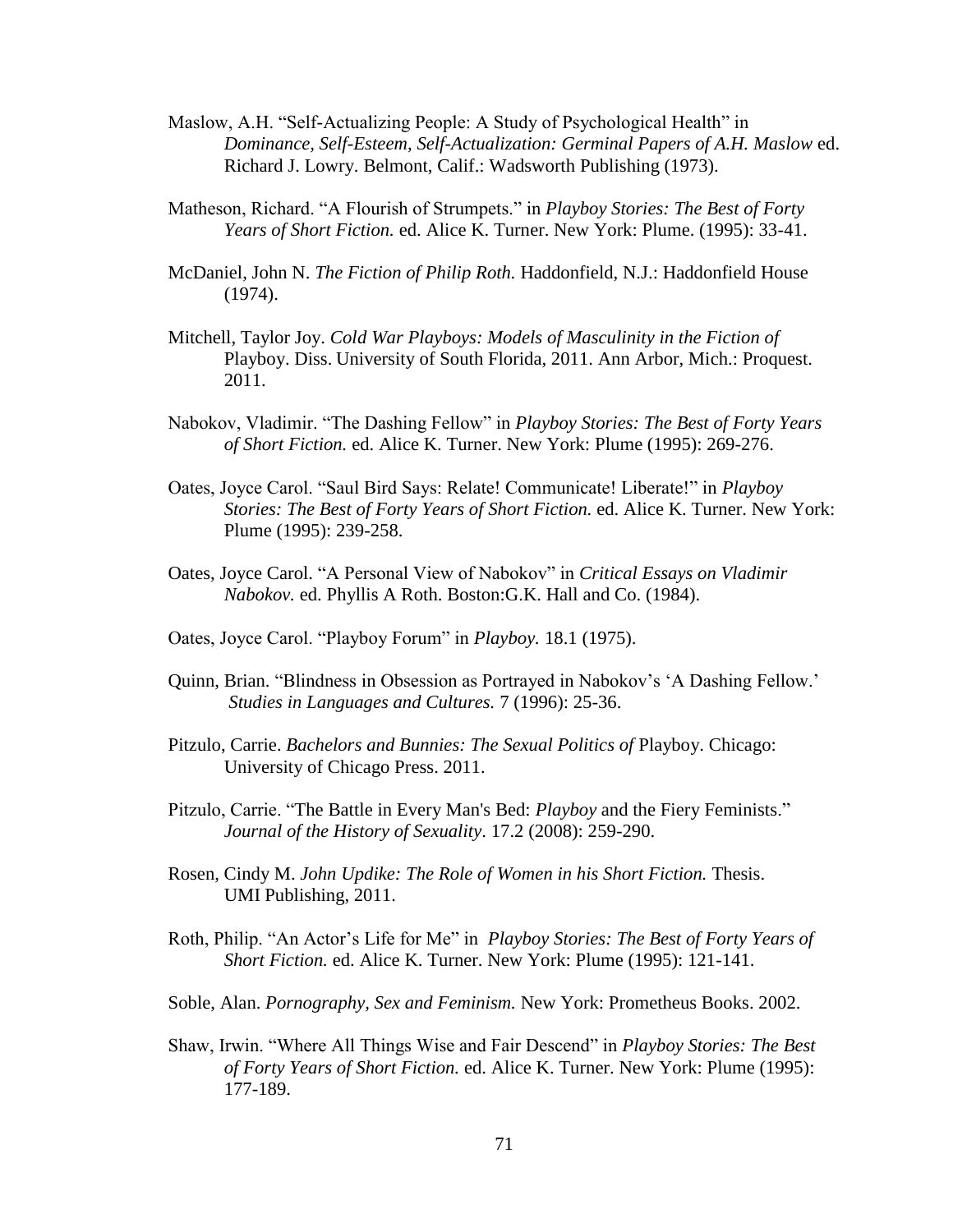Maslow, A.H. "Self-Actualizing People: A Study of Psychological Health" in *Dominance, Self-Esteem, Self-Actualization: Germinal Papers of A.H. Maslow* ed. Richard J. Lowry. Belmont, Calif.: Wadsworth Publishing (1973).

Matheson, Richard. "A Flourish of Strumpets." in *Playboy Stories: The Best of Forty Years of Short Fiction.* ed. Alice K. Turner. New York: Plume. (1995): 33-41.

McDaniel, John N. *The Fiction of Philip Roth.* Haddonfield, N.J.: Haddonfield House (1974).

Mitchell, Taylor Joy. *Cold War Playboys: Models of Masculinity in the Fiction of* Playboy. Diss. University of South Florida, 2011. Ann Arbor, Mich.: Proquest. 2011.

Nabokov, Vladimir. "The Dashing Fellow" in *Playboy Stories: The Best of Forty Years of Short Fiction.* ed. Alice K. Turner. New York: Plume (1995): 269-276.

Oates, Joyce Carol. "Saul Bird Says: Relate! Communicate! Liberate!" in *Playboy Stories: The Best of Forty Years of Short Fiction.* ed. Alice K. Turner. New York: Plume (1995): 239-258.

Oates, Joyce Carol. "A Personal View of Nabokov" in *Critical Essays on Vladimir Nabokov.* ed. Phyllis A Roth. Boston:G.K. Hall and Co. (1984).

Oates, Joyce Carol. "Playboy Forum" in *Playboy.* 18.1 (1975).

Quinn, Brian. "Blindness in Obsession as Portrayed in Nabokov's 'A Dashing Fellow.' *Studies in Languages and Cultures.* 7 (1996): 25-36.

Pitzulo, Carrie. *Bachelors and Bunnies: The Sexual Politics of* Playboy. Chicago: University of Chicago Press. 2011.

Pitzulo, Carrie. "The Battle in Every Man's Bed: *Playboy* and the Fiery Feminists." *Journal of the History of Sexuality*. 17.2 (2008): 259-290.

Rosen, Cindy M. *John Updike: The Role of Women in his Short Fiction.* Thesis. UMI Publishing, 2011.

Roth, Philip. "An Actor's Life for Me" in *Playboy Stories: The Best of Forty Years of Short Fiction.* ed. Alice K. Turner. New York: Plume (1995): 121-141.

Soble, Alan. *Pornography, Sex and Feminism.* New York: Prometheus Books. 2002.

Shaw, Irwin. "Where All Things Wise and Fair Descend" in *Playboy Stories: The Best of Forty Years of Short Fiction.* ed. Alice K. Turner. New York: Plume (1995): 177-189.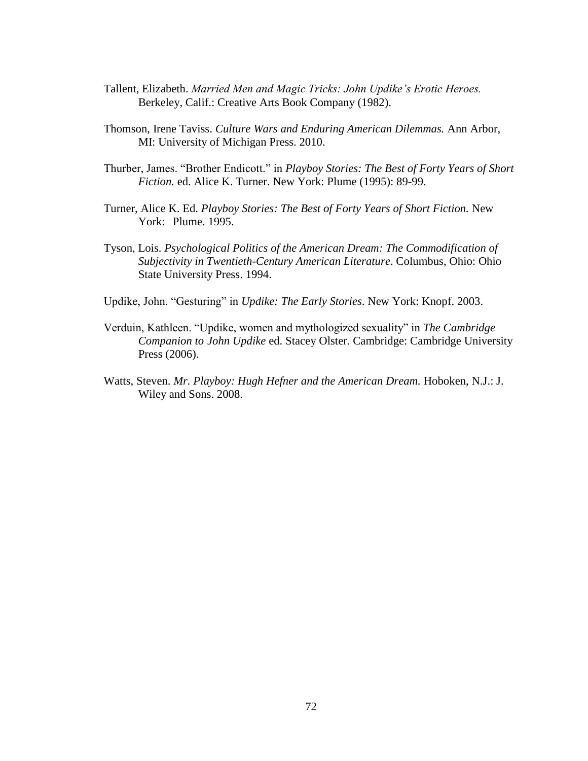Tallent, Elizabeth. *Married Men and Magic Tricks: John Updike's Erotic Heroes.* Berkeley, Calif.: Creative Arts Book Company (1982).

Thomson, Irene Taviss. *Culture Wars and Enduring American Dilemmas.* Ann Arbor, MI: University of Michigan Press. 2010.

Thurber, James. "Brother Endicott." in *Playboy Stories: The Best of Forty Years of Short Fiction.* ed. Alice K. Turner. New York: Plume (1995): 89-99.

Turner, Alice K. Ed. *Playboy Stories: The Best of Forty Years of Short Fiction.* New York: Plume. 1995.

Tyson, Lois. *Psychological Politics of the American Dream: The Commodification of Subjectivity in Twentieth-Century American Literature*. Columbus, Ohio: Ohio State University Press. 1994.

Updike, John. "Gesturing" in *Updike: The Early Stories*. New York: Knopf. 2003.

Verduin, Kathleen. "Updike, women and mythologized sexuality" in *The Cambridge Companion to John Updike* ed. Stacey Olster. Cambridge: Cambridge University Press (2006).

Watts, Steven. *Mr. Playboy: Hugh Hefner and the American Dream.* Hoboken, N.J.: J. Wiley and Sons. 2008.